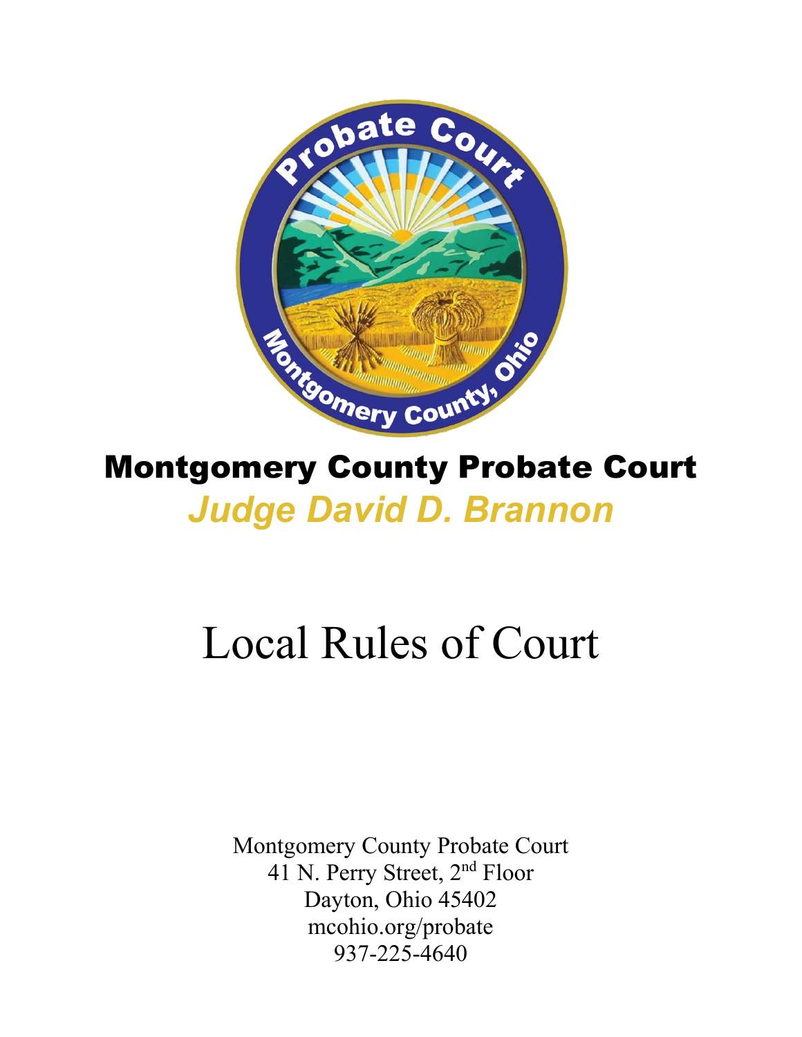# Montgomery County Probate Court

## *Judge David D. Brannon*

# Local Rules of Court

Montgomery County Probate Court
41 N. Perry Street, 2nd Floor
Dayton, Ohio 45402
mcohio.org/probate
937-225-4640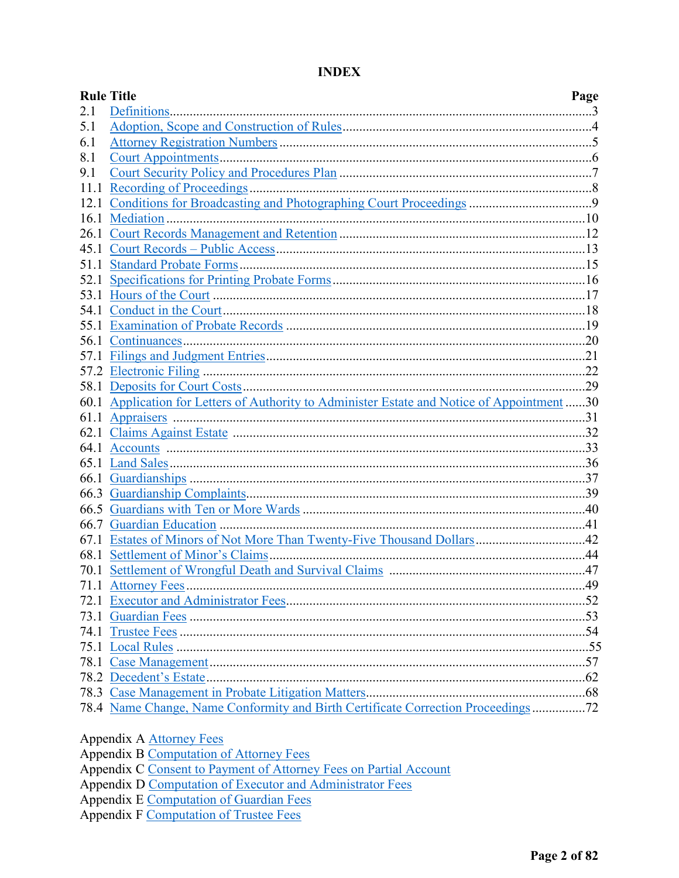# INDEX

| Rule | Title | Page |
|---|---|---|
| 2.1 | Definitions | 3 |
| 5.1 | Adoption, Scope and Construction of Rules | 4 |
| 6.1 | Attorney Registration Numbers | 5 |
| 8.1 | Court Appointments | 6 |
| 9.1 | Court Security Policy and Procedures Plan | 7 |
| 11.1 | Recording of Proceedings | 8 |
| 12.1 | Conditions for Broadcasting and Photographing Court Proceedings | 9 |
| 16.1 | Mediation | 10 |
| 26.1 | Court Records Management and Retention | 12 |
| 45.1 | Court Records – Public Access | 13 |
| 51.1 | Standard Probate Forms | 15 |
| 52.1 | Specifications for Printing Probate Forms | 16 |
| 53.1 | Hours of the Court | 17 |
| 54.1 | Conduct in the Court | 18 |
| 55.1 | Examination of Probate Records | 19 |
| 56.1 | Continuances | 20 |
| 57.1 | Filings and Judgment Entries | 21 |
| 57.2 | Electronic Filing | 22 |
| 58.1 | Deposits for Court Costs | 29 |
| 60.1 | Application for Letters of Authority to Administer Estate and Notice of Appointment | 30 |
| 61.1 | Appraisers | 31 |
| 62.1 | Claims Against Estate | 32 |
| 64.1 | Accounts | 33 |
| 65.1 | Land Sales | 36 |
| 66.1 | Guardianships | 37 |
| 66.3 | Guardianship Complaints | 39 |
| 66.5 | Guardians with Ten or More Wards | 40 |
| 66.7 | Guardian Education | 41 |
| 67.1 | Estates of Minors of Not More Than Twenty-Five Thousand Dollars | 42 |
| 68.1 | Settlement of Minor's Claims | 44 |
| 70.1 | Settlement of Wrongful Death and Survival Claims | 47 |
| 71.1 | Attorney Fees | 49 |
| 72.1 | Executor and Administrator Fees | 52 |
| 73.1 | Guardian Fees | 53 |
| 74.1 | Trustee Fees | 54 |
| 75.1 | Local Rules | 55 |
| 78.1 | Case Management | 57 |
| 78.2 | Decedent's Estate | 62 |
| 78.3 | Case Management in Probate Litigation Matters | 68 |
| 78.4 | Name Change, Name Conformity and Birth Certificate Correction Proceedings | 72 |

Appendix A Attorney Fees
Appendix B Computation of Attorney Fees
Appendix C Consent to Payment of Attorney Fees on Partial Account
Appendix D Computation of Executor and Administrator Fees
Appendix E Computation of Guardian Fees
Appendix F Computation of Trustee Fees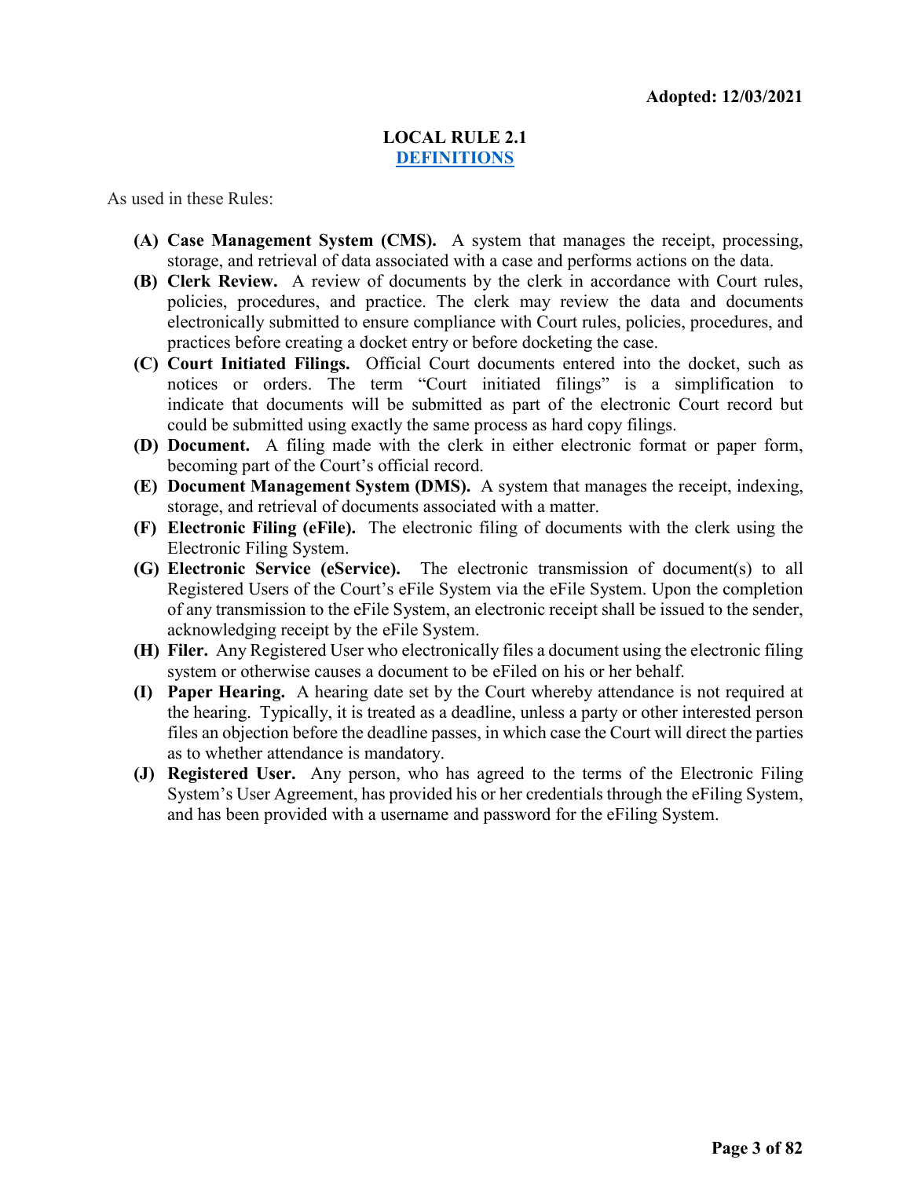**Adopted: 12/03/2021**

# LOCAL RULE 2.1
## DEFINITIONS

As used in these Rules:

- **(A) Case Management System (CMS).** A system that manages the receipt, processing, storage, and retrieval of data associated with a case and performs actions on the data.
- **(B) Clerk Review.** A review of documents by the clerk in accordance with Court rules, policies, procedures, and practice. The clerk may review the data and documents electronically submitted to ensure compliance with Court rules, policies, procedures, and practices before creating a docket entry or before docketing the case.
- **(C) Court Initiated Filings.** Official Court documents entered into the docket, such as notices or orders. The term "Court initiated filings" is a simplification to indicate that documents will be submitted as part of the electronic Court record but could be submitted using exactly the same process as hard copy filings.
- **(D) Document.** A filing made with the clerk in either electronic format or paper form, becoming part of the Court's official record.
- **(E) Document Management System (DMS).** A system that manages the receipt, indexing, storage, and retrieval of documents associated with a matter.
- **(F) Electronic Filing (eFile).** The electronic filing of documents with the clerk using the Electronic Filing System.
- **(G) Electronic Service (eService).** The electronic transmission of document(s) to all Registered Users of the Court's eFile System via the eFile System. Upon the completion of any transmission to the eFile System, an electronic receipt shall be issued to the sender, acknowledging receipt by the eFile System.
- **(H) Filer.** Any Registered User who electronically files a document using the electronic filing system or otherwise causes a document to be eFiled on his or her behalf.
- **(I) Paper Hearing.** A hearing date set by the Court whereby attendance is not required at the hearing. Typically, it is treated as a deadline, unless a party or other interested person files an objection before the deadline passes, in which case the Court will direct the parties as to whether attendance is mandatory.
- **(J) Registered User.** Any person, who has agreed to the terms of the Electronic Filing System's User Agreement, has provided his or her credentials through the eFiling System, and has been provided with a username and password for the eFiling System.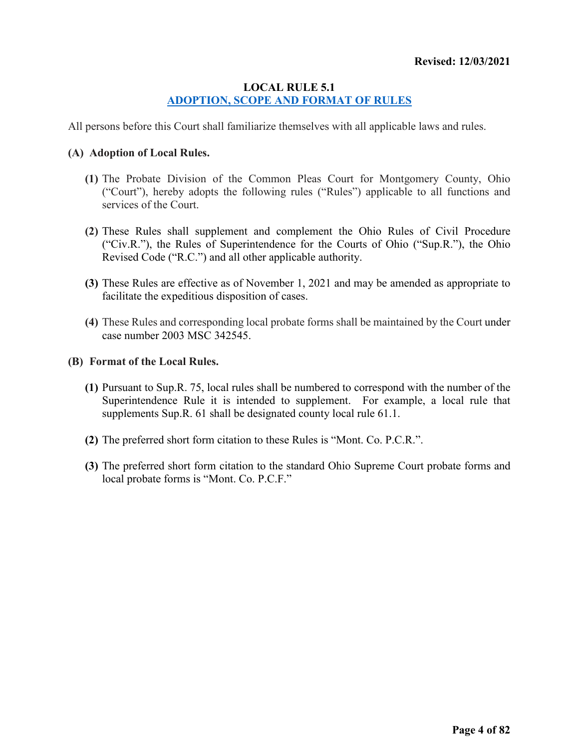**Revised: 12/03/2021**

# LOCAL RULE 5.1
## ADOPTION, SCOPE AND FORMAT OF RULES

All persons before this Court shall familiarize themselves with all applicable laws and rules.

**(A) Adoption of Local Rules.**

**(1)** The Probate Division of the Common Pleas Court for Montgomery County, Ohio ("Court"), hereby adopts the following rules ("Rules") applicable to all functions and services of the Court.

**(2)** These Rules shall supplement and complement the Ohio Rules of Civil Procedure ("Civ.R."), the Rules of Superintendence for the Courts of Ohio ("Sup.R."), the Ohio Revised Code ("R.C.") and all other applicable authority.

**(3)** These Rules are effective as of November 1, 2021 and may be amended as appropriate to facilitate the expeditious disposition of cases.

**(4)** These Rules and corresponding local probate forms shall be maintained by the Court under case number 2003 MSC 342545.

**(B) Format of the Local Rules.**

**(1)** Pursuant to Sup.R. 75, local rules shall be numbered to correspond with the number of the Superintendence Rule it is intended to supplement. For example, a local rule that supplements Sup.R. 61 shall be designated county local rule 61.1.

**(2)** The preferred short form citation to these Rules is "Mont. Co. P.C.R.".

**(3)** The preferred short form citation to the standard Ohio Supreme Court probate forms and local probate forms is "Mont. Co. P.C.F."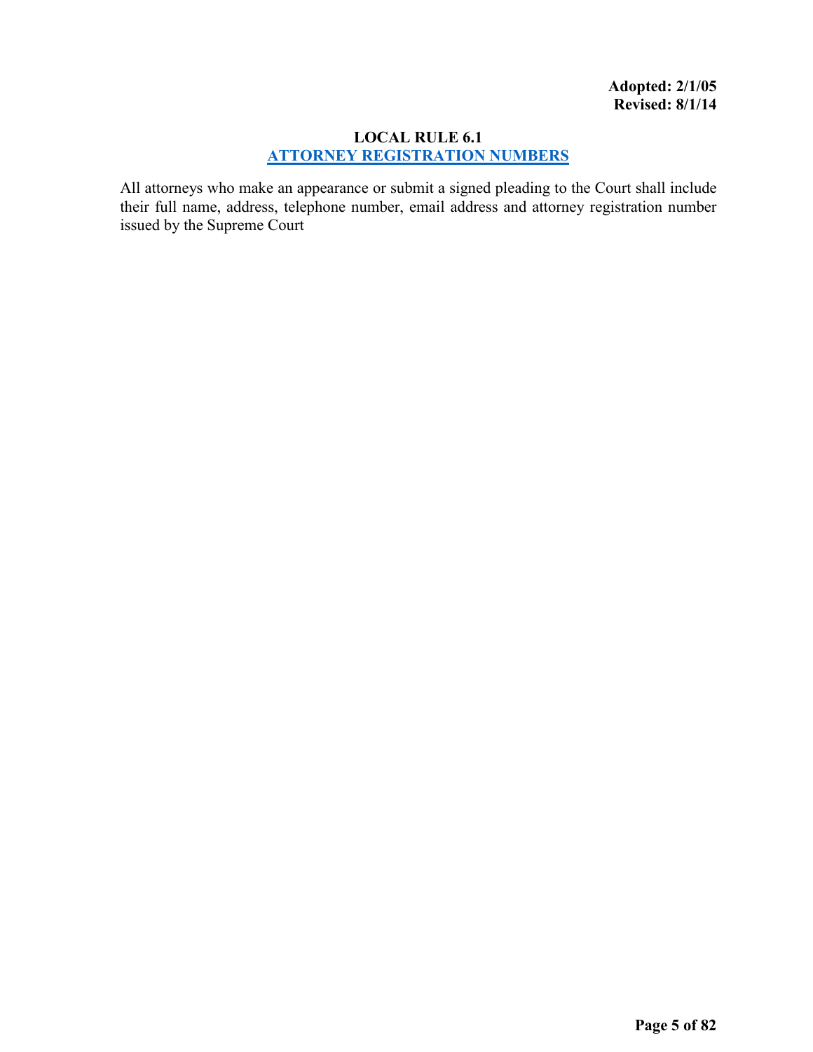**Adopted: 2/1/05**
**Revised: 8/1/14**

## LOCAL RULE 6.1
## ATTORNEY REGISTRATION NUMBERS

All attorneys who make an appearance or submit a signed pleading to the Court shall include their full name, address, telephone number, email address and attorney registration number issued by the Supreme Court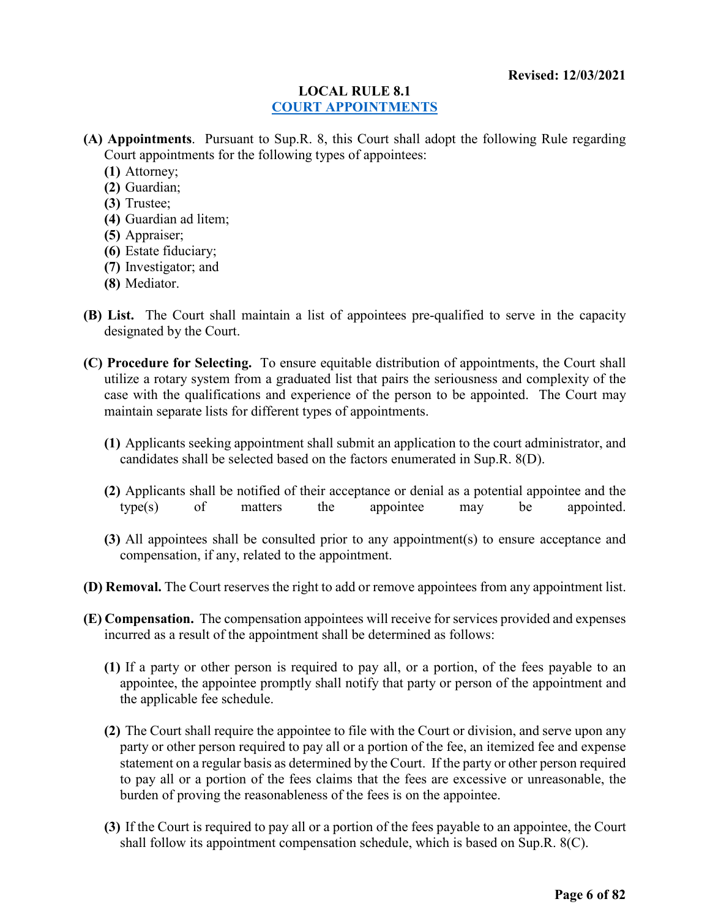**Revised: 12/03/2021**

# LOCAL RULE 8.1
## COURT APPOINTMENTS

**(A) Appointments**. Pursuant to Sup.R. 8, this Court shall adopt the following Rule regarding Court appointments for the following types of appointees:

- **(1)** Attorney;
- **(2)** Guardian;
- **(3)** Trustee;
- **(4)** Guardian ad litem;
- **(5)** Appraiser;
- **(6)** Estate fiduciary;
- **(7)** Investigator; and
- **(8)** Mediator.

**(B) List.** The Court shall maintain a list of appointees pre-qualified to serve in the capacity designated by the Court.

**(C) Procedure for Selecting.** To ensure equitable distribution of appointments, the Court shall utilize a rotary system from a graduated list that pairs the seriousness and complexity of the case with the qualifications and experience of the person to be appointed. The Court may maintain separate lists for different types of appointments.

**(1)** Applicants seeking appointment shall submit an application to the court administrator, and candidates shall be selected based on the factors enumerated in Sup.R. 8(D).

**(2)** Applicants shall be notified of their acceptance or denial as a potential appointee and the type(s) of matters the appointee may be appointed.

**(3)** All appointees shall be consulted prior to any appointment(s) to ensure acceptance and compensation, if any, related to the appointment.

**(D) Removal.** The Court reserves the right to add or remove appointees from any appointment list.

**(E) Compensation.** The compensation appointees will receive for services provided and expenses incurred as a result of the appointment shall be determined as follows:

**(1)** If a party or other person is required to pay all, or a portion, of the fees payable to an appointee, the appointee promptly shall notify that party or person of the appointment and the applicable fee schedule.

**(2)** The Court shall require the appointee to file with the Court or division, and serve upon any party or other person required to pay all or a portion of the fee, an itemized fee and expense statement on a regular basis as determined by the Court. If the party or other person required to pay all or a portion of the fees claims that the fees are excessive or unreasonable, the burden of proving the reasonableness of the fees is on the appointee.

**(3)** If the Court is required to pay all or a portion of the fees payable to an appointee, the Court shall follow its appointment compensation schedule, which is based on Sup.R. 8(C).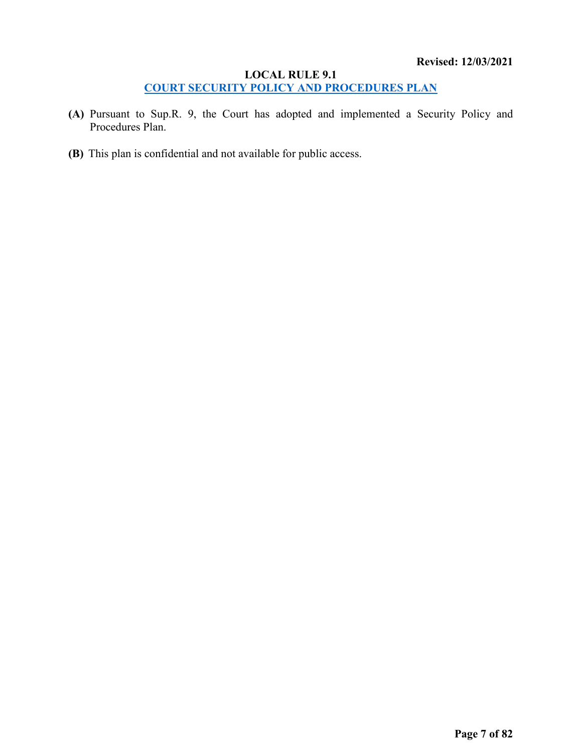**Revised: 12/03/2021**

## LOCAL RULE 9.1
## COURT SECURITY POLICY AND PROCEDURES PLAN

**(A)** Pursuant to Sup.R. 9, the Court has adopted and implemented a Security Policy and Procedures Plan.

**(B)** This plan is confidential and not available for public access.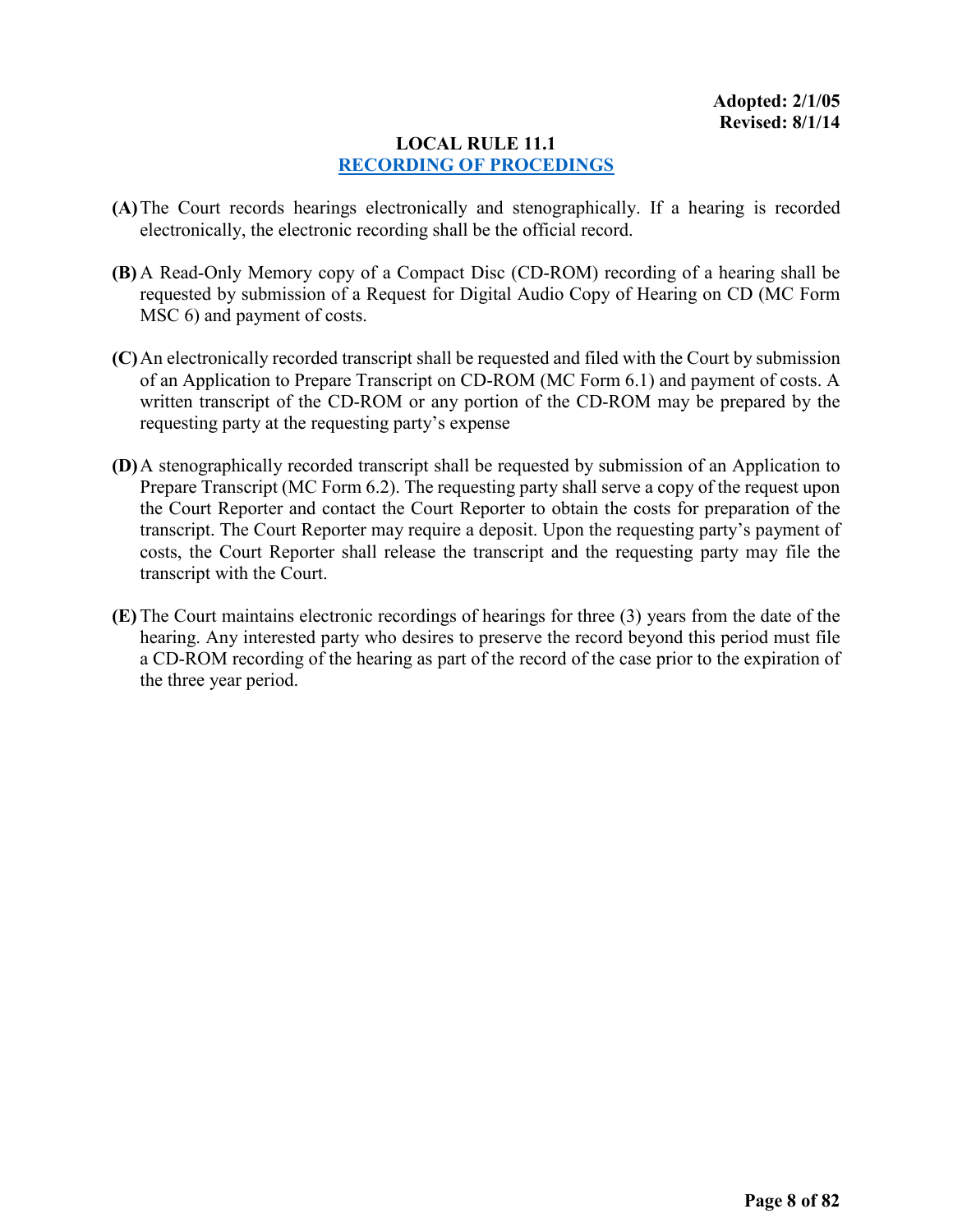**Adopted: 2/1/05**
**Revised: 8/1/14**

## LOCAL RULE 11.1
## RECORDING OF PROCEDINGS

**(A)** The Court records hearings electronically and stenographically. If a hearing is recorded electronically, the electronic recording shall be the official record.

**(B)** A Read-Only Memory copy of a Compact Disc (CD-ROM) recording of a hearing shall be requested by submission of a Request for Digital Audio Copy of Hearing on CD (MC Form MSC 6) and payment of costs.

**(C)** An electronically recorded transcript shall be requested and filed with the Court by submission of an Application to Prepare Transcript on CD-ROM (MC Form 6.1) and payment of costs. A written transcript of the CD-ROM or any portion of the CD-ROM may be prepared by the requesting party at the requesting party's expense

**(D)** A stenographically recorded transcript shall be requested by submission of an Application to Prepare Transcript (MC Form 6.2). The requesting party shall serve a copy of the request upon the Court Reporter and contact the Court Reporter to obtain the costs for preparation of the transcript. The Court Reporter may require a deposit. Upon the requesting party's payment of costs, the Court Reporter shall release the transcript and the requesting party may file the transcript with the Court.

**(E)** The Court maintains electronic recordings of hearings for three (3) years from the date of the hearing. Any interested party who desires to preserve the record beyond this period must file a CD-ROM recording of the hearing as part of the record of the case prior to the expiration of the three year period.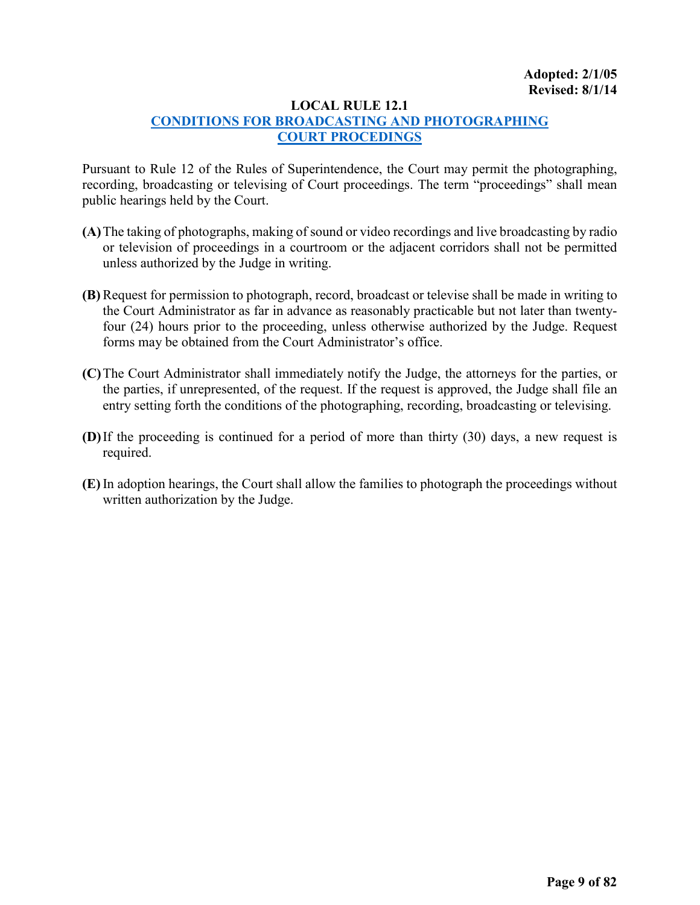**Adopted: 2/1/05**
**Revised: 8/1/14**

# LOCAL RULE 12.1

## CONDITIONS FOR BROADCASTING AND PHOTOGRAPHING COURT PROCEDINGS

Pursuant to Rule 12 of the Rules of Superintendence, the Court may permit the photographing, recording, broadcasting or televising of Court proceedings. The term "proceedings" shall mean public hearings held by the Court.

**(A)** The taking of photographs, making of sound or video recordings and live broadcasting by radio or television of proceedings in a courtroom or the adjacent corridors shall not be permitted unless authorized by the Judge in writing.

**(B)** Request for permission to photograph, record, broadcast or televise shall be made in writing to the Court Administrator as far in advance as reasonably practicable but not later than twenty-four (24) hours prior to the proceeding, unless otherwise authorized by the Judge. Request forms may be obtained from the Court Administrator's office.

**(C)** The Court Administrator shall immediately notify the Judge, the attorneys for the parties, or the parties, if unrepresented, of the request. If the request is approved, the Judge shall file an entry setting forth the conditions of the photographing, recording, broadcasting or televising.

**(D)** If the proceeding is continued for a period of more than thirty (30) days, a new request is required.

**(E)** In adoption hearings, the Court shall allow the families to photograph the proceedings without written authorization by the Judge.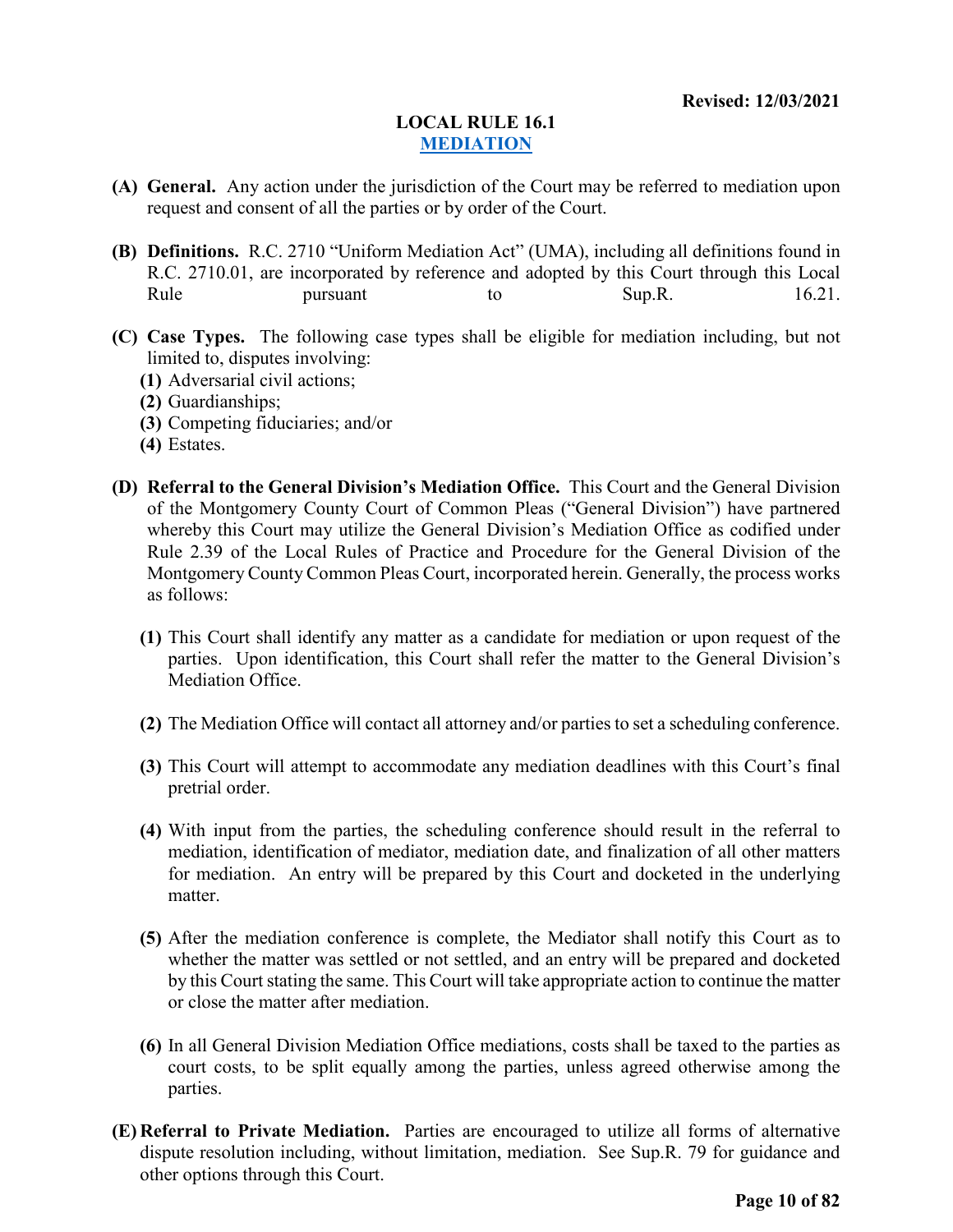**Revised: 12/03/2021**

# LOCAL RULE 16.1
## MEDIATION

**(A) General.** Any action under the jurisdiction of the Court may be referred to mediation upon request and consent of all the parties or by order of the Court.

**(B) Definitions.** R.C. 2710 "Uniform Mediation Act" (UMA), including all definitions found in R.C. 2710.01, are incorporated by reference and adopted by this Court through this Local Rule pursuant to Sup.R. 16.21.

**(C) Case Types.** The following case types shall be eligible for mediation including, but not limited to, disputes involving:

- **(1)** Adversarial civil actions;
- **(2)** Guardianships;
- **(3)** Competing fiduciaries; and/or
- **(4)** Estates.

**(D) Referral to the General Division's Mediation Office.** This Court and the General Division of the Montgomery County Court of Common Pleas ("General Division") have partnered whereby this Court may utilize the General Division's Mediation Office as codified under Rule 2.39 of the Local Rules of Practice and Procedure for the General Division of the Montgomery County Common Pleas Court, incorporated herein. Generally, the process works as follows:

- **(1)** This Court shall identify any matter as a candidate for mediation or upon request of the parties. Upon identification, this Court shall refer the matter to the General Division's Mediation Office.

- **(2)** The Mediation Office will contact all attorney and/or parties to set a scheduling conference.

- **(3)** This Court will attempt to accommodate any mediation deadlines with this Court's final pretrial order.

- **(4)** With input from the parties, the scheduling conference should result in the referral to mediation, identification of mediator, mediation date, and finalization of all other matters for mediation. An entry will be prepared by this Court and docketed in the underlying matter.

- **(5)** After the mediation conference is complete, the Mediator shall notify this Court as to whether the matter was settled or not settled, and an entry will be prepared and docketed by this Court stating the same. This Court will take appropriate action to continue the matter or close the matter after mediation.

- **(6)** In all General Division Mediation Office mediations, costs shall be taxed to the parties as court costs, to be split equally among the parties, unless agreed otherwise among the parties.

**(E) Referral to Private Mediation.** Parties are encouraged to utilize all forms of alternative dispute resolution including, without limitation, mediation. See Sup.R. 79 for guidance and other options through this Court.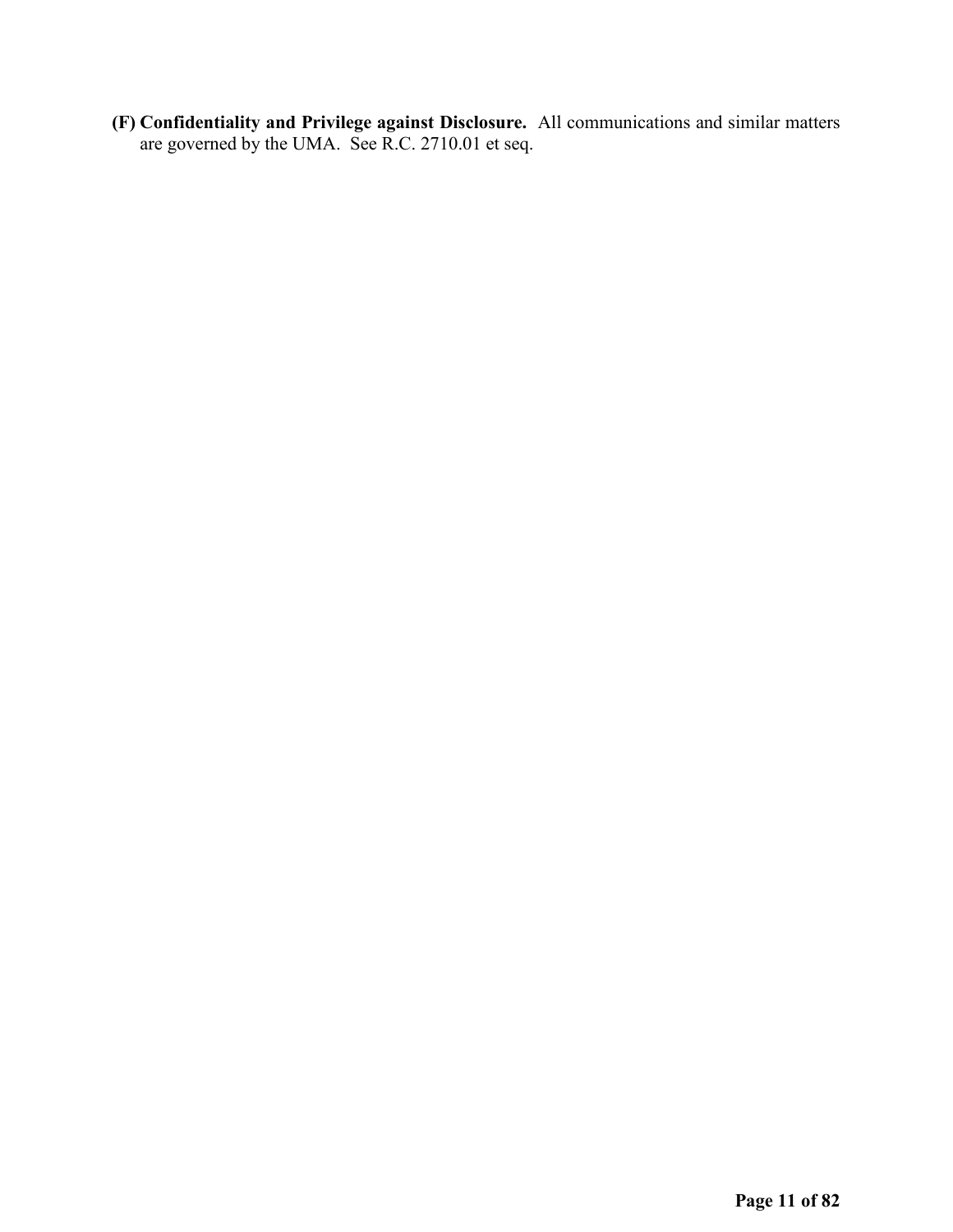**(F) Confidentiality and Privilege against Disclosure.** All communications and similar matters are governed by the UMA. See R.C. 2710.01 et seq.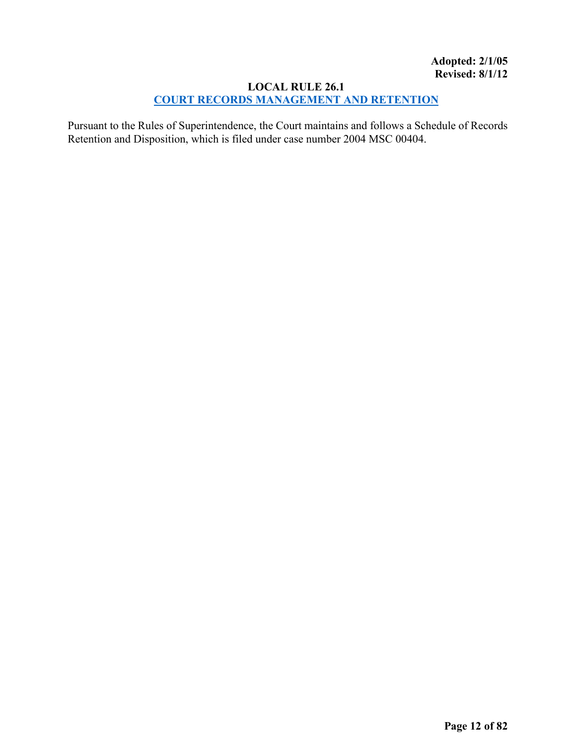**Adopted: 2/1/05**
**Revised: 8/1/12**

## LOCAL RULE 26.1
## COURT RECORDS MANAGEMENT AND RETENTION

Pursuant to the Rules of Superintendence, the Court maintains and follows a Schedule of Records Retention and Disposition, which is filed under case number 2004 MSC 00404.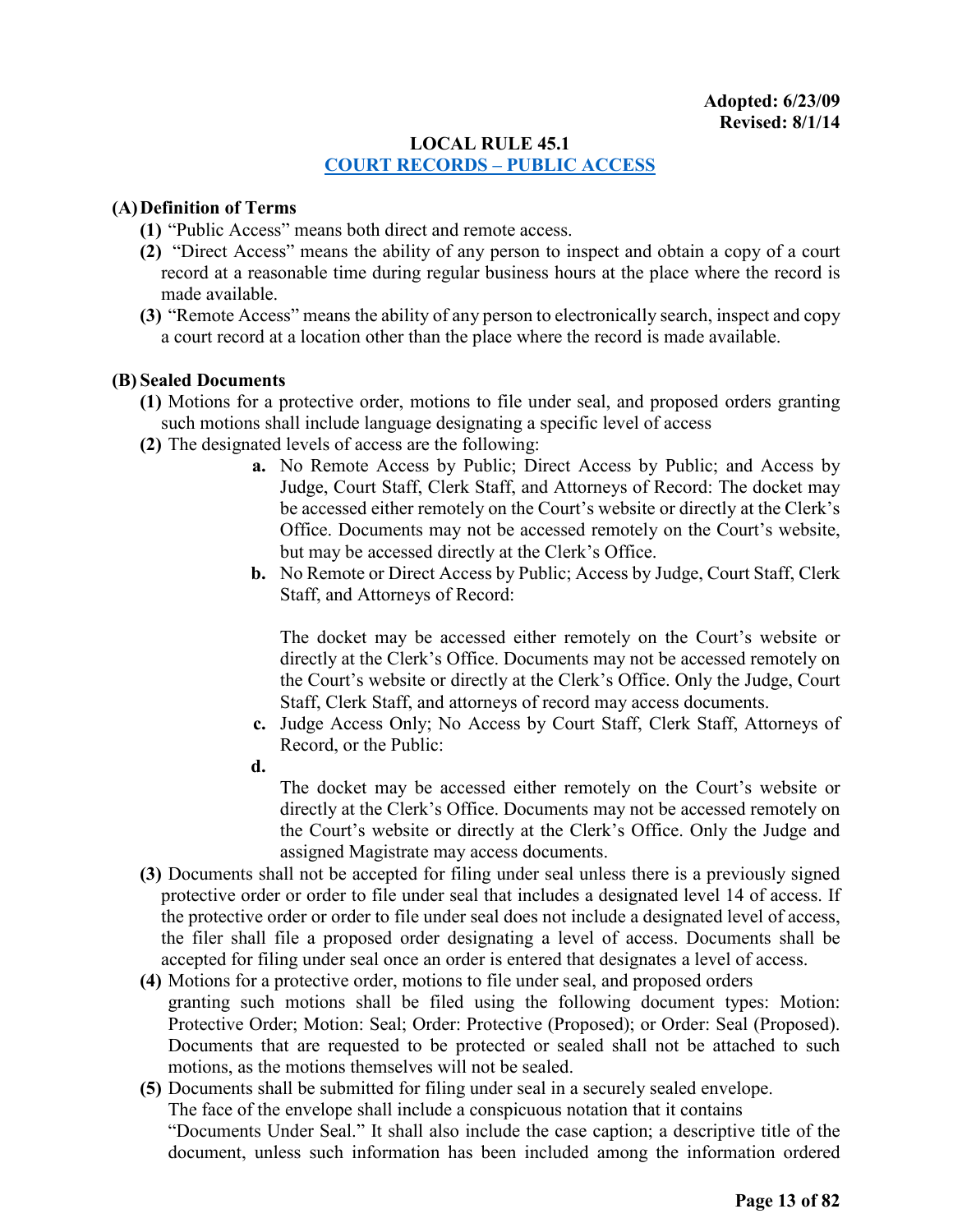**Adopted: 6/23/09**
**Revised: 8/1/14**

## LOCAL RULE 45.1
## COURT RECORDS – PUBLIC ACCESS

**(A) Definition of Terms**

**(1)** "Public Access" means both direct and remote access.

**(2)** "Direct Access" means the ability of any person to inspect and obtain a copy of a court record at a reasonable time during regular business hours at the place where the record is made available.

**(3)** "Remote Access" means the ability of any person to electronically search, inspect and copy a court record at a location other than the place where the record is made available.

**(B) Sealed Documents**

**(1)** Motions for a protective order, motions to file under seal, and proposed orders granting such motions shall include language designating a specific level of access

**(2)** The designated levels of access are the following:

**a.** No Remote Access by Public; Direct Access by Public; and Access by Judge, Court Staff, Clerk Staff, and Attorneys of Record: The docket may be accessed either remotely on the Court's website or directly at the Clerk's Office. Documents may not be accessed remotely on the Court's website, but may be accessed directly at the Clerk's Office.

**b.** No Remote or Direct Access by Public; Access by Judge, Court Staff, Clerk Staff, and Attorneys of Record:

The docket may be accessed either remotely on the Court's website or directly at the Clerk's Office. Documents may not be accessed remotely on the Court's website or directly at the Clerk's Office. Only the Judge, Court Staff, Clerk Staff, and attorneys of record may access documents.

**c.** Judge Access Only; No Access by Court Staff, Clerk Staff, Attorneys of Record, or the Public:

**d.**

The docket may be accessed either remotely on the Court's website or directly at the Clerk's Office. Documents may not be accessed remotely on the Court's website or directly at the Clerk's Office. Only the Judge and assigned Magistrate may access documents.

**(3)** Documents shall not be accepted for filing under seal unless there is a previously signed protective order or order to file under seal that includes a designated level 14 of access. If the protective order or order to file under seal does not include a designated level of access, the filer shall file a proposed order designating a level of access. Documents shall be accepted for filing under seal once an order is entered that designates a level of access.

**(4)** Motions for a protective order, motions to file under seal, and proposed orders granting such motions shall be filed using the following document types: Motion: Protective Order; Motion: Seal; Order: Protective (Proposed); or Order: Seal (Proposed). Documents that are requested to be protected or sealed shall not be attached to such motions, as the motions themselves will not be sealed.

**(5)** Documents shall be submitted for filing under seal in a securely sealed envelope. The face of the envelope shall include a conspicuous notation that it contains "Documents Under Seal." It shall also include the case caption; a descriptive title of the document, unless such information has been included among the information ordered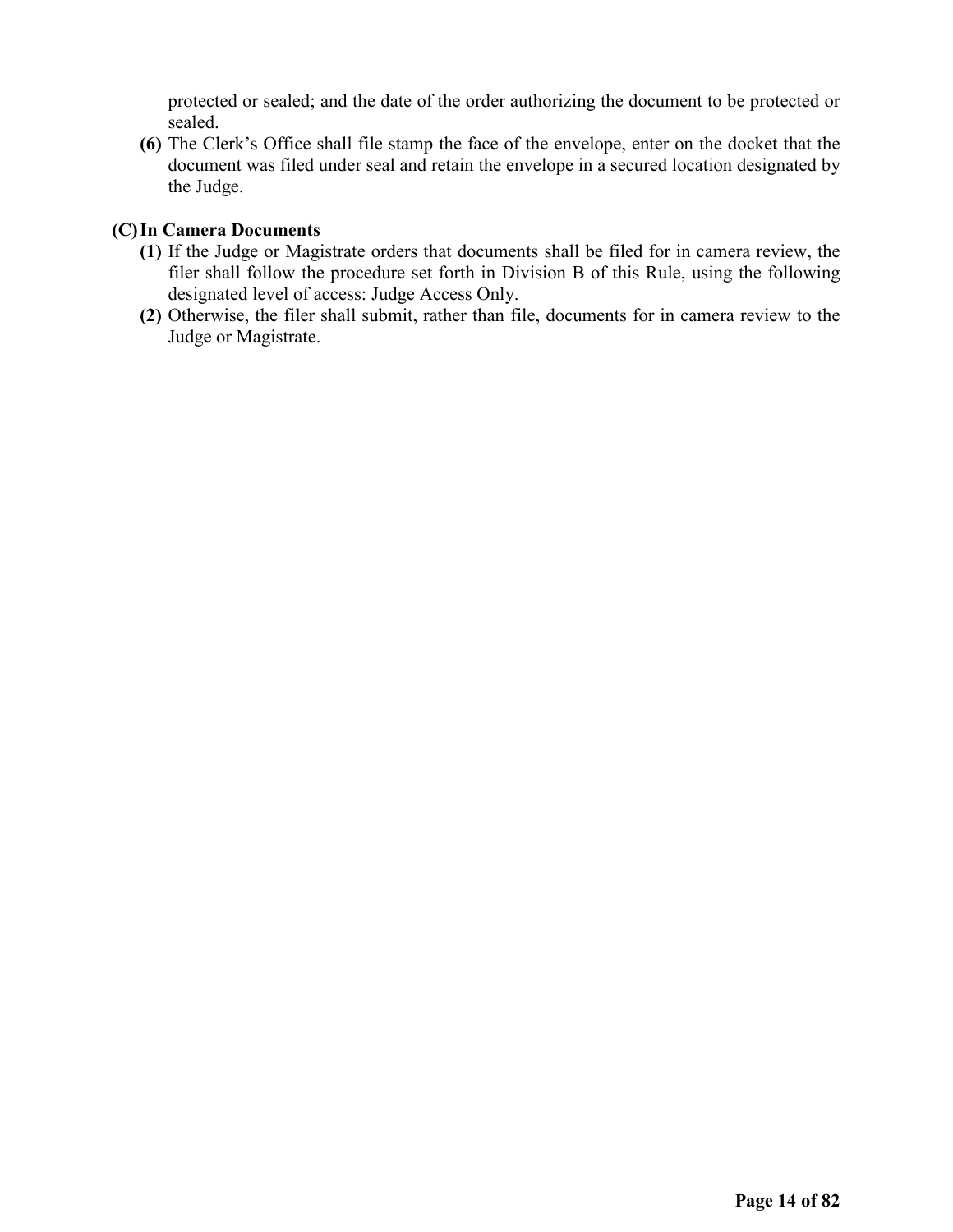protected or sealed; and the date of the order authorizing the document to be protected or sealed.

**(6)** The Clerk's Office shall file stamp the face of the envelope, enter on the docket that the document was filed under seal and retain the envelope in a secured location designated by the Judge.

**(C) In Camera Documents**

**(1)** If the Judge or Magistrate orders that documents shall be filed for in camera review, the filer shall follow the procedure set forth in Division B of this Rule, using the following designated level of access: Judge Access Only.

**(2)** Otherwise, the filer shall submit, rather than file, documents for in camera review to the Judge or Magistrate.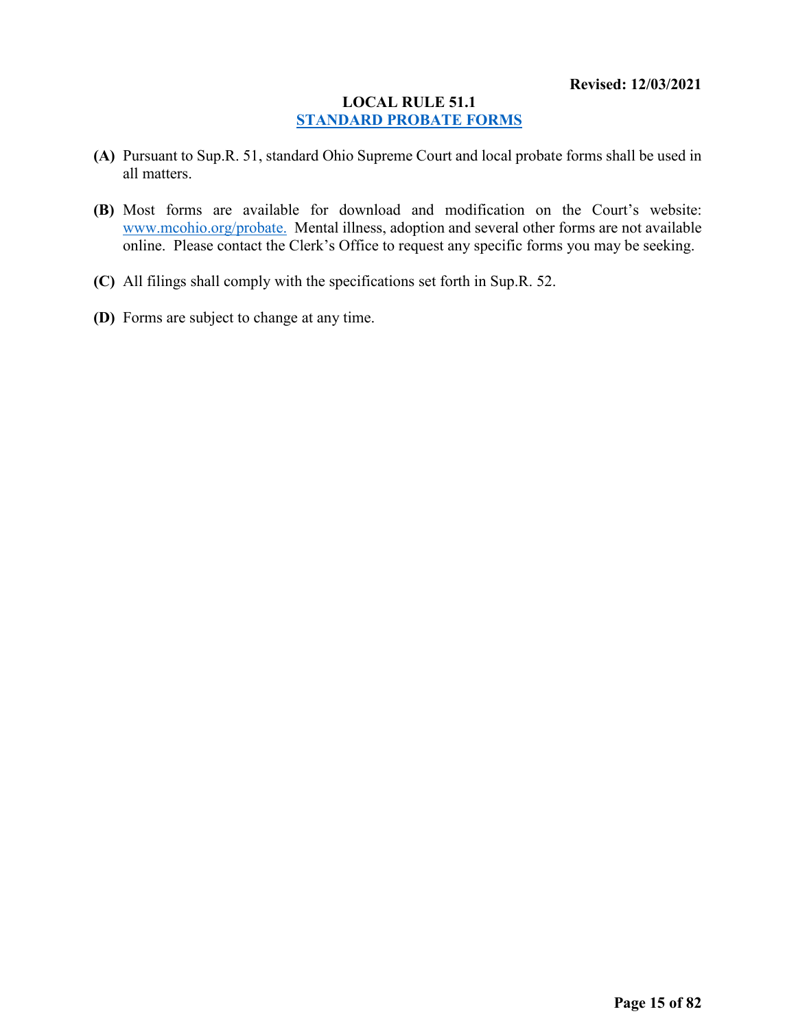**Revised: 12/03/2021**

# LOCAL RULE 51.1
## STANDARD PROBATE FORMS

**(A)** Pursuant to Sup.R. 51, standard Ohio Supreme Court and local probate forms shall be used in all matters.

**(B)** Most forms are available for download and modification on the Court's website: www.mcohio.org/probate. Mental illness, adoption and several other forms are not available online. Please contact the Clerk's Office to request any specific forms you may be seeking.

**(C)** All filings shall comply with the specifications set forth in Sup.R. 52.

**(D)** Forms are subject to change at any time.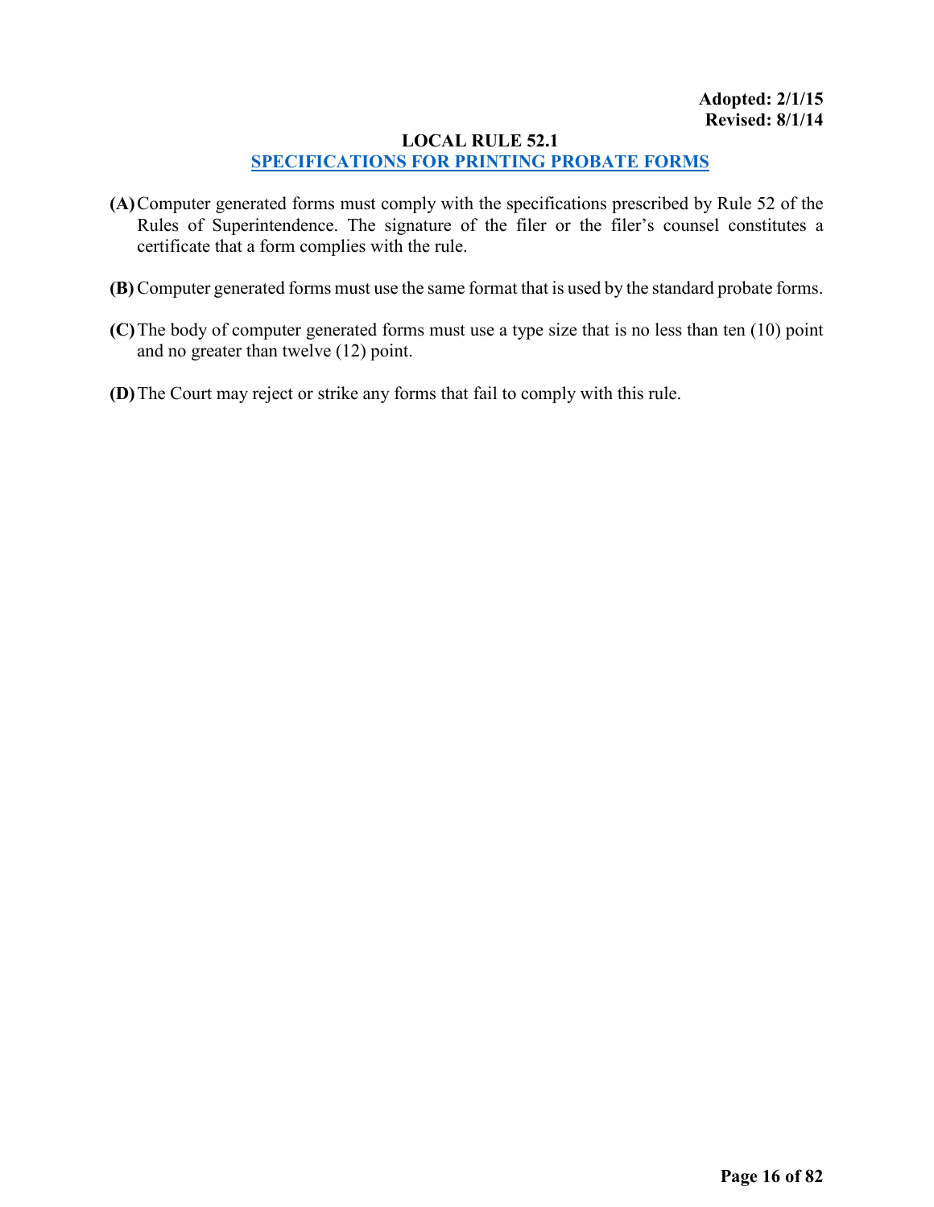**Adopted: 2/1/15**
**Revised: 8/1/14**

# LOCAL RULE 52.1

## SPECIFICATIONS FOR PRINTING PROBATE FORMS

**(A)** Computer generated forms must comply with the specifications prescribed by Rule 52 of the Rules of Superintendence. The signature of the filer or the filer's counsel constitutes a certificate that a form complies with the rule.

**(B)** Computer generated forms must use the same format that is used by the standard probate forms.

**(C)** The body of computer generated forms must use a type size that is no less than ten (10) point and no greater than twelve (12) point.

**(D)** The Court may reject or strike any forms that fail to comply with this rule.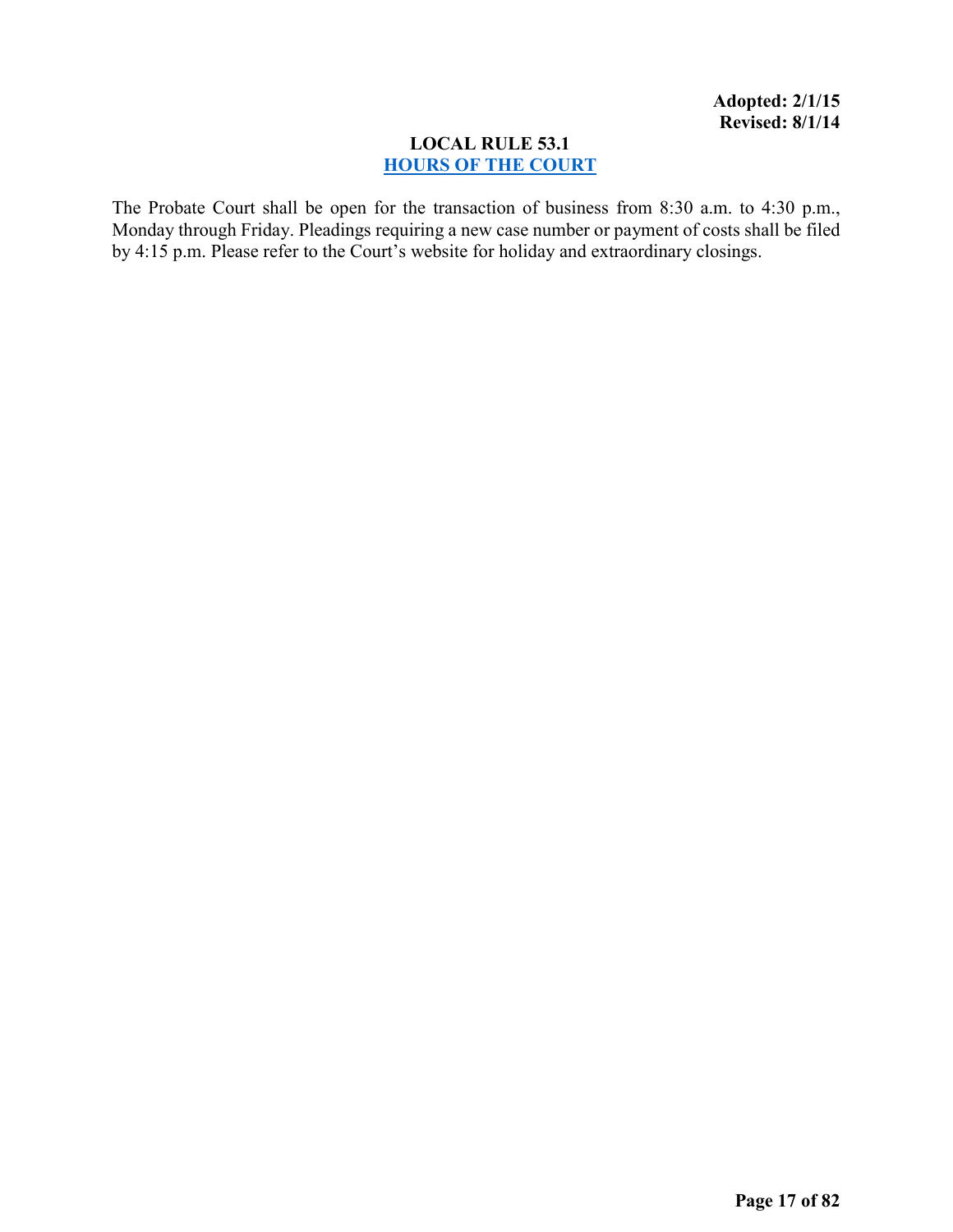**Adopted: 2/1/15**
**Revised: 8/1/14**

# LOCAL RULE 53.1
## HOURS OF THE COURT

The Probate Court shall be open for the transaction of business from 8:30 a.m. to 4:30 p.m., Monday through Friday. Pleadings requiring a new case number or payment of costs shall be filed by 4:15 p.m. Please refer to the Court's website for holiday and extraordinary closings.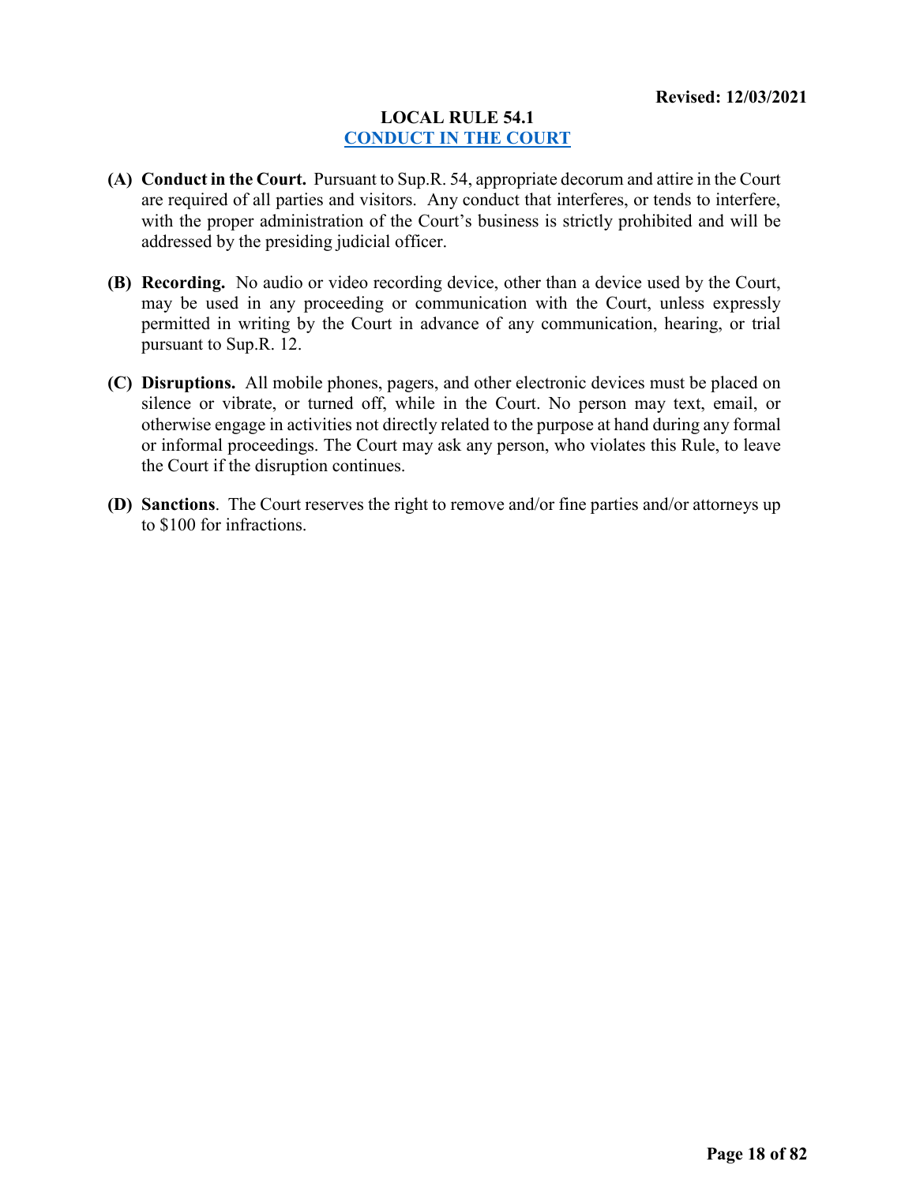**Revised: 12/03/2021**

# LOCAL RULE 54.1
## CONDUCT IN THE COURT

**(A) Conduct in the Court.** Pursuant to Sup.R. 54, appropriate decorum and attire in the Court are required of all parties and visitors. Any conduct that interferes, or tends to interfere, with the proper administration of the Court's business is strictly prohibited and will be addressed by the presiding judicial officer.

**(B) Recording.** No audio or video recording device, other than a device used by the Court, may be used in any proceeding or communication with the Court, unless expressly permitted in writing by the Court in advance of any communication, hearing, or trial pursuant to Sup.R. 12.

**(C) Disruptions.** All mobile phones, pagers, and other electronic devices must be placed on silence or vibrate, or turned off, while in the Court. No person may text, email, or otherwise engage in activities not directly related to the purpose at hand during any formal or informal proceedings. The Court may ask any person, who violates this Rule, to leave the Court if the disruption continues.

**(D) Sanctions**. The Court reserves the right to remove and/or fine parties and/or attorneys up to $100 for infractions.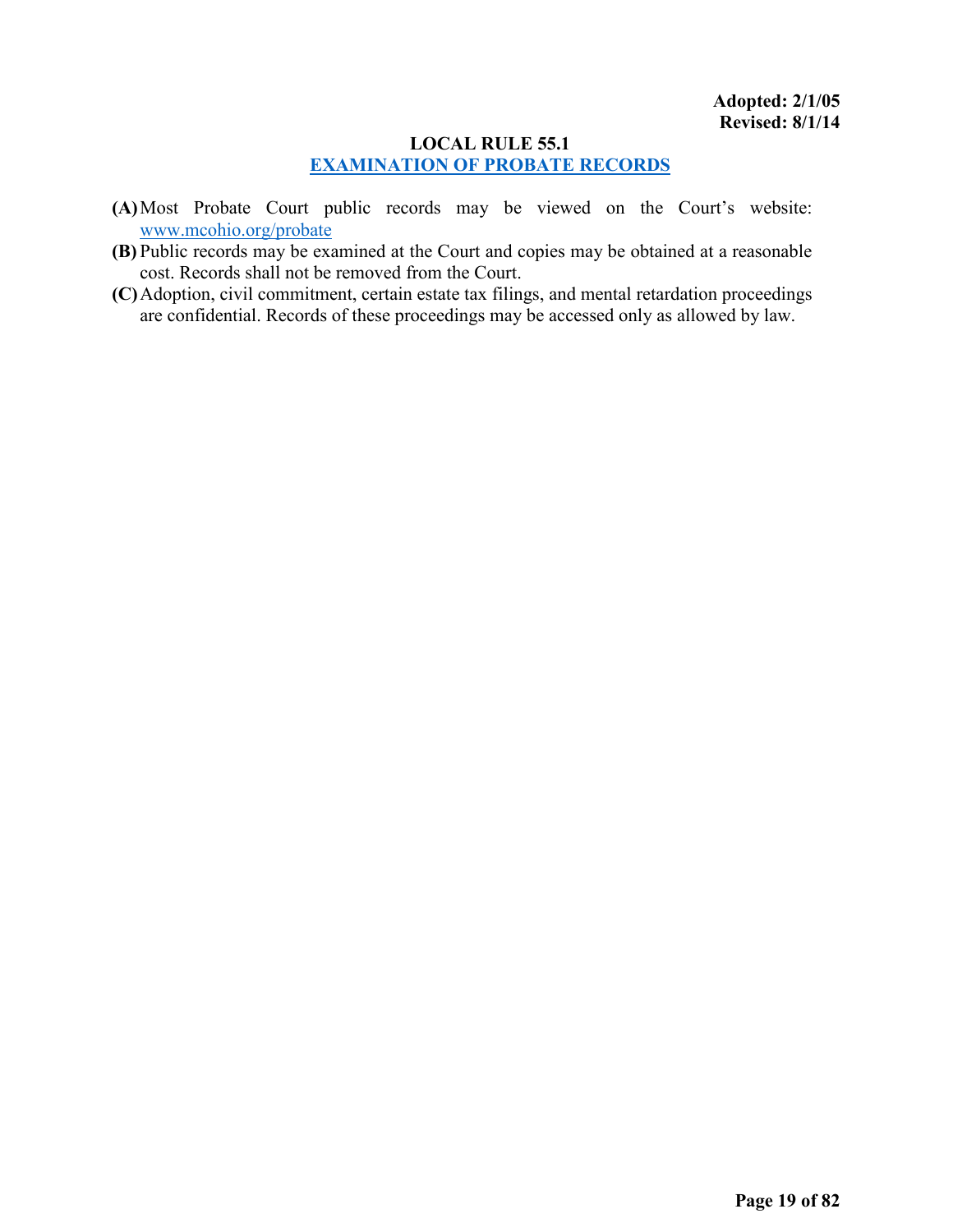**Adopted: 2/1/05**
**Revised: 8/1/14**

# LOCAL RULE 55.1
## EXAMINATION OF PROBATE RECORDS

**(A)** Most Probate Court public records may be viewed on the Court's website: www.mcohio.org/probate

**(B)** Public records may be examined at the Court and copies may be obtained at a reasonable cost. Records shall not be removed from the Court.

**(C)** Adoption, civil commitment, certain estate tax filings, and mental retardation proceedings are confidential. Records of these proceedings may be accessed only as allowed by law.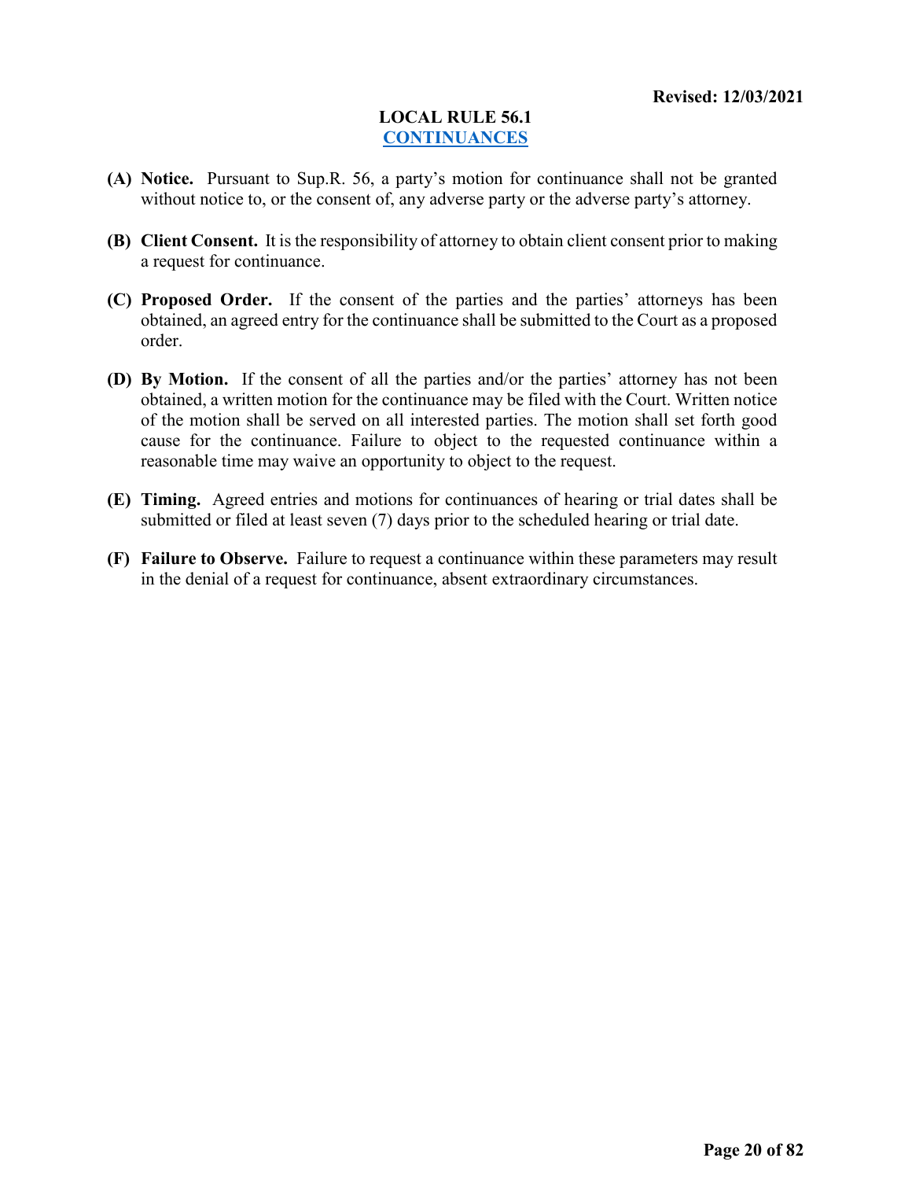**Revised: 12/03/2021**

# LOCAL RULE 56.1
## CONTINUANCES

**(A) Notice.** Pursuant to Sup.R. 56, a party's motion for continuance shall not be granted without notice to, or the consent of, any adverse party or the adverse party's attorney.

**(B) Client Consent.** It is the responsibility of attorney to obtain client consent prior to making a request for continuance.

**(C) Proposed Order.** If the consent of the parties and the parties' attorneys has been obtained, an agreed entry for the continuance shall be submitted to the Court as a proposed order.

**(D) By Motion.** If the consent of all the parties and/or the parties' attorney has not been obtained, a written motion for the continuance may be filed with the Court. Written notice of the motion shall be served on all interested parties. The motion shall set forth good cause for the continuance. Failure to object to the requested continuance within a reasonable time may waive an opportunity to object to the request.

**(E) Timing.** Agreed entries and motions for continuances of hearing or trial dates shall be submitted or filed at least seven (7) days prior to the scheduled hearing or trial date.

**(F) Failure to Observe.** Failure to request a continuance within these parameters may result in the denial of a request for continuance, absent extraordinary circumstances.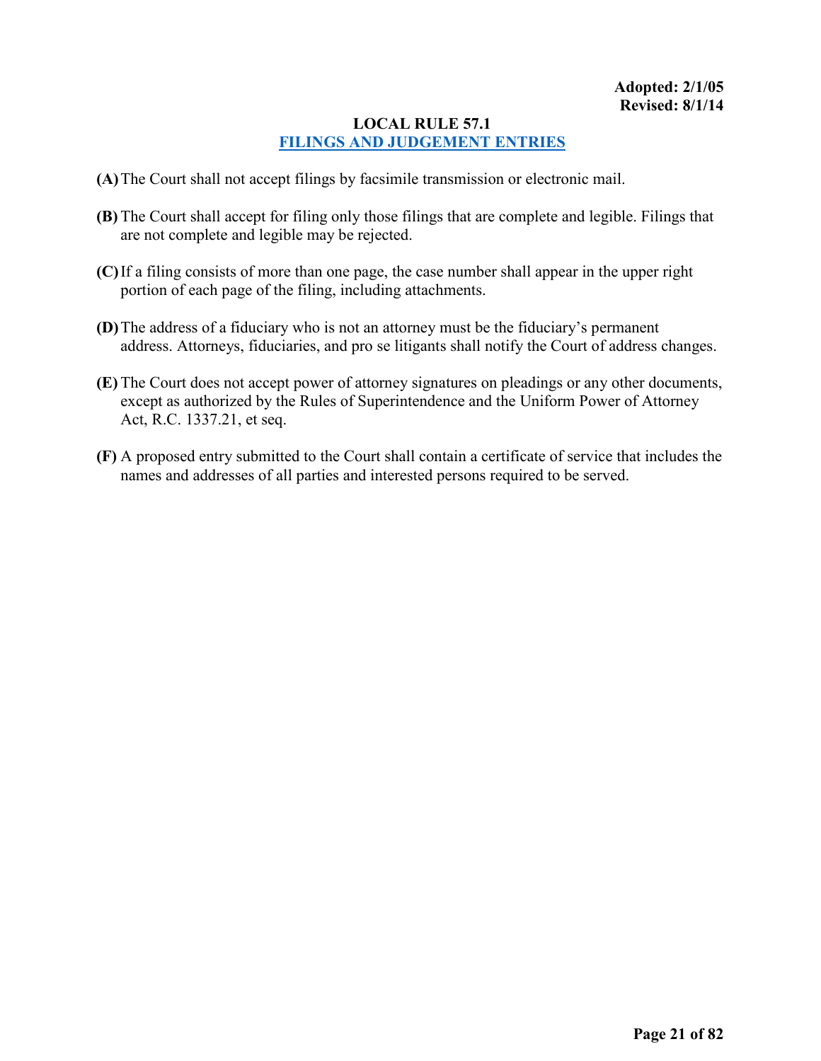**Adopted: 2/1/05**
**Revised: 8/1/14**

# LOCAL RULE 57.1
## FILINGS AND JUDGEMENT ENTRIES

**(A)** The Court shall not accept filings by facsimile transmission or electronic mail.

**(B)** The Court shall accept for filing only those filings that are complete and legible. Filings that are not complete and legible may be rejected.

**(C)** If a filing consists of more than one page, the case number shall appear in the upper right portion of each page of the filing, including attachments.

**(D)** The address of a fiduciary who is not an attorney must be the fiduciary's permanent address. Attorneys, fiduciaries, and pro se litigants shall notify the Court of address changes.

**(E)** The Court does not accept power of attorney signatures on pleadings or any other documents, except as authorized by the Rules of Superintendence and the Uniform Power of Attorney Act, R.C. 1337.21, et seq.

**(F)** A proposed entry submitted to the Court shall contain a certificate of service that includes the names and addresses of all parties and interested persons required to be served.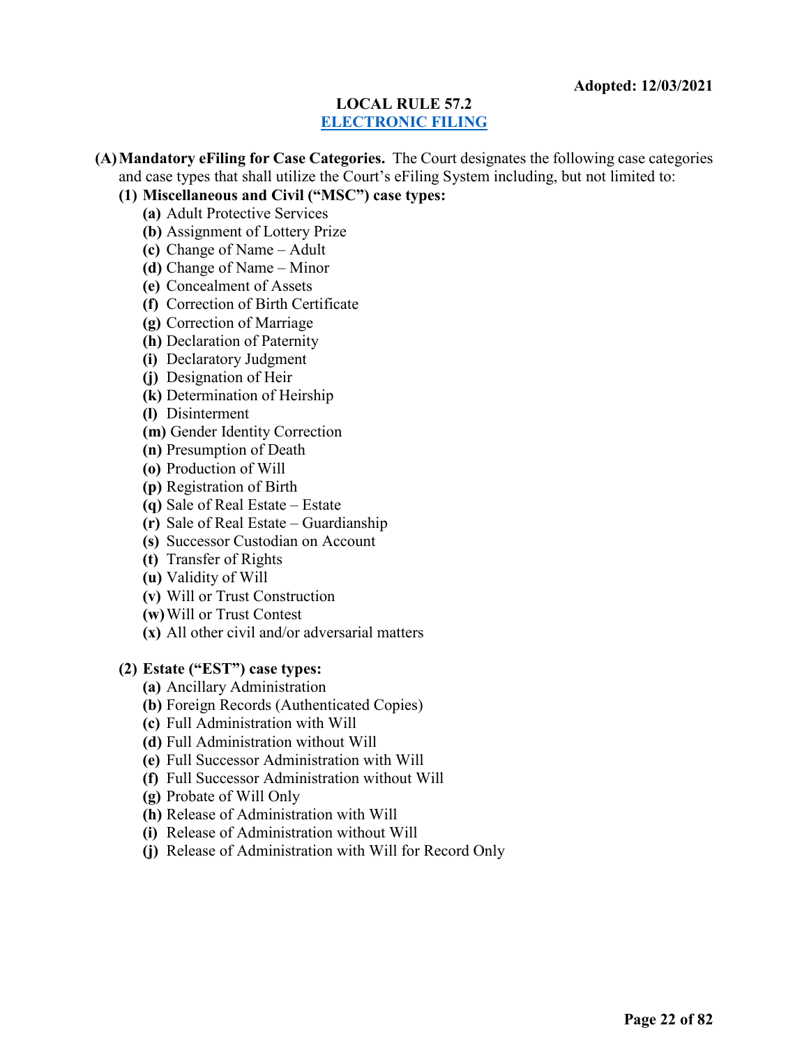**Adopted: 12/03/2021**

## LOCAL RULE 57.2
## ELECTRONIC FILING

**(A) Mandatory eFiling for Case Categories.** The Court designates the following case categories and case types that shall utilize the Court's eFiling System including, but not limited to:

**(1) Miscellaneous and Civil ("MSC") case types:**

- **(a)** Adult Protective Services
- **(b)** Assignment of Lottery Prize
- **(c)** Change of Name – Adult
- **(d)** Change of Name – Minor
- **(e)** Concealment of Assets
- **(f)** Correction of Birth Certificate
- **(g)** Correction of Marriage
- **(h)** Declaration of Paternity
- **(i)** Declaratory Judgment
- **(j)** Designation of Heir
- **(k)** Determination of Heirship
- **(l)** Disinterment
- **(m)** Gender Identity Correction
- **(n)** Presumption of Death
- **(o)** Production of Will
- **(p)** Registration of Birth
- **(q)** Sale of Real Estate – Estate
- **(r)** Sale of Real Estate – Guardianship
- **(s)** Successor Custodian on Account
- **(t)** Transfer of Rights
- **(u)** Validity of Will
- **(v)** Will or Trust Construction
- **(w)** Will or Trust Contest
- **(x)** All other civil and/or adversarial matters

**(2) Estate ("EST") case types:**

- **(a)** Ancillary Administration
- **(b)** Foreign Records (Authenticated Copies)
- **(c)** Full Administration with Will
- **(d)** Full Administration without Will
- **(e)** Full Successor Administration with Will
- **(f)** Full Successor Administration without Will
- **(g)** Probate of Will Only
- **(h)** Release of Administration with Will
- **(i)** Release of Administration without Will
- **(j)** Release of Administration with Will for Record Only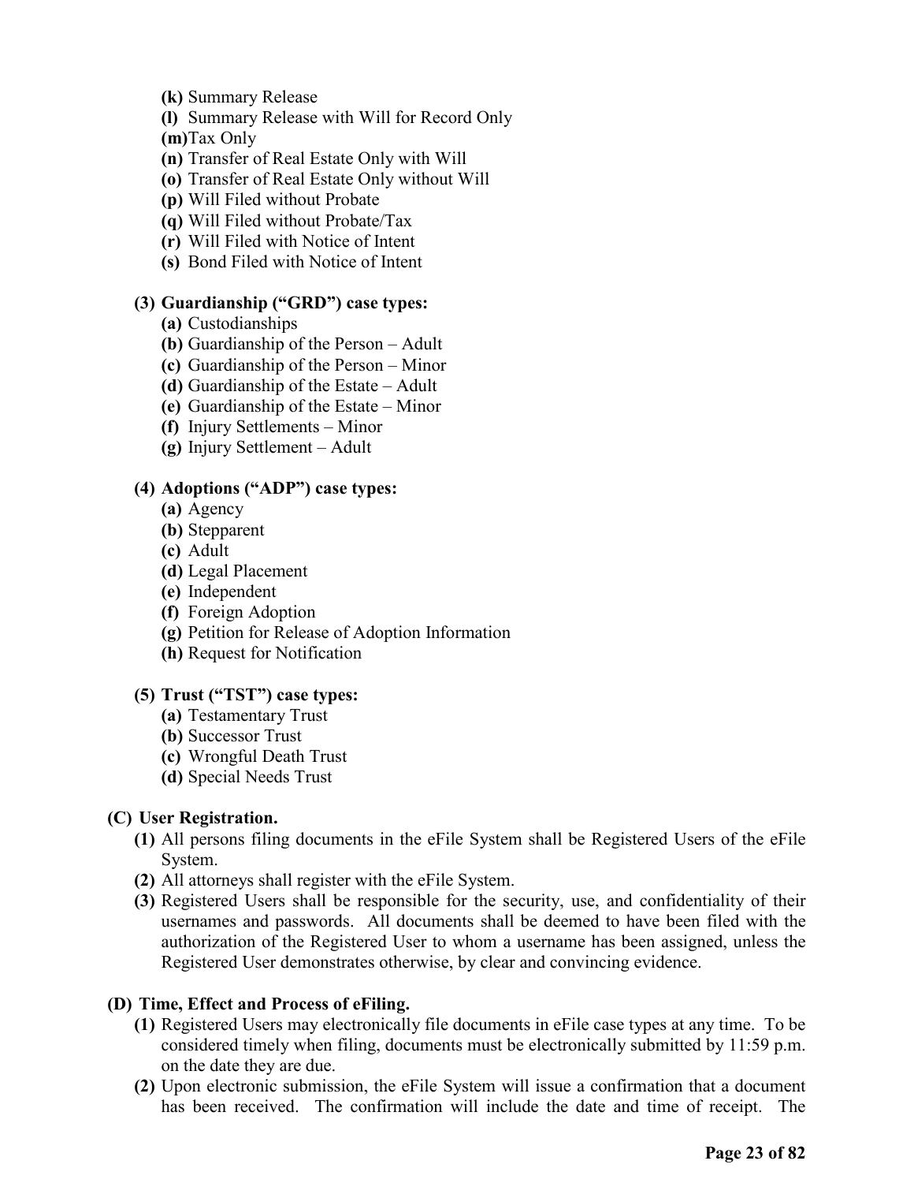- **(k)** Summary Release
- **(l)** Summary Release with Will for Record Only
- **(m)** Tax Only
- **(n)** Transfer of Real Estate Only with Will
- **(o)** Transfer of Real Estate Only without Will
- **(p)** Will Filed without Probate
- **(q)** Will Filed without Probate/Tax
- **(r)** Will Filed with Notice of Intent
- **(s)** Bond Filed with Notice of Intent

**(3) Guardianship ("GRD") case types:**

- **(a)** Custodianships
- **(b)** Guardianship of the Person – Adult
- **(c)** Guardianship of the Person – Minor
- **(d)** Guardianship of the Estate – Adult
- **(e)** Guardianship of the Estate – Minor
- **(f)** Injury Settlements – Minor
- **(g)** Injury Settlement – Adult

**(4) Adoptions ("ADP") case types:**

- **(a)** Agency
- **(b)** Stepparent
- **(c)** Adult
- **(d)** Legal Placement
- **(e)** Independent
- **(f)** Foreign Adoption
- **(g)** Petition for Release of Adoption Information
- **(h)** Request for Notification

**(5) Trust ("TST") case types:**

- **(a)** Testamentary Trust
- **(b)** Successor Trust
- **(c)** Wrongful Death Trust
- **(d)** Special Needs Trust

**(C) User Registration.**

- **(1)** All persons filing documents in the eFile System shall be Registered Users of the eFile System.
- **(2)** All attorneys shall register with the eFile System.
- **(3)** Registered Users shall be responsible for the security, use, and confidentiality of their usernames and passwords. All documents shall be deemed to have been filed with the authorization of the Registered User to whom a username has been assigned, unless the Registered User demonstrates otherwise, by clear and convincing evidence.

**(D) Time, Effect and Process of eFiling.**

- **(1)** Registered Users may electronically file documents in eFile case types at any time. To be considered timely when filing, documents must be electronically submitted by 11:59 p.m. on the date they are due.
- **(2)** Upon electronic submission, the eFile System will issue a confirmation that a document has been received. The confirmation will include the date and time of receipt. The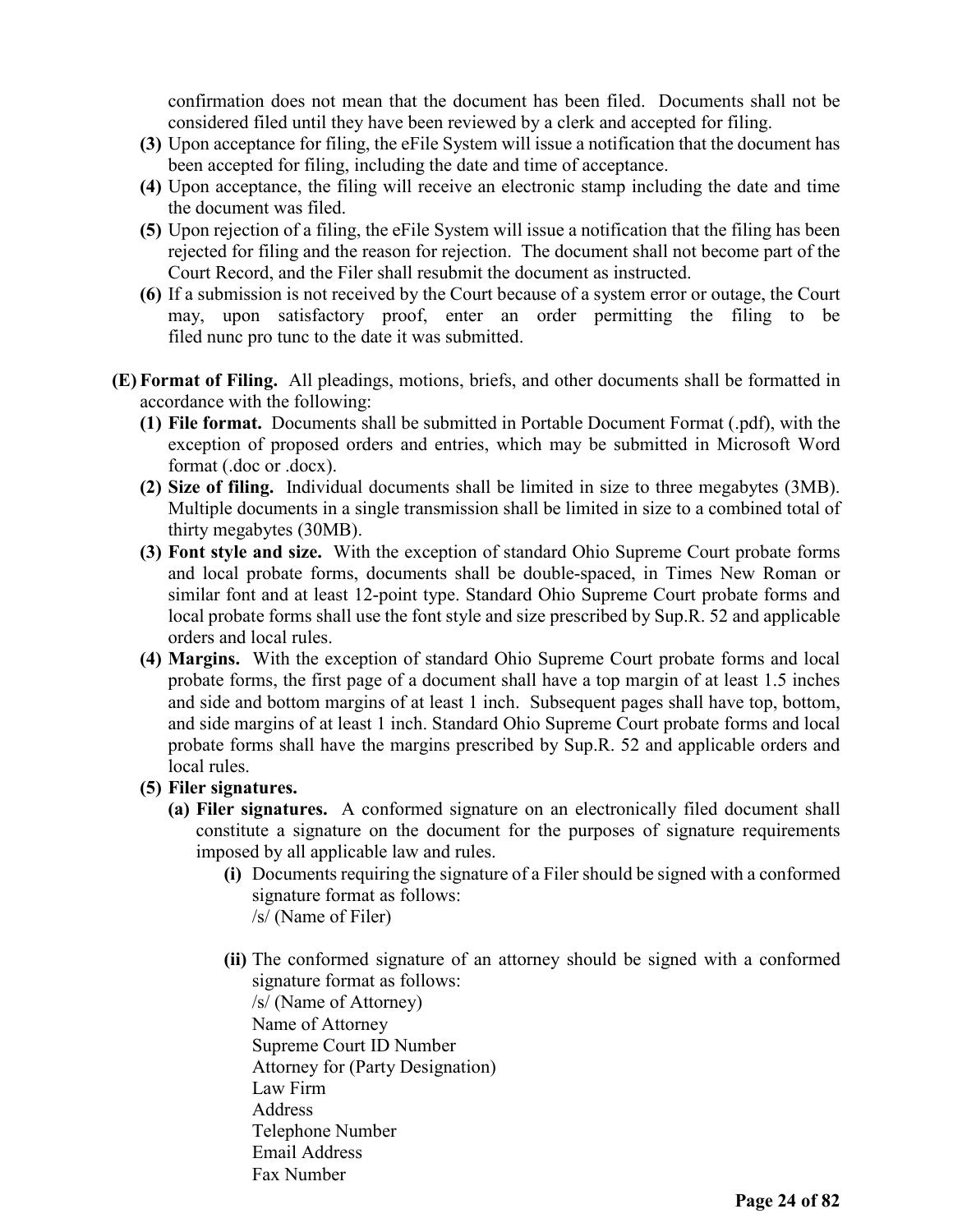confirmation does not mean that the document has been filed. Documents shall not be considered filed until they have been reviewed by a clerk and accepted for filing.

- **(3)** Upon acceptance for filing, the eFile System will issue a notification that the document has been accepted for filing, including the date and time of acceptance.
- **(4)** Upon acceptance, the filing will receive an electronic stamp including the date and time the document was filed.
- **(5)** Upon rejection of a filing, the eFile System will issue a notification that the filing has been rejected for filing and the reason for rejection. The document shall not become part of the Court Record, and the Filer shall resubmit the document as instructed.
- **(6)** If a submission is not received by the Court because of a system error or outage, the Court may, upon satisfactory proof, enter an order permitting the filing to be filed nunc pro tunc to the date it was submitted.

**(E) Format of Filing.** All pleadings, motions, briefs, and other documents shall be formatted in accordance with the following:

- **(1) File format.** Documents shall be submitted in Portable Document Format (.pdf), with the exception of proposed orders and entries, which may be submitted in Microsoft Word format (.doc or .docx).
- **(2) Size of filing.** Individual documents shall be limited in size to three megabytes (3MB). Multiple documents in a single transmission shall be limited in size to a combined total of thirty megabytes (30MB).
- **(3) Font style and size.** With the exception of standard Ohio Supreme Court probate forms and local probate forms, documents shall be double-spaced, in Times New Roman or similar font and at least 12-point type. Standard Ohio Supreme Court probate forms and local probate forms shall use the font style and size prescribed by Sup.R. 52 and applicable orders and local rules.
- **(4) Margins.** With the exception of standard Ohio Supreme Court probate forms and local probate forms, the first page of a document shall have a top margin of at least 1.5 inches and side and bottom margins of at least 1 inch. Subsequent pages shall have top, bottom, and side margins of at least 1 inch. Standard Ohio Supreme Court probate forms and local probate forms shall have the margins prescribed by Sup.R. 52 and applicable orders and local rules.
- **(5) Filer signatures.**
  - **(a) Filer signatures.** A conformed signature on an electronically filed document shall constitute a signature on the document for the purposes of signature requirements imposed by all applicable law and rules.
    - **(i)** Documents requiring the signature of a Filer should be signed with a conformed signature format as follows:
      /s/ (Name of Filer)
    - **(ii)** The conformed signature of an attorney should be signed with a conformed signature format as follows:
      /s/ (Name of Attorney)
      Name of Attorney
      Supreme Court ID Number
      Attorney for (Party Designation)
      Law Firm
      Address
      Telephone Number
      Email Address
      Fax Number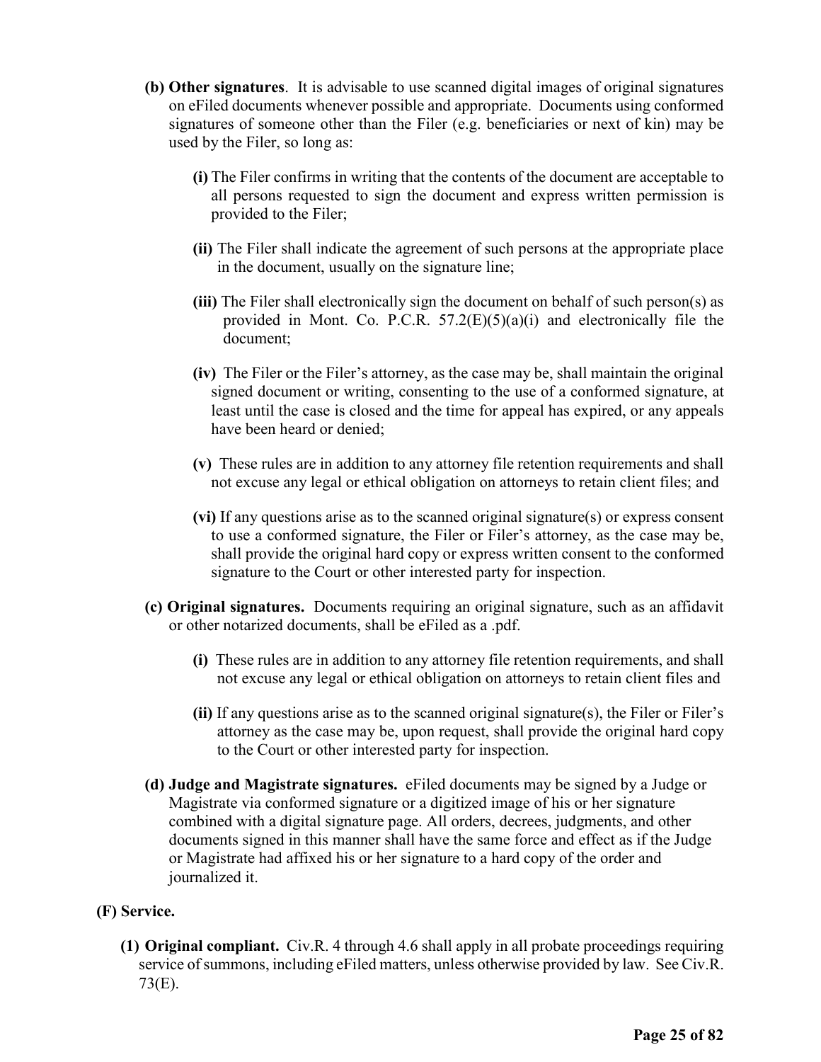**(b) Other signatures**. It is advisable to use scanned digital images of original signatures on eFiled documents whenever possible and appropriate. Documents using conformed signatures of someone other than the Filer (e.g. beneficiaries or next of kin) may be used by the Filer, so long as:

**(i)** The Filer confirms in writing that the contents of the document are acceptable to all persons requested to sign the document and express written permission is provided to the Filer;

**(ii)** The Filer shall indicate the agreement of such persons at the appropriate place in the document, usually on the signature line;

**(iii)** The Filer shall electronically sign the document on behalf of such person(s) as provided in Mont. Co. P.C.R. 57.2(E)(5)(a)(i) and electronically file the document;

**(iv)** The Filer or the Filer's attorney, as the case may be, shall maintain the original signed document or writing, consenting to the use of a conformed signature, at least until the case is closed and the time for appeal has expired, or any appeals have been heard or denied;

**(v)** These rules are in addition to any attorney file retention requirements and shall not excuse any legal or ethical obligation on attorneys to retain client files; and

**(vi)** If any questions arise as to the scanned original signature(s) or express consent to use a conformed signature, the Filer or Filer's attorney, as the case may be, shall provide the original hard copy or express written consent to the conformed signature to the Court or other interested party for inspection.

**(c) Original signatures.** Documents requiring an original signature, such as an affidavit or other notarized documents, shall be eFiled as a .pdf.

**(i)** These rules are in addition to any attorney file retention requirements, and shall not excuse any legal or ethical obligation on attorneys to retain client files and

**(ii)** If any questions arise as to the scanned original signature(s), the Filer or Filer's attorney as the case may be, upon request, shall provide the original hard copy to the Court or other interested party for inspection.

**(d) Judge and Magistrate signatures.** eFiled documents may be signed by a Judge or Magistrate via conformed signature or a digitized image of his or her signature combined with a digital signature page. All orders, decrees, judgments, and other documents signed in this manner shall have the same force and effect as if the Judge or Magistrate had affixed his or her signature to a hard copy of the order and journalized it.

**(F) Service.**

**(1) Original compliant.** Civ.R. 4 through 4.6 shall apply in all probate proceedings requiring service of summons, including eFiled matters, unless otherwise provided by law. See Civ.R. 73(E).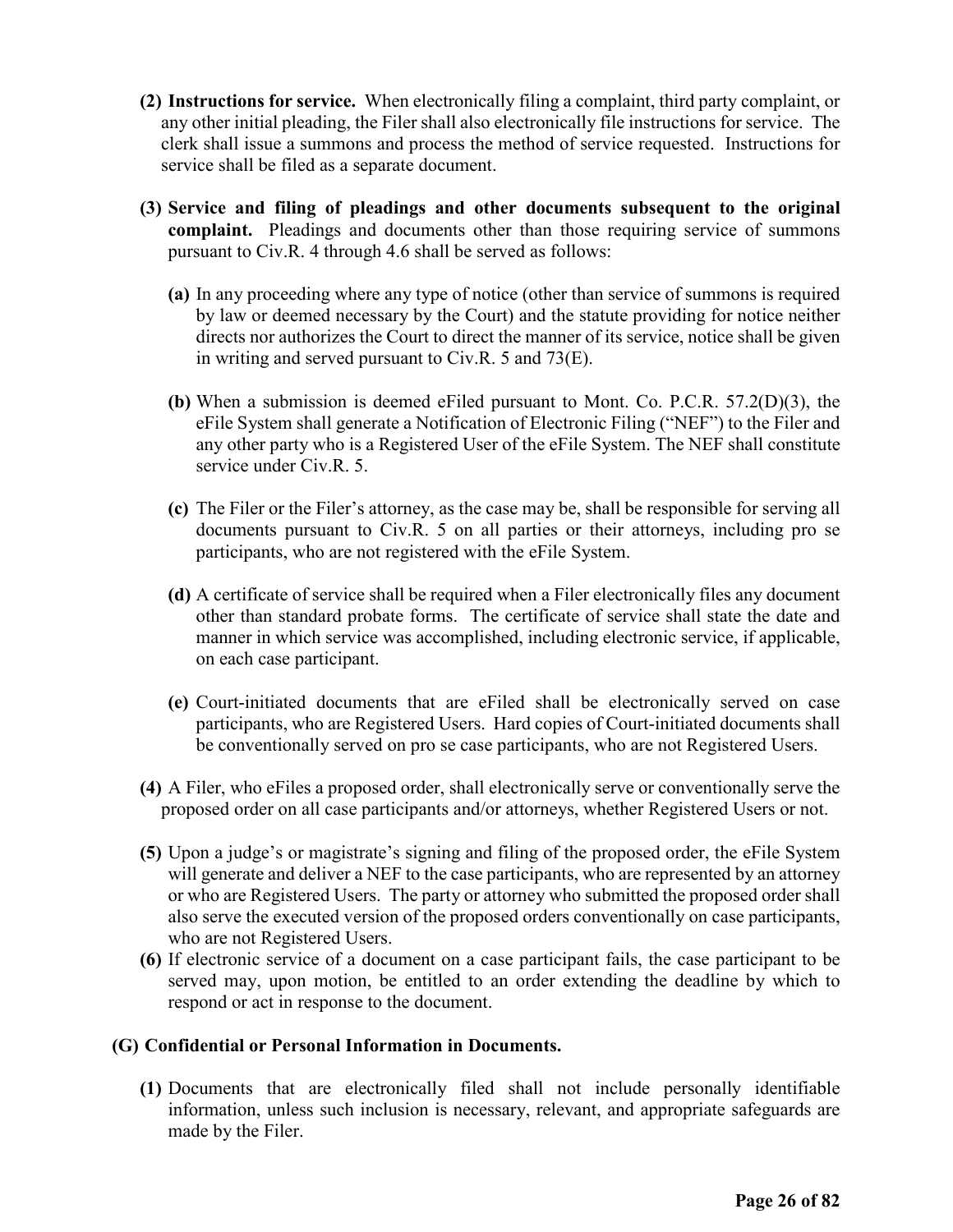**(2) Instructions for service.** When electronically filing a complaint, third party complaint, or any other initial pleading, the Filer shall also electronically file instructions for service. The clerk shall issue a summons and process the method of service requested. Instructions for service shall be filed as a separate document.

**(3) Service and filing of pleadings and other documents subsequent to the original complaint.** Pleadings and documents other than those requiring service of summons pursuant to Civ.R. 4 through 4.6 shall be served as follows:

**(a)** In any proceeding where any type of notice (other than service of summons is required by law or deemed necessary by the Court) and the statute providing for notice neither directs nor authorizes the Court to direct the manner of its service, notice shall be given in writing and served pursuant to Civ.R. 5 and 73(E).

**(b)** When a submission is deemed eFiled pursuant to Mont. Co. P.C.R. 57.2(D)(3), the eFile System shall generate a Notification of Electronic Filing ("NEF") to the Filer and any other party who is a Registered User of the eFile System. The NEF shall constitute service under Civ.R. 5.

**(c)** The Filer or the Filer's attorney, as the case may be, shall be responsible for serving all documents pursuant to Civ.R. 5 on all parties or their attorneys, including pro se participants, who are not registered with the eFile System.

**(d)** A certificate of service shall be required when a Filer electronically files any document other than standard probate forms. The certificate of service shall state the date and manner in which service was accomplished, including electronic service, if applicable, on each case participant.

**(e)** Court-initiated documents that are eFiled shall be electronically served on case participants, who are Registered Users. Hard copies of Court-initiated documents shall be conventionally served on pro se case participants, who are not Registered Users.

**(4)** A Filer, who eFiles a proposed order, shall electronically serve or conventionally serve the proposed order on all case participants and/or attorneys, whether Registered Users or not.

**(5)** Upon a judge's or magistrate's signing and filing of the proposed order, the eFile System will generate and deliver a NEF to the case participants, who are represented by an attorney or who are Registered Users. The party or attorney who submitted the proposed order shall also serve the executed version of the proposed orders conventionally on case participants, who are not Registered Users.

**(6)** If electronic service of a document on a case participant fails, the case participant to be served may, upon motion, be entitled to an order extending the deadline by which to respond or act in response to the document.

**(G) Confidential or Personal Information in Documents.**

**(1)** Documents that are electronically filed shall not include personally identifiable information, unless such inclusion is necessary, relevant, and appropriate safeguards are made by the Filer.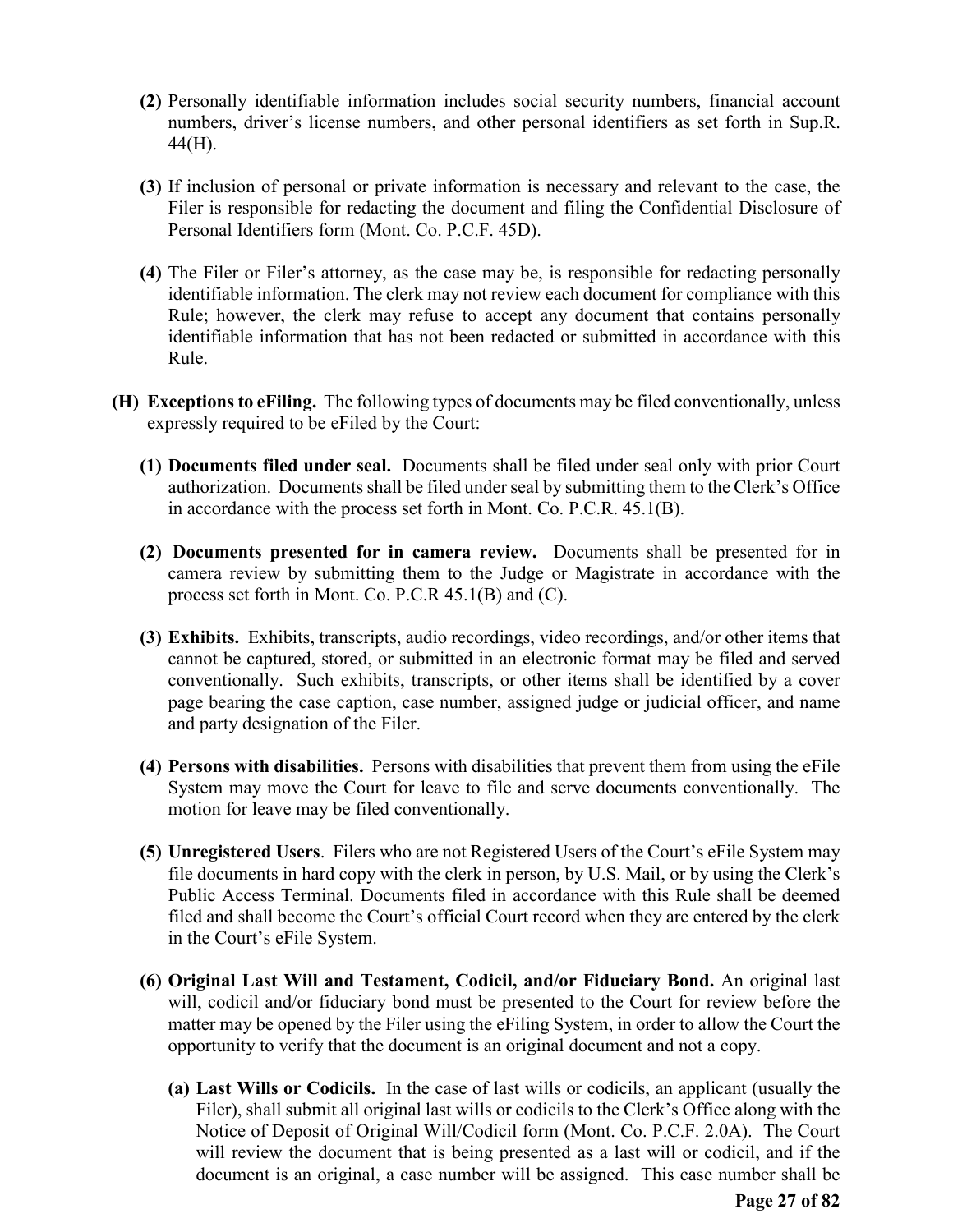**(2)** Personally identifiable information includes social security numbers, financial account numbers, driver's license numbers, and other personal identifiers as set forth in Sup.R. 44(H).

**(3)** If inclusion of personal or private information is necessary and relevant to the case, the Filer is responsible for redacting the document and filing the Confidential Disclosure of Personal Identifiers form (Mont. Co. P.C.F. 45D).

**(4)** The Filer or Filer's attorney, as the case may be, is responsible for redacting personally identifiable information. The clerk may not review each document for compliance with this Rule; however, the clerk may refuse to accept any document that contains personally identifiable information that has not been redacted or submitted in accordance with this Rule.

**(H) Exceptions to eFiling.** The following types of documents may be filed conventionally, unless expressly required to be eFiled by the Court:

**(1) Documents filed under seal.** Documents shall be filed under seal only with prior Court authorization. Documents shall be filed under seal by submitting them to the Clerk's Office in accordance with the process set forth in Mont. Co. P.C.R. 45.1(B).

**(2) Documents presented for in camera review.** Documents shall be presented for in camera review by submitting them to the Judge or Magistrate in accordance with the process set forth in Mont. Co. P.C.R 45.1(B) and (C).

**(3) Exhibits.** Exhibits, transcripts, audio recordings, video recordings, and/or other items that cannot be captured, stored, or submitted in an electronic format may be filed and served conventionally. Such exhibits, transcripts, or other items shall be identified by a cover page bearing the case caption, case number, assigned judge or judicial officer, and name and party designation of the Filer.

**(4) Persons with disabilities.** Persons with disabilities that prevent them from using the eFile System may move the Court for leave to file and serve documents conventionally. The motion for leave may be filed conventionally.

**(5) Unregistered Users**. Filers who are not Registered Users of the Court's eFile System may file documents in hard copy with the clerk in person, by U.S. Mail, or by using the Clerk's Public Access Terminal. Documents filed in accordance with this Rule shall be deemed filed and shall become the Court's official Court record when they are entered by the clerk in the Court's eFile System.

**(6) Original Last Will and Testament, Codicil, and/or Fiduciary Bond.** An original last will, codicil and/or fiduciary bond must be presented to the Court for review before the matter may be opened by the Filer using the eFiling System, in order to allow the Court the opportunity to verify that the document is an original document and not a copy.

**(a) Last Wills or Codicils.** In the case of last wills or codicils, an applicant (usually the Filer), shall submit all original last wills or codicils to the Clerk's Office along with the Notice of Deposit of Original Will/Codicil form (Mont. Co. P.C.F. 2.0A). The Court will review the document that is being presented as a last will or codicil, and if the document is an original, a case number will be assigned. This case number shall be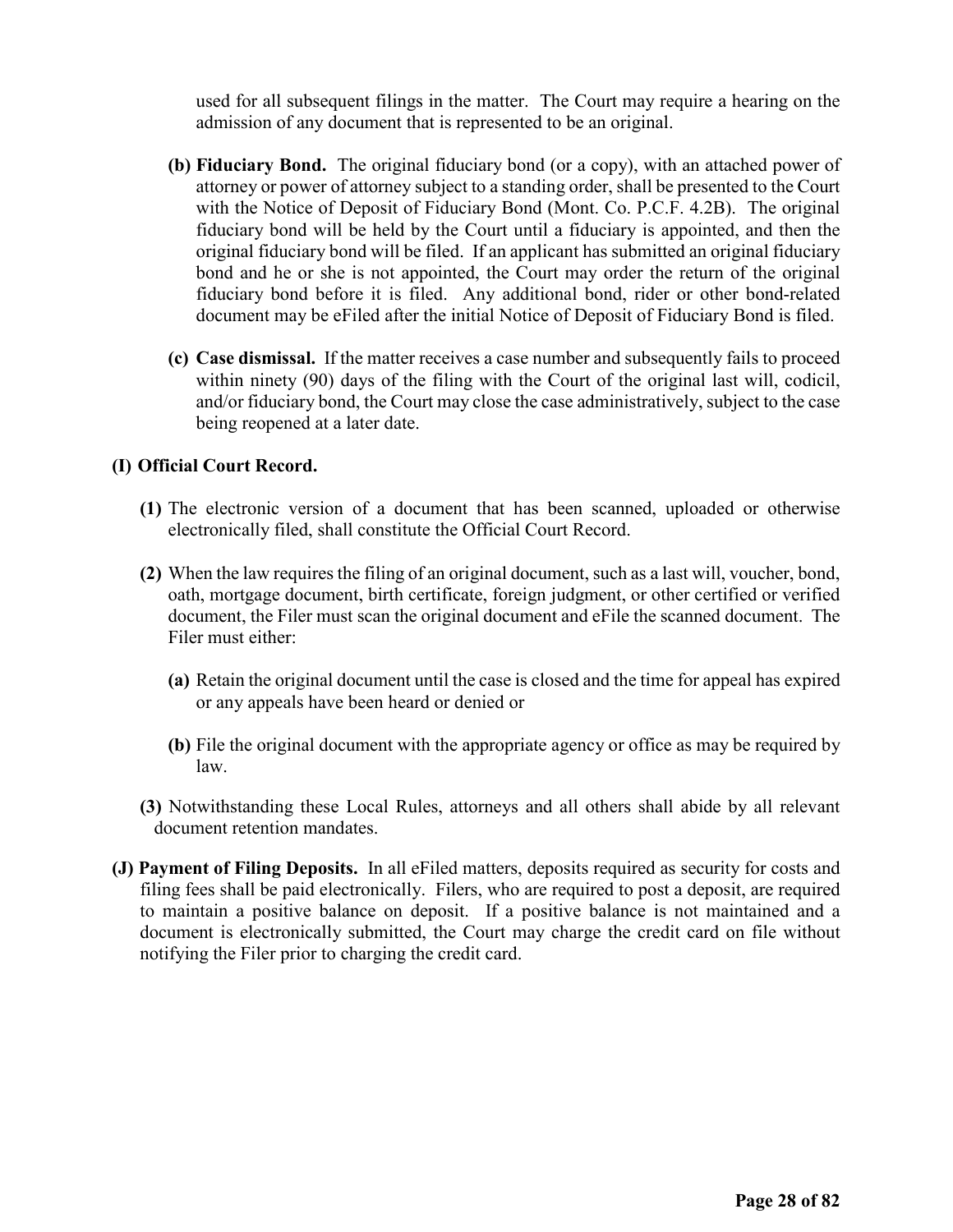used for all subsequent filings in the matter. The Court may require a hearing on the admission of any document that is represented to be an original.

**(b) Fiduciary Bond.** The original fiduciary bond (or a copy), with an attached power of attorney or power of attorney subject to a standing order, shall be presented to the Court with the Notice of Deposit of Fiduciary Bond (Mont. Co. P.C.F. 4.2B). The original fiduciary bond will be held by the Court until a fiduciary is appointed, and then the original fiduciary bond will be filed. If an applicant has submitted an original fiduciary bond and he or she is not appointed, the Court may order the return of the original fiduciary bond before it is filed. Any additional bond, rider or other bond-related document may be eFiled after the initial Notice of Deposit of Fiduciary Bond is filed.

**(c) Case dismissal.** If the matter receives a case number and subsequently fails to proceed within ninety (90) days of the filing with the Court of the original last will, codicil, and/or fiduciary bond, the Court may close the case administratively, subject to the case being reopened at a later date.

**(I) Official Court Record.**

**(1)** The electronic version of a document that has been scanned, uploaded or otherwise electronically filed, shall constitute the Official Court Record.

**(2)** When the law requires the filing of an original document, such as a last will, voucher, bond, oath, mortgage document, birth certificate, foreign judgment, or other certified or verified document, the Filer must scan the original document and eFile the scanned document. The Filer must either:

**(a)** Retain the original document until the case is closed and the time for appeal has expired or any appeals have been heard or denied or

**(b)** File the original document with the appropriate agency or office as may be required by law.

**(3)** Notwithstanding these Local Rules, attorneys and all others shall abide by all relevant document retention mandates.

**(J) Payment of Filing Deposits.** In all eFiled matters, deposits required as security for costs and filing fees shall be paid electronically. Filers, who are required to post a deposit, are required to maintain a positive balance on deposit. If a positive balance is not maintained and a document is electronically submitted, the Court may charge the credit card on file without notifying the Filer prior to charging the credit card.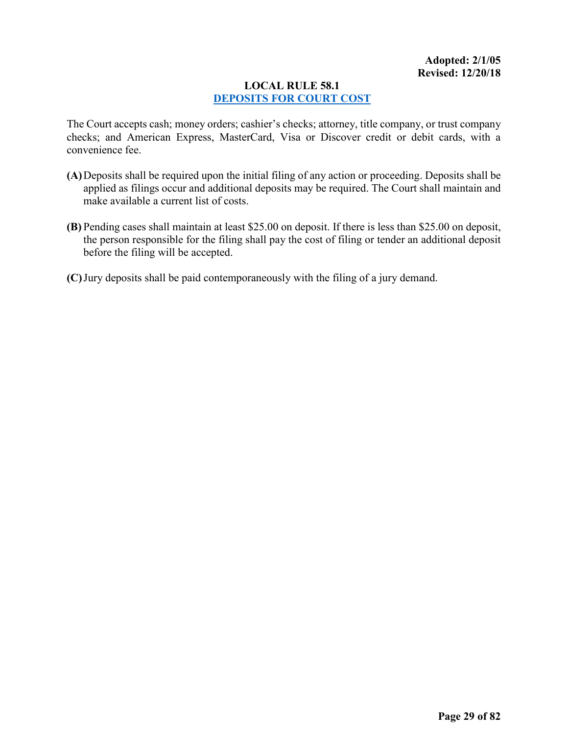**Adopted: 2/1/05**
**Revised: 12/20/18**

# LOCAL RULE 58.1
## DEPOSITS FOR COURT COST

The Court accepts cash; money orders; cashier's checks; attorney, title company, or trust company checks; and American Express, MasterCard, Visa or Discover credit or debit cards, with a convenience fee.

**(A)** Deposits shall be required upon the initial filing of any action or proceeding. Deposits shall be applied as filings occur and additional deposits may be required. The Court shall maintain and make available a current list of costs.

**(B)** Pending cases shall maintain at least $25.00 on deposit. If there is less than $25.00 on deposit, the person responsible for the filing shall pay the cost of filing or tender an additional deposit before the filing will be accepted.

**(C)** Jury deposits shall be paid contemporaneously with the filing of a jury demand.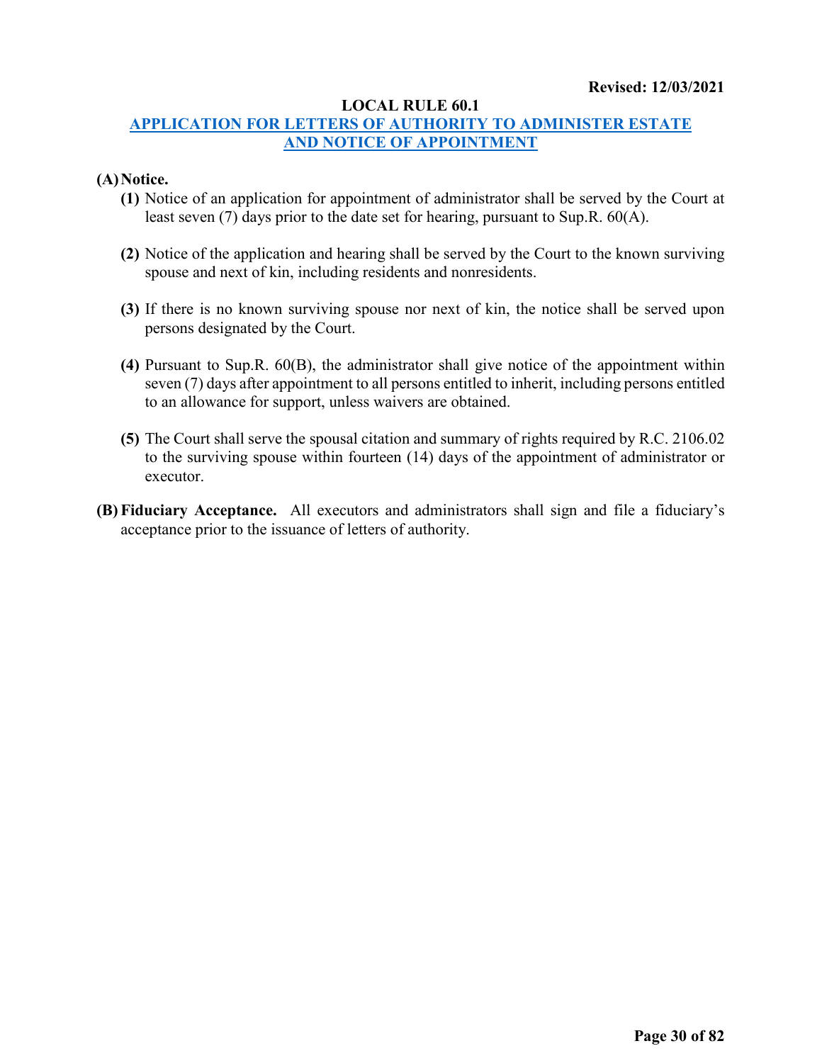**Revised: 12/03/2021**

## LOCAL RULE 60.1

## APPLICATION FOR LETTERS OF AUTHORITY TO ADMINISTER ESTATE AND NOTICE OF APPOINTMENT

**(A) Notice.**

**(1)** Notice of an application for appointment of administrator shall be served by the Court at least seven (7) days prior to the date set for hearing, pursuant to Sup.R. 60(A).

**(2)** Notice of the application and hearing shall be served by the Court to the known surviving spouse and next of kin, including residents and nonresidents.

**(3)** If there is no known surviving spouse nor next of kin, the notice shall be served upon persons designated by the Court.

**(4)** Pursuant to Sup.R. 60(B), the administrator shall give notice of the appointment within seven (7) days after appointment to all persons entitled to inherit, including persons entitled to an allowance for support, unless waivers are obtained.

**(5)** The Court shall serve the spousal citation and summary of rights required by R.C. 2106.02 to the surviving spouse within fourteen (14) days of the appointment of administrator or executor.

**(B) Fiduciary Acceptance.** All executors and administrators shall sign and file a fiduciary's acceptance prior to the issuance of letters of authority.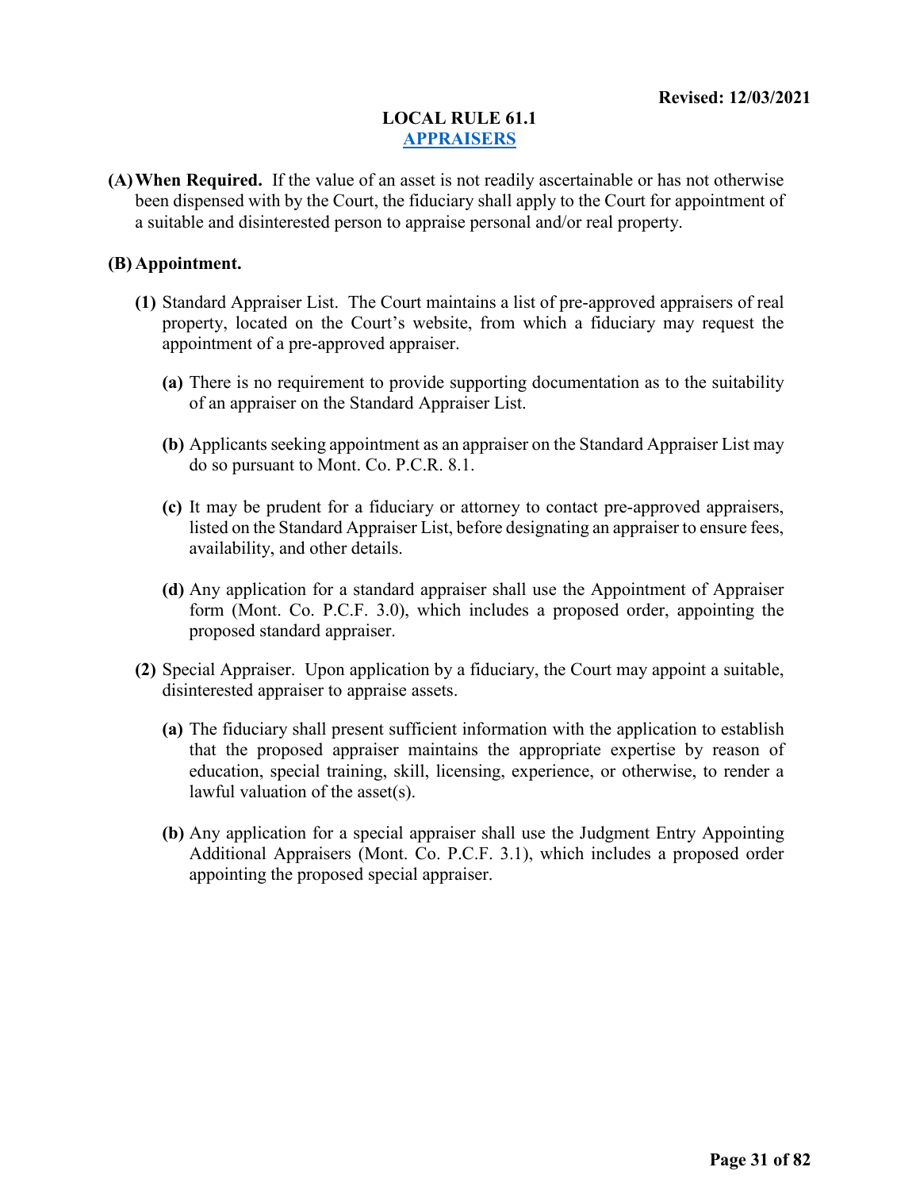**Revised: 12/03/2021**

# LOCAL RULE 61.1
## APPRAISERS

**(A) When Required.** If the value of an asset is not readily ascertainable or has not otherwise been dispensed with by the Court, the fiduciary shall apply to the Court for appointment of a suitable and disinterested person to appraise personal and/or real property.

**(B) Appointment.**

**(1)** Standard Appraiser List. The Court maintains a list of pre-approved appraisers of real property, located on the Court's website, from which a fiduciary may request the appointment of a pre-approved appraiser.

- **(a)** There is no requirement to provide supporting documentation as to the suitability of an appraiser on the Standard Appraiser List.
- **(b)** Applicants seeking appointment as an appraiser on the Standard Appraiser List may do so pursuant to Mont. Co. P.C.R. 8.1.
- **(c)** It may be prudent for a fiduciary or attorney to contact pre-approved appraisers, listed on the Standard Appraiser List, before designating an appraiser to ensure fees, availability, and other details.
- **(d)** Any application for a standard appraiser shall use the Appointment of Appraiser form (Mont. Co. P.C.F. 3.0), which includes a proposed order, appointing the proposed standard appraiser.

**(2)** Special Appraiser. Upon application by a fiduciary, the Court may appoint a suitable, disinterested appraiser to appraise assets.

- **(a)** The fiduciary shall present sufficient information with the application to establish that the proposed appraiser maintains the appropriate expertise by reason of education, special training, skill, licensing, experience, or otherwise, to render a lawful valuation of the asset(s).
- **(b)** Any application for a special appraiser shall use the Judgment Entry Appointing Additional Appraisers (Mont. Co. P.C.F. 3.1), which includes a proposed order appointing the proposed special appraiser.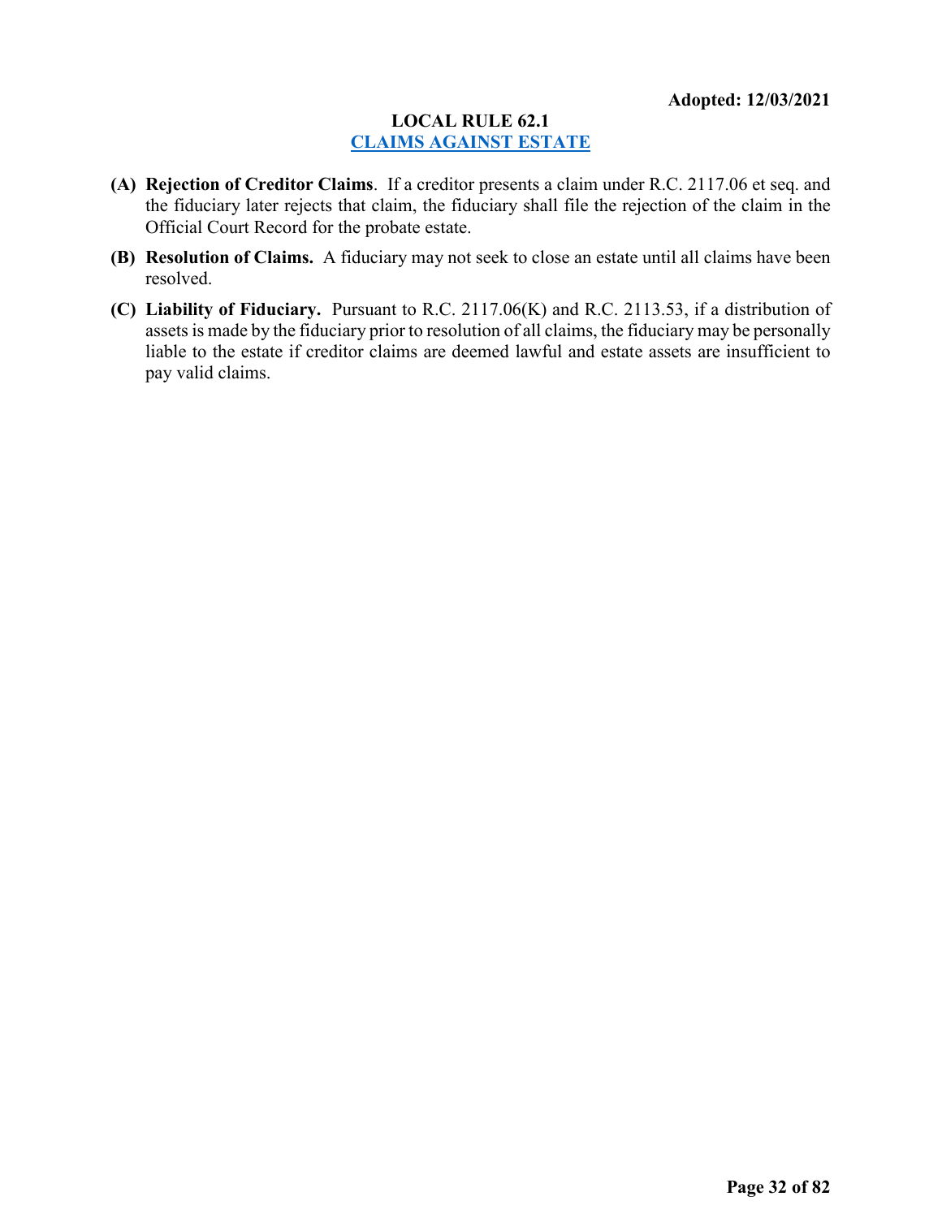**Adopted: 12/03/2021**

# LOCAL RULE 62.1

## CLAIMS AGAINST ESTATE

**(A) Rejection of Creditor Claims**. If a creditor presents a claim under R.C. 2117.06 et seq. and the fiduciary later rejects that claim, the fiduciary shall file the rejection of the claim in the Official Court Record for the probate estate.

**(B) Resolution of Claims.** A fiduciary may not seek to close an estate until all claims have been resolved.

**(C) Liability of Fiduciary.** Pursuant to R.C. 2117.06(K) and R.C. 2113.53, if a distribution of assets is made by the fiduciary prior to resolution of all claims, the fiduciary may be personally liable to the estate if creditor claims are deemed lawful and estate assets are insufficient to pay valid claims.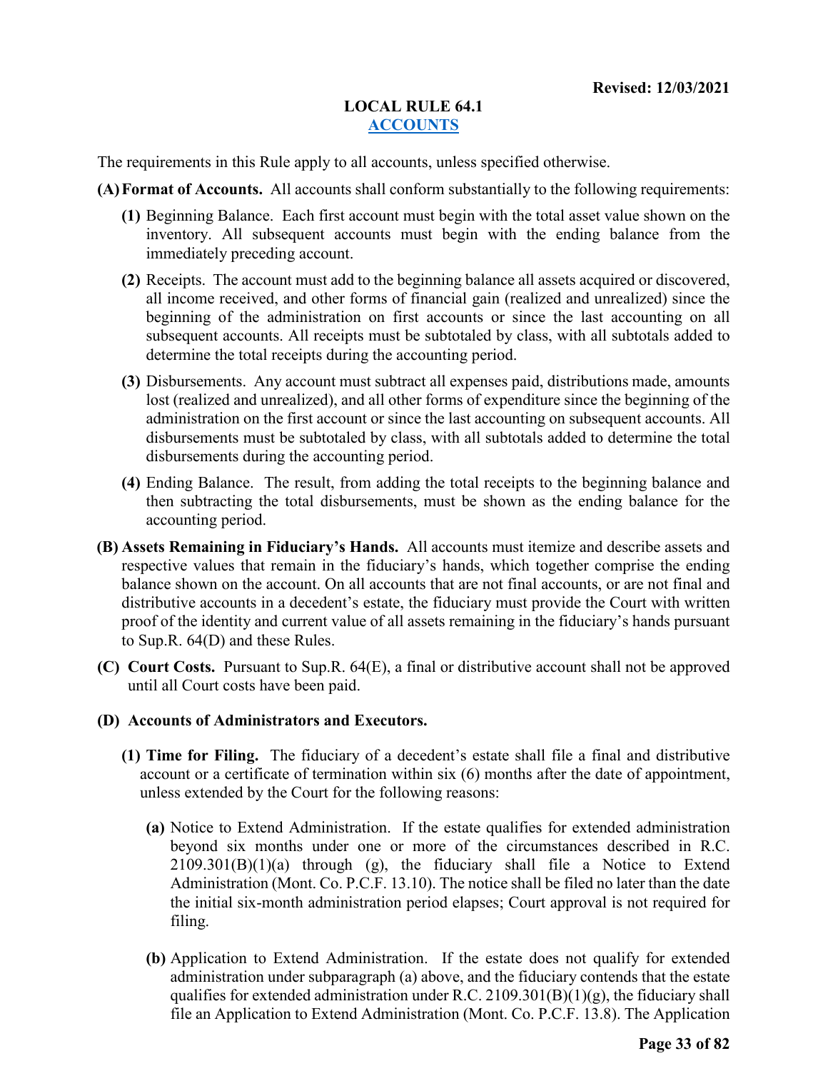Revised: 12/03/2021

## LOCAL RULE 64.1
## ACCOUNTS

The requirements in this Rule apply to all accounts, unless specified otherwise.

**(A) Format of Accounts.** All accounts shall conform substantially to the following requirements:

**(1)** Beginning Balance. Each first account must begin with the total asset value shown on the inventory. All subsequent accounts must begin with the ending balance from the immediately preceding account.

**(2)** Receipts. The account must add to the beginning balance all assets acquired or discovered, all income received, and other forms of financial gain (realized and unrealized) since the beginning of the administration on first accounts or since the last accounting on all subsequent accounts. All receipts must be subtotaled by class, with all subtotals added to determine the total receipts during the accounting period.

**(3)** Disbursements. Any account must subtract all expenses paid, distributions made, amounts lost (realized and unrealized), and all other forms of expenditure since the beginning of the administration on the first account or since the last accounting on subsequent accounts. All disbursements must be subtotaled by class, with all subtotals added to determine the total disbursements during the accounting period.

**(4)** Ending Balance. The result, from adding the total receipts to the beginning balance and then subtracting the total disbursements, must be shown as the ending balance for the accounting period.

**(B) Assets Remaining in Fiduciary's Hands.** All accounts must itemize and describe assets and respective values that remain in the fiduciary's hands, which together comprise the ending balance shown on the account. On all accounts that are not final accounts, or are not final and distributive accounts in a decedent's estate, the fiduciary must provide the Court with written proof of the identity and current value of all assets remaining in the fiduciary's hands pursuant to Sup.R. 64(D) and these Rules.

**(C) Court Costs.** Pursuant to Sup.R. 64(E), a final or distributive account shall not be approved until all Court costs have been paid.

**(D) Accounts of Administrators and Executors.**

**(1) Time for Filing.** The fiduciary of a decedent's estate shall file a final and distributive account or a certificate of termination within six (6) months after the date of appointment, unless extended by the Court for the following reasons:

**(a)** Notice to Extend Administration. If the estate qualifies for extended administration beyond six months under one or more of the circumstances described in R.C. 2109.301(B)(1)(a) through (g), the fiduciary shall file a Notice to Extend Administration (Mont. Co. P.C.F. 13.10). The notice shall be filed no later than the date the initial six-month administration period elapses; Court approval is not required for filing.

**(b)** Application to Extend Administration. If the estate does not qualify for extended administration under subparagraph (a) above, and the fiduciary contends that the estate qualifies for extended administration under R.C. 2109.301(B)(1)(g), the fiduciary shall file an Application to Extend Administration (Mont. Co. P.C.F. 13.8). The Application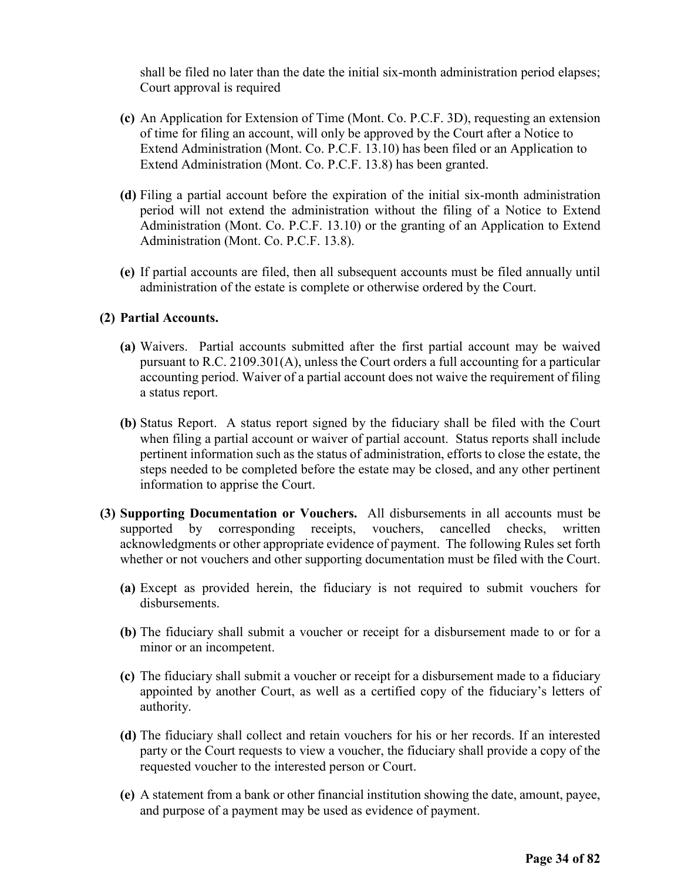shall be filed no later than the date the initial six-month administration period elapses; Court approval is required

**(c)** An Application for Extension of Time (Mont. Co. P.C.F. 3D), requesting an extension of time for filing an account, will only be approved by the Court after a Notice to Extend Administration (Mont. Co. P.C.F. 13.10) has been filed or an Application to Extend Administration (Mont. Co. P.C.F. 13.8) has been granted.

**(d)** Filing a partial account before the expiration of the initial six-month administration period will not extend the administration without the filing of a Notice to Extend Administration (Mont. Co. P.C.F. 13.10) or the granting of an Application to Extend Administration (Mont. Co. P.C.F. 13.8).

**(e)** If partial accounts are filed, then all subsequent accounts must be filed annually until administration of the estate is complete or otherwise ordered by the Court.

**(2) Partial Accounts.**

**(a)** Waivers. Partial accounts submitted after the first partial account may be waived pursuant to R.C. 2109.301(A), unless the Court orders a full accounting for a particular accounting period. Waiver of a partial account does not waive the requirement of filing a status report.

**(b)** Status Report. A status report signed by the fiduciary shall be filed with the Court when filing a partial account or waiver of partial account. Status reports shall include pertinent information such as the status of administration, efforts to close the estate, the steps needed to be completed before the estate may be closed, and any other pertinent information to apprise the Court.

**(3) Supporting Documentation or Vouchers.** All disbursements in all accounts must be supported by corresponding receipts, vouchers, cancelled checks, written acknowledgments or other appropriate evidence of payment. The following Rules set forth whether or not vouchers and other supporting documentation must be filed with the Court.

**(a)** Except as provided herein, the fiduciary is not required to submit vouchers for disbursements.

**(b)** The fiduciary shall submit a voucher or receipt for a disbursement made to or for a minor or an incompetent.

**(c)** The fiduciary shall submit a voucher or receipt for a disbursement made to a fiduciary appointed by another Court, as well as a certified copy of the fiduciary's letters of authority.

**(d)** The fiduciary shall collect and retain vouchers for his or her records. If an interested party or the Court requests to view a voucher, the fiduciary shall provide a copy of the requested voucher to the interested person or Court.

**(e)** A statement from a bank or other financial institution showing the date, amount, payee, and purpose of a payment may be used as evidence of payment.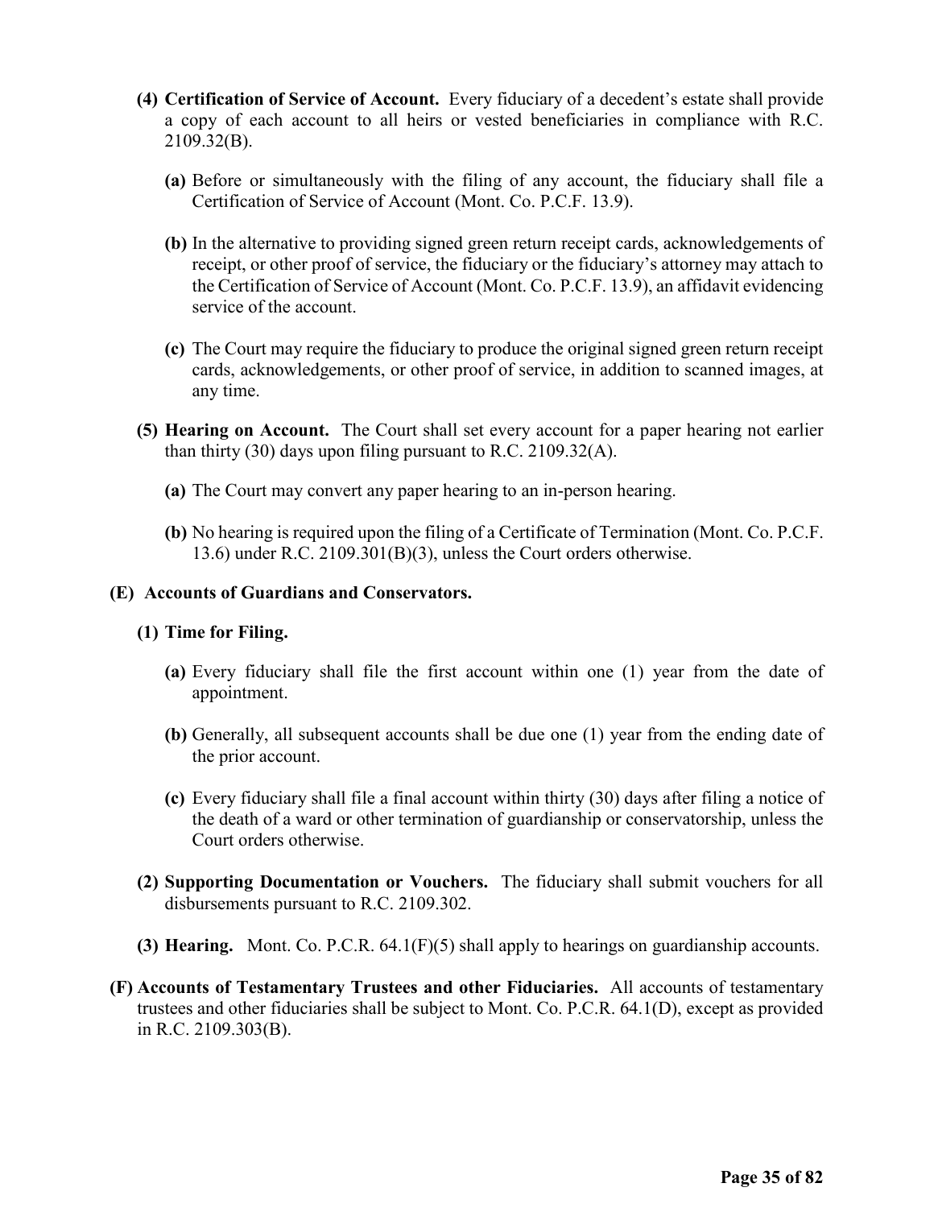- **(4) Certification of Service of Account.** Every fiduciary of a decedent's estate shall provide a copy of each account to all heirs or vested beneficiaries in compliance with R.C. 2109.32(B).
  - **(a)** Before or simultaneously with the filing of any account, the fiduciary shall file a Certification of Service of Account (Mont. Co. P.C.F. 13.9).
  - **(b)** In the alternative to providing signed green return receipt cards, acknowledgements of receipt, or other proof of service, the fiduciary or the fiduciary's attorney may attach to the Certification of Service of Account (Mont. Co. P.C.F. 13.9), an affidavit evidencing service of the account.
  - **(c)** The Court may require the fiduciary to produce the original signed green return receipt cards, acknowledgements, or other proof of service, in addition to scanned images, at any time.
- **(5) Hearing on Account.** The Court shall set every account for a paper hearing not earlier than thirty (30) days upon filing pursuant to R.C. 2109.32(A).
  - **(a)** The Court may convert any paper hearing to an in-person hearing.
  - **(b)** No hearing is required upon the filing of a Certificate of Termination (Mont. Co. P.C.F. 13.6) under R.C. 2109.301(B)(3), unless the Court orders otherwise.

**(E) Accounts of Guardians and Conservators.**

- **(1) Time for Filing.**
  - **(a)** Every fiduciary shall file the first account within one (1) year from the date of appointment.
  - **(b)** Generally, all subsequent accounts shall be due one (1) year from the ending date of the prior account.
  - **(c)** Every fiduciary shall file a final account within thirty (30) days after filing a notice of the death of a ward or other termination of guardianship or conservatorship, unless the Court orders otherwise.
- **(2) Supporting Documentation or Vouchers.** The fiduciary shall submit vouchers for all disbursements pursuant to R.C. 2109.302.
- **(3) Hearing.** Mont. Co. P.C.R. 64.1(F)(5) shall apply to hearings on guardianship accounts.

**(F) Accounts of Testamentary Trustees and other Fiduciaries.** All accounts of testamentary trustees and other fiduciaries shall be subject to Mont. Co. P.C.R. 64.1(D), except as provided in R.C. 2109.303(B).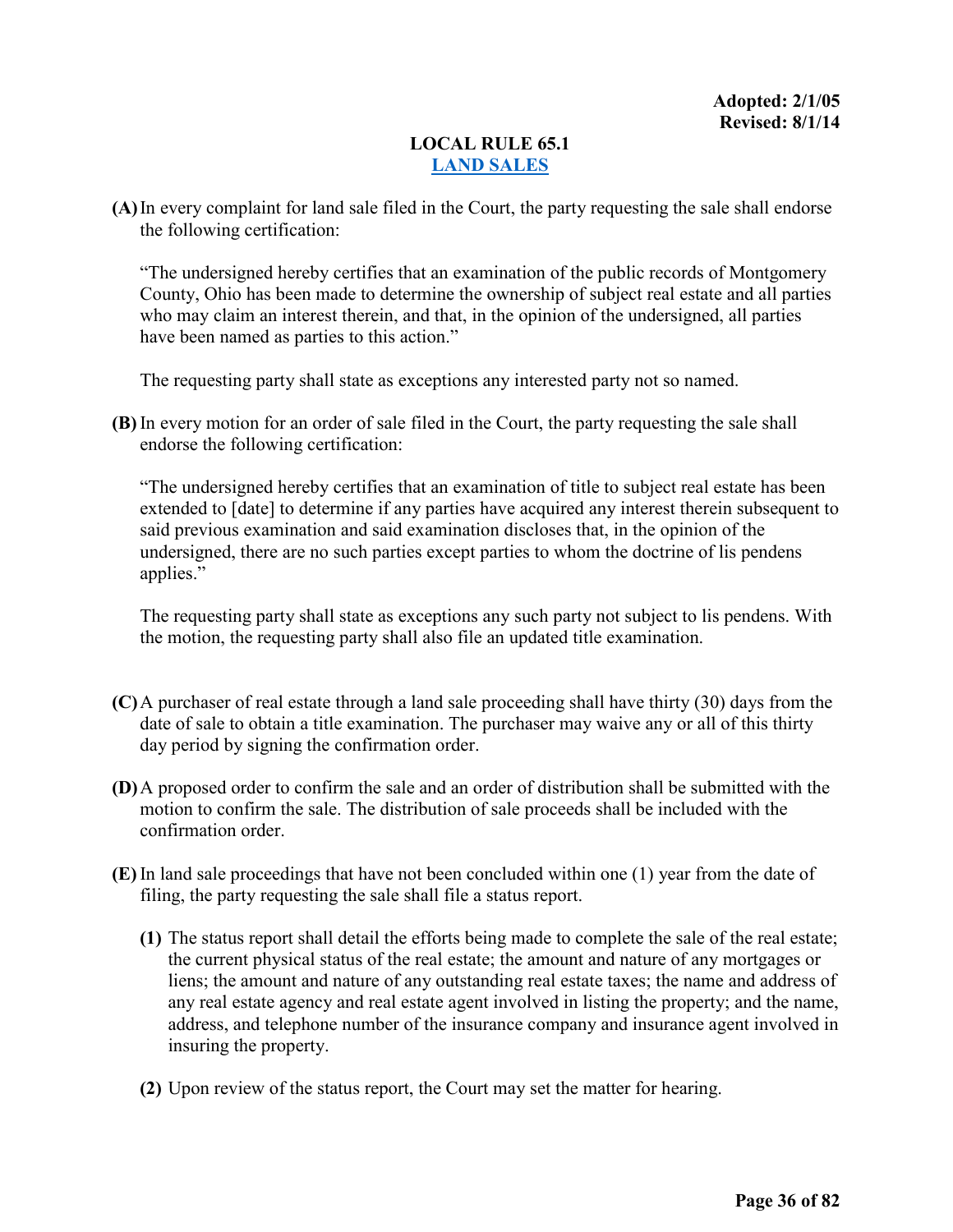**Adopted: 2/1/05**
**Revised: 8/1/14**

# LOCAL RULE 65.1
## LAND SALES

**(A)** In every complaint for land sale filed in the Court, the party requesting the sale shall endorse the following certification:

"The undersigned hereby certifies that an examination of the public records of Montgomery County, Ohio has been made to determine the ownership of subject real estate and all parties who may claim an interest therein, and that, in the opinion of the undersigned, all parties have been named as parties to this action."

The requesting party shall state as exceptions any interested party not so named.

**(B)** In every motion for an order of sale filed in the Court, the party requesting the sale shall endorse the following certification:

"The undersigned hereby certifies that an examination of title to subject real estate has been extended to [date] to determine if any parties have acquired any interest therein subsequent to said previous examination and said examination discloses that, in the opinion of the undersigned, there are no such parties except parties to whom the doctrine of lis pendens applies."

The requesting party shall state as exceptions any such party not subject to lis pendens. With the motion, the requesting party shall also file an updated title examination.

**(C)** A purchaser of real estate through a land sale proceeding shall have thirty (30) days from the date of sale to obtain a title examination. The purchaser may waive any or all of this thirty day period by signing the confirmation order.

**(D)** A proposed order to confirm the sale and an order of distribution shall be submitted with the motion to confirm the sale. The distribution of sale proceeds shall be included with the confirmation order.

**(E)** In land sale proceedings that have not been concluded within one (1) year from the date of filing, the party requesting the sale shall file a status report.

**(1)** The status report shall detail the efforts being made to complete the sale of the real estate; the current physical status of the real estate; the amount and nature of any mortgages or liens; the amount and nature of any outstanding real estate taxes; the name and address of any real estate agency and real estate agent involved in listing the property; and the name, address, and telephone number of the insurance company and insurance agent involved in insuring the property.

**(2)** Upon review of the status report, the Court may set the matter for hearing.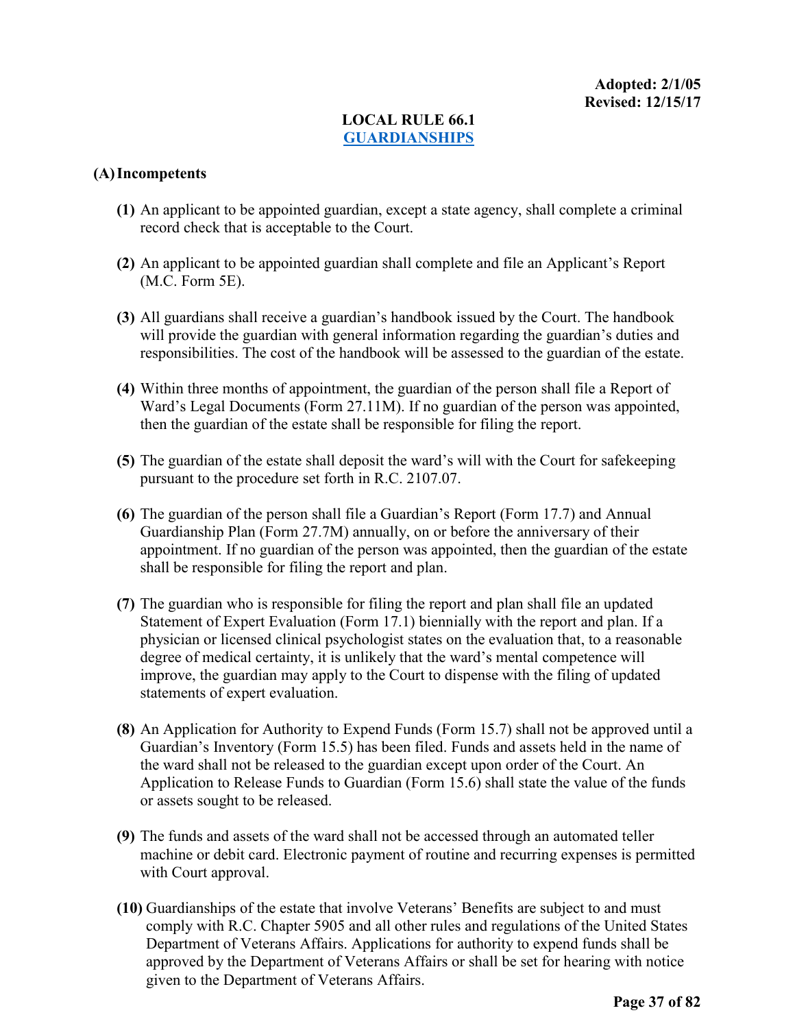**Adopted: 2/1/05**
**Revised: 12/15/17**

# LOCAL RULE 66.1
## GUARDIANSHIPS

### (A) Incompetents

**(1)** An applicant to be appointed guardian, except a state agency, shall complete a criminal record check that is acceptable to the Court.

**(2)** An applicant to be appointed guardian shall complete and file an Applicant's Report (M.C. Form 5E).

**(3)** All guardians shall receive a guardian's handbook issued by the Court. The handbook will provide the guardian with general information regarding the guardian's duties and responsibilities. The cost of the handbook will be assessed to the guardian of the estate.

**(4)** Within three months of appointment, the guardian of the person shall file a Report of Ward's Legal Documents (Form 27.11M). If no guardian of the person was appointed, then the guardian of the estate shall be responsible for filing the report.

**(5)** The guardian of the estate shall deposit the ward's will with the Court for safekeeping pursuant to the procedure set forth in R.C. 2107.07.

**(6)** The guardian of the person shall file a Guardian's Report (Form 17.7) and Annual Guardianship Plan (Form 27.7M) annually, on or before the anniversary of their appointment. If no guardian of the person was appointed, then the guardian of the estate shall be responsible for filing the report and plan.

**(7)** The guardian who is responsible for filing the report and plan shall file an updated Statement of Expert Evaluation (Form 17.1) biennially with the report and plan. If a physician or licensed clinical psychologist states on the evaluation that, to a reasonable degree of medical certainty, it is unlikely that the ward's mental competence will improve, the guardian may apply to the Court to dispense with the filing of updated statements of expert evaluation.

**(8)** An Application for Authority to Expend Funds (Form 15.7) shall not be approved until a Guardian's Inventory (Form 15.5) has been filed. Funds and assets held in the name of the ward shall not be released to the guardian except upon order of the Court. An Application to Release Funds to Guardian (Form 15.6) shall state the value of the funds or assets sought to be released.

**(9)** The funds and assets of the ward shall not be accessed through an automated teller machine or debit card. Electronic payment of routine and recurring expenses is permitted with Court approval.

**(10)** Guardianships of the estate that involve Veterans' Benefits are subject to and must comply with R.C. Chapter 5905 and all other rules and regulations of the United States Department of Veterans Affairs. Applications for authority to expend funds shall be approved by the Department of Veterans Affairs or shall be set for hearing with notice given to the Department of Veterans Affairs.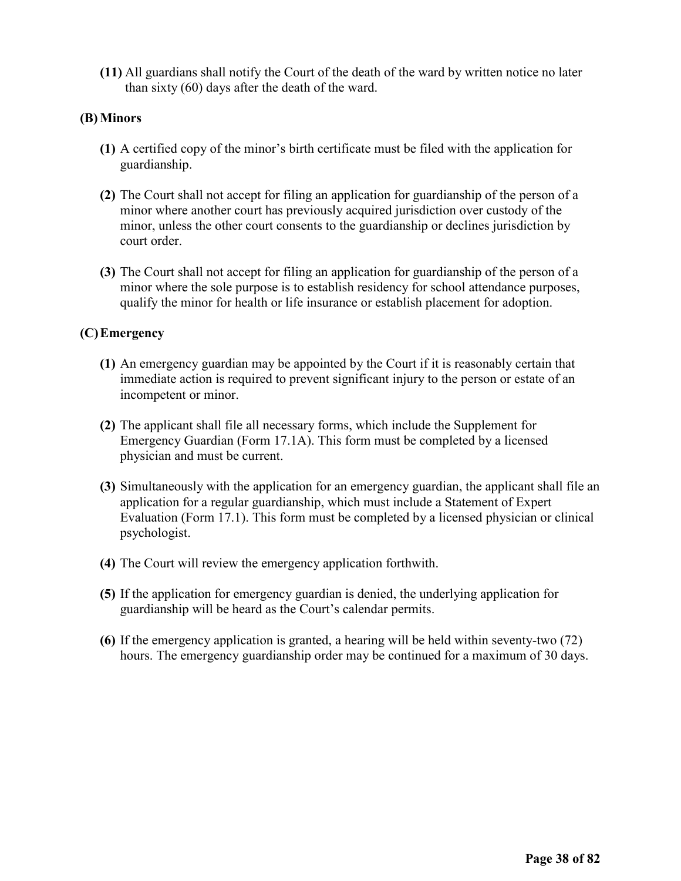**(11)** All guardians shall notify the Court of the death of the ward by written notice no later than sixty (60) days after the death of the ward.

**(B) Minors**

**(1)** A certified copy of the minor's birth certificate must be filed with the application for guardianship.

**(2)** The Court shall not accept for filing an application for guardianship of the person of a minor where another court has previously acquired jurisdiction over custody of the minor, unless the other court consents to the guardianship or declines jurisdiction by court order.

**(3)** The Court shall not accept for filing an application for guardianship of the person of a minor where the sole purpose is to establish residency for school attendance purposes, qualify the minor for health or life insurance or establish placement for adoption.

**(C) Emergency**

**(1)** An emergency guardian may be appointed by the Court if it is reasonably certain that immediate action is required to prevent significant injury to the person or estate of an incompetent or minor.

**(2)** The applicant shall file all necessary forms, which include the Supplement for Emergency Guardian (Form 17.1A). This form must be completed by a licensed physician and must be current.

**(3)** Simultaneously with the application for an emergency guardian, the applicant shall file an application for a regular guardianship, which must include a Statement of Expert Evaluation (Form 17.1). This form must be completed by a licensed physician or clinical psychologist.

**(4)** The Court will review the emergency application forthwith.

**(5)** If the application for emergency guardian is denied, the underlying application for guardianship will be heard as the Court's calendar permits.

**(6)** If the emergency application is granted, a hearing will be held within seventy-two (72) hours. The emergency guardianship order may be continued for a maximum of 30 days.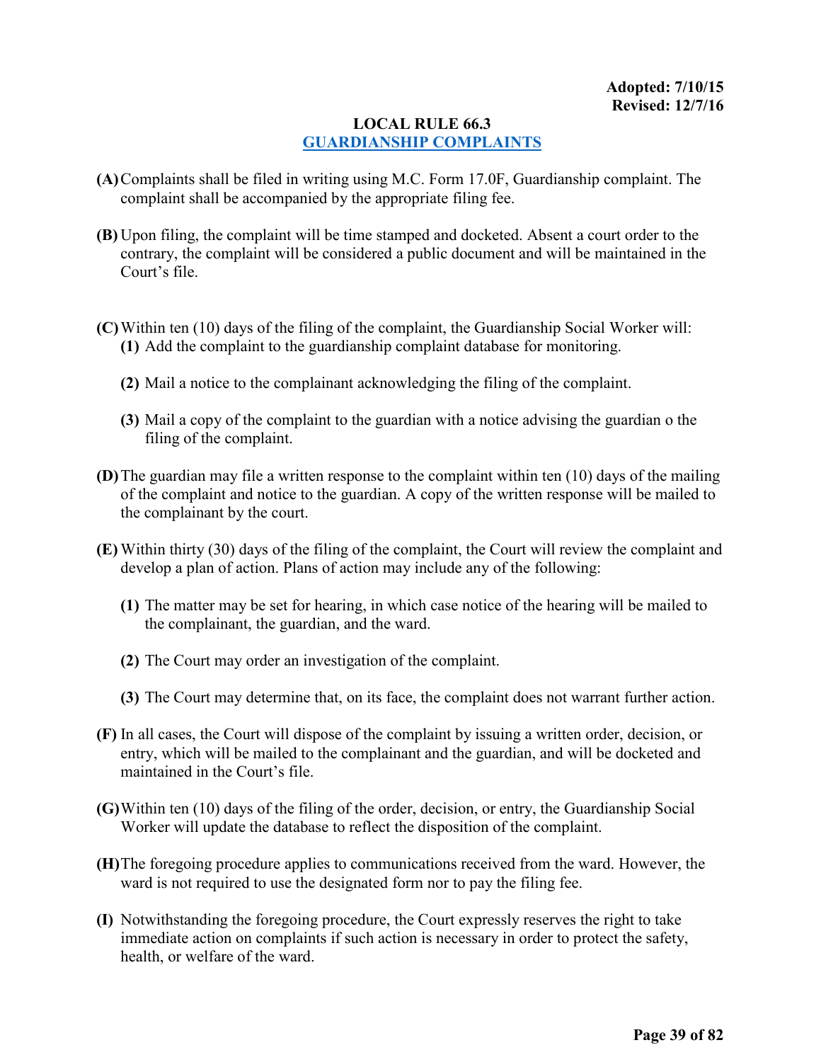**Adopted: 7/10/15**
**Revised: 12/7/16**

# LOCAL RULE 66.3
## GUARDIANSHIP COMPLAINTS

**(A)** Complaints shall be filed in writing using M.C. Form 17.0F, Guardianship complaint. The complaint shall be accompanied by the appropriate filing fee.

**(B)** Upon filing, the complaint will be time stamped and docketed. Absent a court order to the contrary, the complaint will be considered a public document and will be maintained in the Court's file.

**(C)** Within ten (10) days of the filing of the complaint, the Guardianship Social Worker will:

- **(1)** Add the complaint to the guardianship complaint database for monitoring.
- **(2)** Mail a notice to the complainant acknowledging the filing of the complaint.
- **(3)** Mail a copy of the complaint to the guardian with a notice advising the guardian o the filing of the complaint.

**(D)** The guardian may file a written response to the complaint within ten (10) days of the mailing of the complaint and notice to the guardian. A copy of the written response will be mailed to the complainant by the court.

**(E)** Within thirty (30) days of the filing of the complaint, the Court will review the complaint and develop a plan of action. Plans of action may include any of the following:

- **(1)** The matter may be set for hearing, in which case notice of the hearing will be mailed to the complainant, the guardian, and the ward.
- **(2)** The Court may order an investigation of the complaint.
- **(3)** The Court may determine that, on its face, the complaint does not warrant further action.

**(F)** In all cases, the Court will dispose of the complaint by issuing a written order, decision, or entry, which will be mailed to the complainant and the guardian, and will be docketed and maintained in the Court's file.

**(G)** Within ten (10) days of the filing of the order, decision, or entry, the Guardianship Social Worker will update the database to reflect the disposition of the complaint.

**(H)** The foregoing procedure applies to communications received from the ward. However, the ward is not required to use the designated form nor to pay the filing fee.

**(I)** Notwithstanding the foregoing procedure, the Court expressly reserves the right to take immediate action on complaints if such action is necessary in order to protect the safety, health, or welfare of the ward.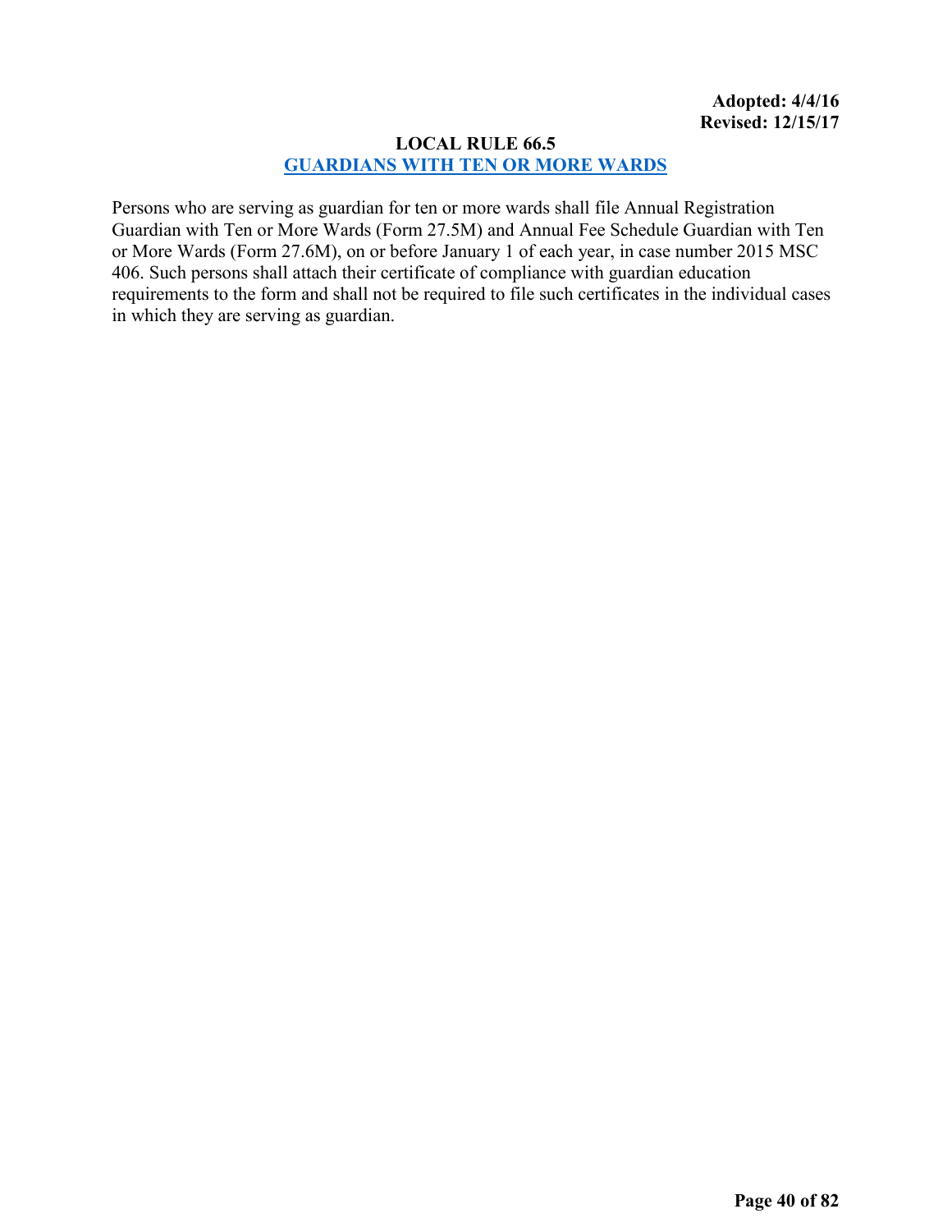**Adopted: 4/4/16**
**Revised: 12/15/17**

# LOCAL RULE 66.5

## GUARDIANS WITH TEN OR MORE WARDS

Persons who are serving as guardian for ten or more wards shall file Annual Registration Guardian with Ten or More Wards (Form 27.5M) and Annual Fee Schedule Guardian with Ten or More Wards (Form 27.6M), on or before January 1 of each year, in case number 2015 MSC 406. Such persons shall attach their certificate of compliance with guardian education requirements to the form and shall not be required to file such certificates in the individual cases in which they are serving as guardian.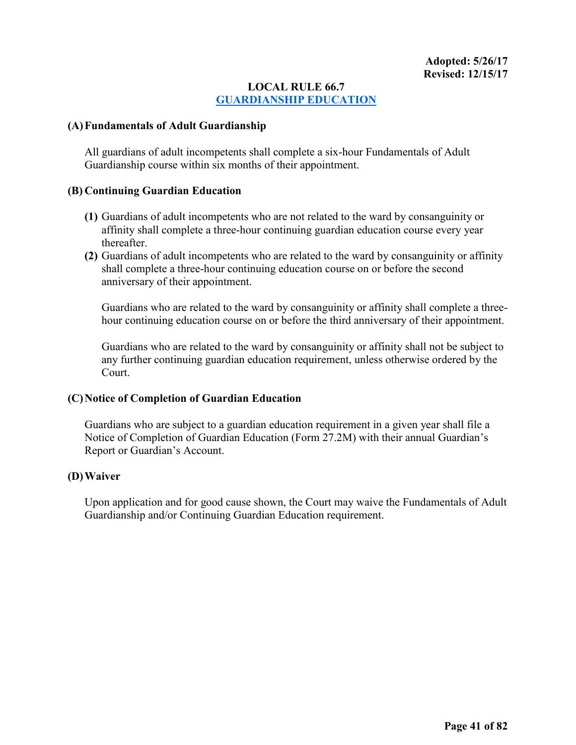**Adopted: 5/26/17**
**Revised: 12/15/17**

# LOCAL RULE 66.7
## GUARDIANSHIP EDUCATION

### (A) Fundamentals of Adult Guardianship

All guardians of adult incompetents shall complete a six-hour Fundamentals of Adult Guardianship course within six months of their appointment.

### (B) Continuing Guardian Education

**(1)** Guardians of adult incompetents who are not related to the ward by consanguinity or affinity shall complete a three-hour continuing guardian education course every year thereafter.

**(2)** Guardians of adult incompetents who are related to the ward by consanguinity or affinity shall complete a three-hour continuing education course on or before the second anniversary of their appointment.

Guardians who are related to the ward by consanguinity or affinity shall complete a three-hour continuing education course on or before the third anniversary of their appointment.

Guardians who are related to the ward by consanguinity or affinity shall not be subject to any further continuing guardian education requirement, unless otherwise ordered by the Court.

### (C) Notice of Completion of Guardian Education

Guardians who are subject to a guardian education requirement in a given year shall file a Notice of Completion of Guardian Education (Form 27.2M) with their annual Guardian's Report or Guardian's Account.

### (D) Waiver

Upon application and for good cause shown, the Court may waive the Fundamentals of Adult Guardianship and/or Continuing Guardian Education requirement.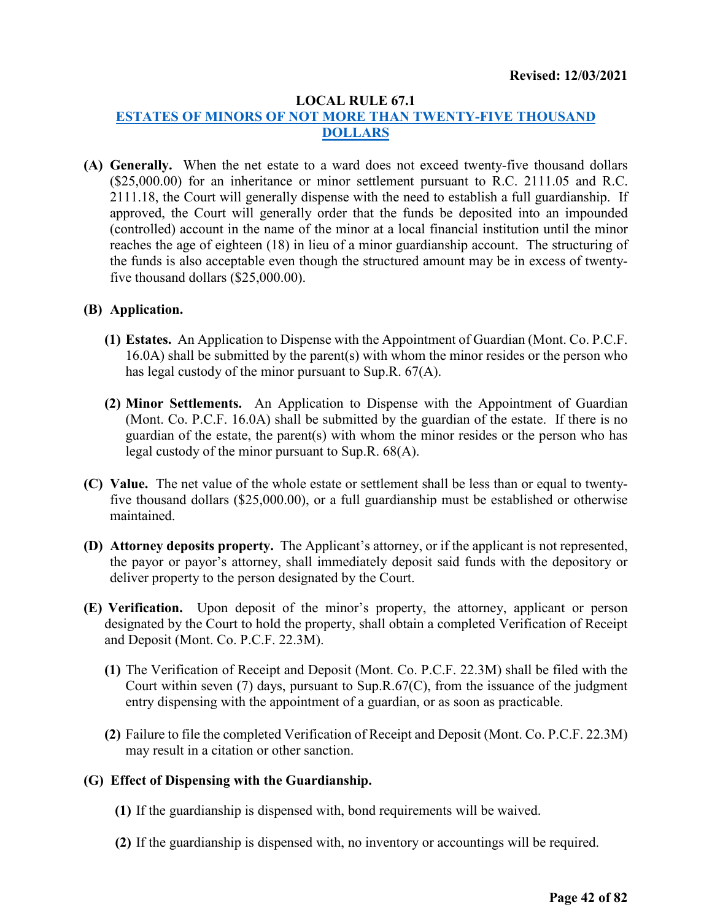**Revised: 12/03/2021**

## LOCAL RULE 67.1
## ESTATES OF MINORS OF NOT MORE THAN TWENTY-FIVE THOUSAND DOLLARS

**(A) Generally.** When the net estate to a ward does not exceed twenty-five thousand dollars ($25,000.00) for an inheritance or minor settlement pursuant to R.C. 2111.05 and R.C. 2111.18, the Court will generally dispense with the need to establish a full guardianship. If approved, the Court will generally order that the funds be deposited into an impounded (controlled) account in the name of the minor at a local financial institution until the minor reaches the age of eighteen (18) in lieu of a minor guardianship account. The structuring of the funds is also acceptable even though the structured amount may be in excess of twenty-five thousand dollars ($25,000.00).

**(B) Application.**

**(1) Estates.** An Application to Dispense with the Appointment of Guardian (Mont. Co. P.C.F. 16.0A) shall be submitted by the parent(s) with whom the minor resides or the person who has legal custody of the minor pursuant to Sup.R. 67(A).

**(2) Minor Settlements.** An Application to Dispense with the Appointment of Guardian (Mont. Co. P.C.F. 16.0A) shall be submitted by the guardian of the estate. If there is no guardian of the estate, the parent(s) with whom the minor resides or the person who has legal custody of the minor pursuant to Sup.R. 68(A).

**(C) Value.** The net value of the whole estate or settlement shall be less than or equal to twenty-five thousand dollars ($25,000.00), or a full guardianship must be established or otherwise maintained.

**(D) Attorney deposits property.** The Applicant's attorney, or if the applicant is not represented, the payor or payor's attorney, shall immediately deposit said funds with the depository or deliver property to the person designated by the Court.

**(E) Verification.** Upon deposit of the minor's property, the attorney, applicant or person designated by the Court to hold the property, shall obtain a completed Verification of Receipt and Deposit (Mont. Co. P.C.F. 22.3M).

**(1)** The Verification of Receipt and Deposit (Mont. Co. P.C.F. 22.3M) shall be filed with the Court within seven (7) days, pursuant to Sup.R.67(C), from the issuance of the judgment entry dispensing with the appointment of a guardian, or as soon as practicable.

**(2)** Failure to file the completed Verification of Receipt and Deposit (Mont. Co. P.C.F. 22.3M) may result in a citation or other sanction.

**(G) Effect of Dispensing with the Guardianship.**

**(1)** If the guardianship is dispensed with, bond requirements will be waived.

**(2)** If the guardianship is dispensed with, no inventory or accountings will be required.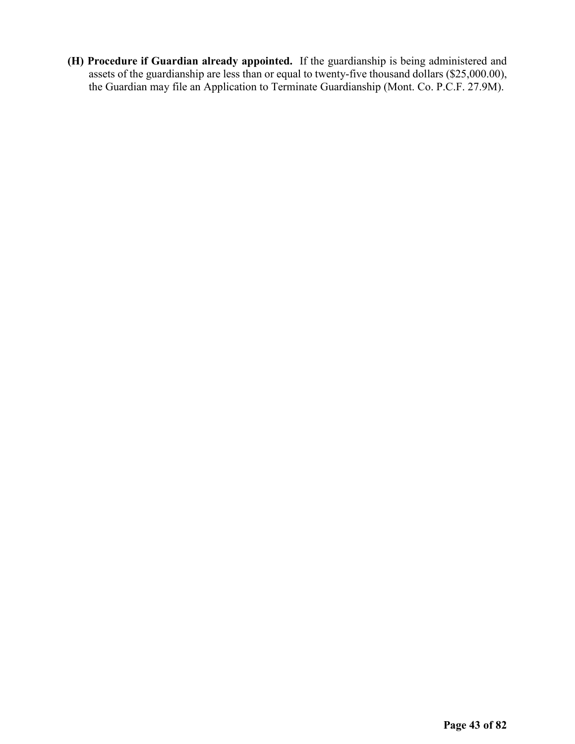**(H) Procedure if Guardian already appointed.** If the guardianship is being administered and assets of the guardianship are less than or equal to twenty-five thousand dollars ($25,000.00), the Guardian may file an Application to Terminate Guardianship (Mont. Co. P.C.F. 27.9M).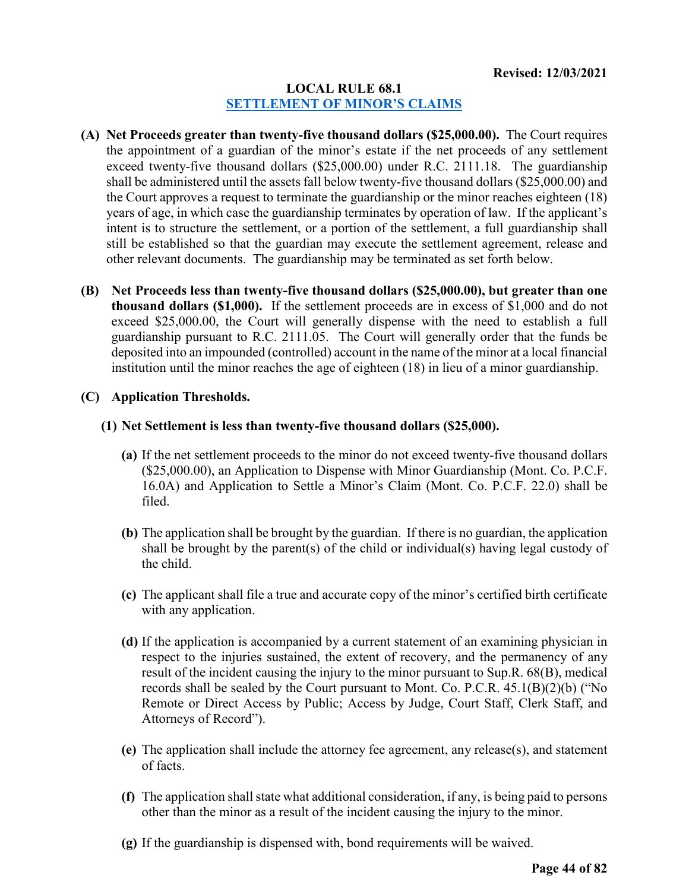Revised: 12/03/2021

# LOCAL RULE 68.1
## SETTLEMENT OF MINOR'S CLAIMS

**(A) Net Proceeds greater than twenty-five thousand dollars ($25,000.00).** The Court requires the appointment of a guardian of the minor's estate if the net proceeds of any settlement exceed twenty-five thousand dollars ($25,000.00) under R.C. 2111.18. The guardianship shall be administered until the assets fall below twenty-five thousand dollars ($25,000.00) and the Court approves a request to terminate the guardianship or the minor reaches eighteen (18) years of age, in which case the guardianship terminates by operation of law. If the applicant's intent is to structure the settlement, or a portion of the settlement, a full guardianship shall still be established so that the guardian may execute the settlement agreement, release and other relevant documents. The guardianship may be terminated as set forth below.

**(B) Net Proceeds less than twenty-five thousand dollars ($25,000.00), but greater than one thousand dollars ($1,000).** If the settlement proceeds are in excess of $1,000 and do not exceed $25,000.00, the Court will generally dispense with the need to establish a full guardianship pursuant to R.C. 2111.05. The Court will generally order that the funds be deposited into an impounded (controlled) account in the name of the minor at a local financial institution until the minor reaches the age of eighteen (18) in lieu of a minor guardianship.

**(C) Application Thresholds.**

**(1) Net Settlement is less than twenty-five thousand dollars ($25,000).**

**(a)** If the net settlement proceeds to the minor do not exceed twenty-five thousand dollars ($25,000.00), an Application to Dispense with Minor Guardianship (Mont. Co. P.C.F. 16.0A) and Application to Settle a Minor's Claim (Mont. Co. P.C.F. 22.0) shall be filed.

**(b)** The application shall be brought by the guardian. If there is no guardian, the application shall be brought by the parent(s) of the child or individual(s) having legal custody of the child.

**(c)** The applicant shall file a true and accurate copy of the minor's certified birth certificate with any application.

**(d)** If the application is accompanied by a current statement of an examining physician in respect to the injuries sustained, the extent of recovery, and the permanency of any result of the incident causing the injury to the minor pursuant to Sup.R. 68(B), medical records shall be sealed by the Court pursuant to Mont. Co. P.C.R. 45.1(B)(2)(b) ("No Remote or Direct Access by Public; Access by Judge, Court Staff, Clerk Staff, and Attorneys of Record").

**(e)** The application shall include the attorney fee agreement, any release(s), and statement of facts.

**(f)** The application shall state what additional consideration, if any, is being paid to persons other than the minor as a result of the incident causing the injury to the minor.

**(g)** If the guardianship is dispensed with, bond requirements will be waived.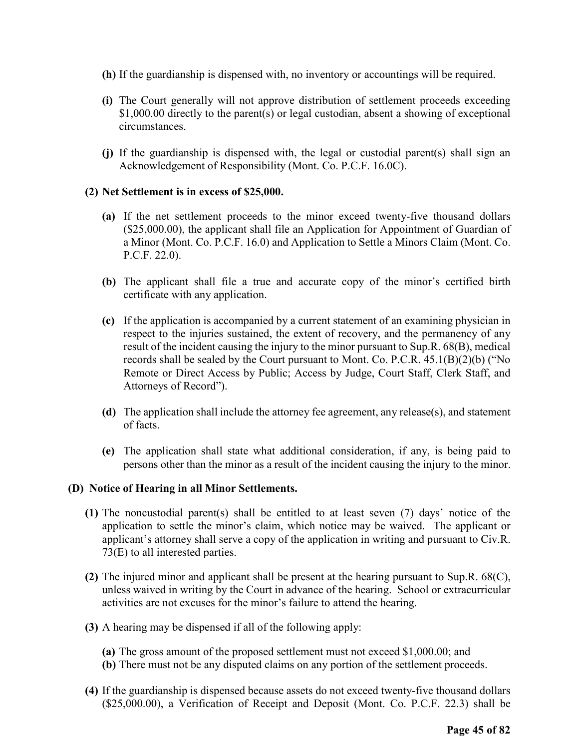**(h)** If the guardianship is dispensed with, no inventory or accountings will be required.

**(i)** The Court generally will not approve distribution of settlement proceeds exceeding $1,000.00 directly to the parent(s) or legal custodian, absent a showing of exceptional circumstances.

**(j)** If the guardianship is dispensed with, the legal or custodial parent(s) shall sign an Acknowledgement of Responsibility (Mont. Co. P.C.F. 16.0C).

**(2) Net Settlement is in excess of $25,000.**

**(a)** If the net settlement proceeds to the minor exceed twenty-five thousand dollars ($25,000.00), the applicant shall file an Application for Appointment of Guardian of a Minor (Mont. Co. P.C.F. 16.0) and Application to Settle a Minors Claim (Mont. Co. P.C.F. 22.0).

**(b)** The applicant shall file a true and accurate copy of the minor's certified birth certificate with any application.

**(c)** If the application is accompanied by a current statement of an examining physician in respect to the injuries sustained, the extent of recovery, and the permanency of any result of the incident causing the injury to the minor pursuant to Sup.R. 68(B), medical records shall be sealed by the Court pursuant to Mont. Co. P.C.R. 45.1(B)(2)(b) ("No Remote or Direct Access by Public; Access by Judge, Court Staff, Clerk Staff, and Attorneys of Record").

**(d)** The application shall include the attorney fee agreement, any release(s), and statement of facts.

**(e)** The application shall state what additional consideration, if any, is being paid to persons other than the minor as a result of the incident causing the injury to the minor.

**(D) Notice of Hearing in all Minor Settlements.**

**(1)** The noncustodial parent(s) shall be entitled to at least seven (7) days' notice of the application to settle the minor's claim, which notice may be waived. The applicant or applicant's attorney shall serve a copy of the application in writing and pursuant to Civ.R. 73(E) to all interested parties.

**(2)** The injured minor and applicant shall be present at the hearing pursuant to Sup.R. 68(C), unless waived in writing by the Court in advance of the hearing. School or extracurricular activities are not excuses for the minor's failure to attend the hearing.

**(3)** A hearing may be dispensed if all of the following apply:

**(a)** The gross amount of the proposed settlement must not exceed $1,000.00; and
**(b)** There must not be any disputed claims on any portion of the settlement proceeds.

**(4)** If the guardianship is dispensed because assets do not exceed twenty-five thousand dollars ($25,000.00), a Verification of Receipt and Deposit (Mont. Co. P.C.F. 22.3) shall be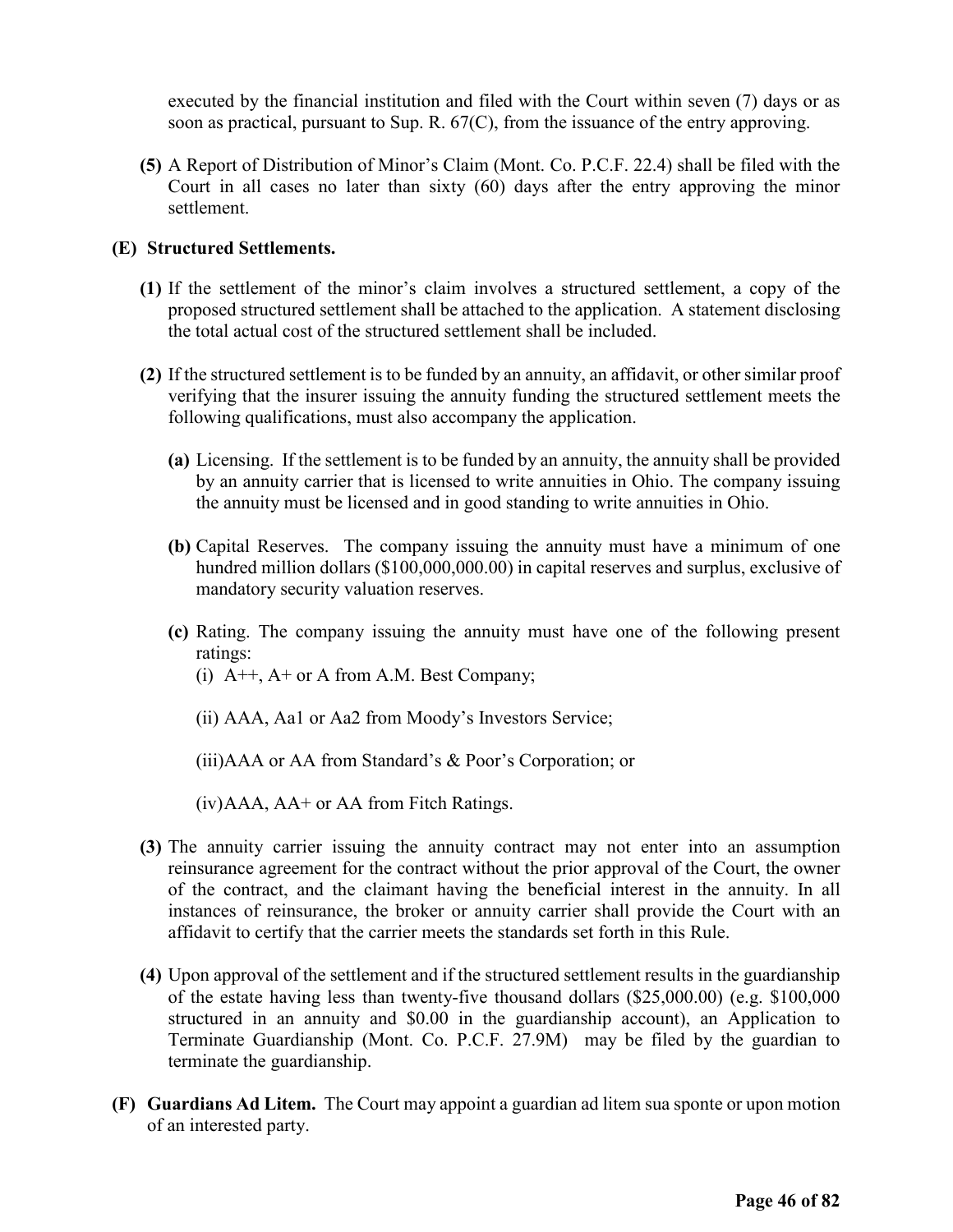executed by the financial institution and filed with the Court within seven (7) days or as soon as practical, pursuant to Sup. R. 67(C), from the issuance of the entry approving.

**(5)** A Report of Distribution of Minor's Claim (Mont. Co. P.C.F. 22.4) shall be filed with the Court in all cases no later than sixty (60) days after the entry approving the minor settlement.

**(E) Structured Settlements.**

**(1)** If the settlement of the minor's claim involves a structured settlement, a copy of the proposed structured settlement shall be attached to the application. A statement disclosing the total actual cost of the structured settlement shall be included.

**(2)** If the structured settlement is to be funded by an annuity, an affidavit, or other similar proof verifying that the insurer issuing the annuity funding the structured settlement meets the following qualifications, must also accompany the application.

**(a)** Licensing. If the settlement is to be funded by an annuity, the annuity shall be provided by an annuity carrier that is licensed to write annuities in Ohio. The company issuing the annuity must be licensed and in good standing to write annuities in Ohio.

**(b)** Capital Reserves. The company issuing the annuity must have a minimum of one hundred million dollars ($100,000,000.00) in capital reserves and surplus, exclusive of mandatory security valuation reserves.

**(c)** Rating. The company issuing the annuity must have one of the following present ratings:

(i) A++, A+ or A from A.M. Best Company;

(ii) AAA, Aa1 or Aa2 from Moody's Investors Service;

(iii) AAA or AA from Standard's & Poor's Corporation; or

(iv) AAA, AA+ or AA from Fitch Ratings.

**(3)** The annuity carrier issuing the annuity contract may not enter into an assumption reinsurance agreement for the contract without the prior approval of the Court, the owner of the contract, and the claimant having the beneficial interest in the annuity. In all instances of reinsurance, the broker or annuity carrier shall provide the Court with an affidavit to certify that the carrier meets the standards set forth in this Rule.

**(4)** Upon approval of the settlement and if the structured settlement results in the guardianship of the estate having less than twenty-five thousand dollars ($25,000.00) (e.g. $100,000 structured in an annuity and $0.00 in the guardianship account), an Application to Terminate Guardianship (Mont. Co. P.C.F. 27.9M) may be filed by the guardian to terminate the guardianship.

**(F) Guardians Ad Litem.** The Court may appoint a guardian ad litem sua sponte or upon motion of an interested party.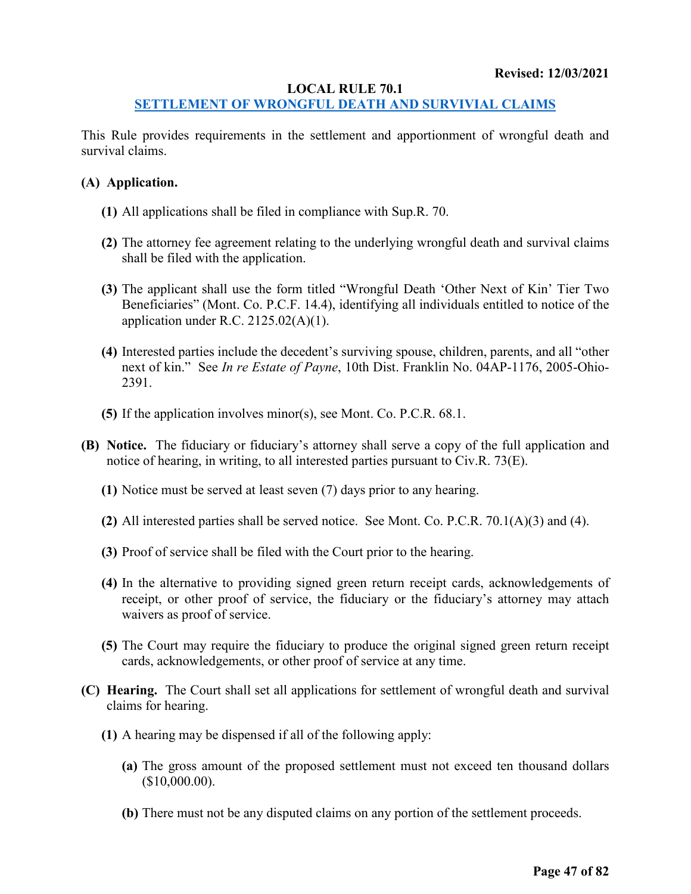**Revised: 12/03/2021**

# LOCAL RULE 70.1

## SETTLEMENT OF WRONGFUL DEATH AND SURVIVIAL CLAIMS

This Rule provides requirements in the settlement and apportionment of wrongful death and survival claims.

**(A) Application.**

**(1)** All applications shall be filed in compliance with Sup.R. 70.

**(2)** The attorney fee agreement relating to the underlying wrongful death and survival claims shall be filed with the application.

**(3)** The applicant shall use the form titled "Wrongful Death 'Other Next of Kin' Tier Two Beneficiaries" (Mont. Co. P.C.F. 14.4), identifying all individuals entitled to notice of the application under R.C. 2125.02(A)(1).

**(4)** Interested parties include the decedent's surviving spouse, children, parents, and all "other next of kin." See *In re Estate of Payne*, 10th Dist. Franklin No. 04AP-1176, 2005-Ohio-2391.

**(5)** If the application involves minor(s), see Mont. Co. P.C.R. 68.1.

**(B) Notice.** The fiduciary or fiduciary's attorney shall serve a copy of the full application and notice of hearing, in writing, to all interested parties pursuant to Civ.R. 73(E).

**(1)** Notice must be served at least seven (7) days prior to any hearing.

**(2)** All interested parties shall be served notice. See Mont. Co. P.C.R. 70.1(A)(3) and (4).

**(3)** Proof of service shall be filed with the Court prior to the hearing.

**(4)** In the alternative to providing signed green return receipt cards, acknowledgements of receipt, or other proof of service, the fiduciary or the fiduciary's attorney may attach waivers as proof of service.

**(5)** The Court may require the fiduciary to produce the original signed green return receipt cards, acknowledgements, or other proof of service at any time.

**(C) Hearing.** The Court shall set all applications for settlement of wrongful death and survival claims for hearing.

**(1)** A hearing may be dispensed if all of the following apply:

**(a)** The gross amount of the proposed settlement must not exceed ten thousand dollars ($10,000.00).

**(b)** There must not be any disputed claims on any portion of the settlement proceeds.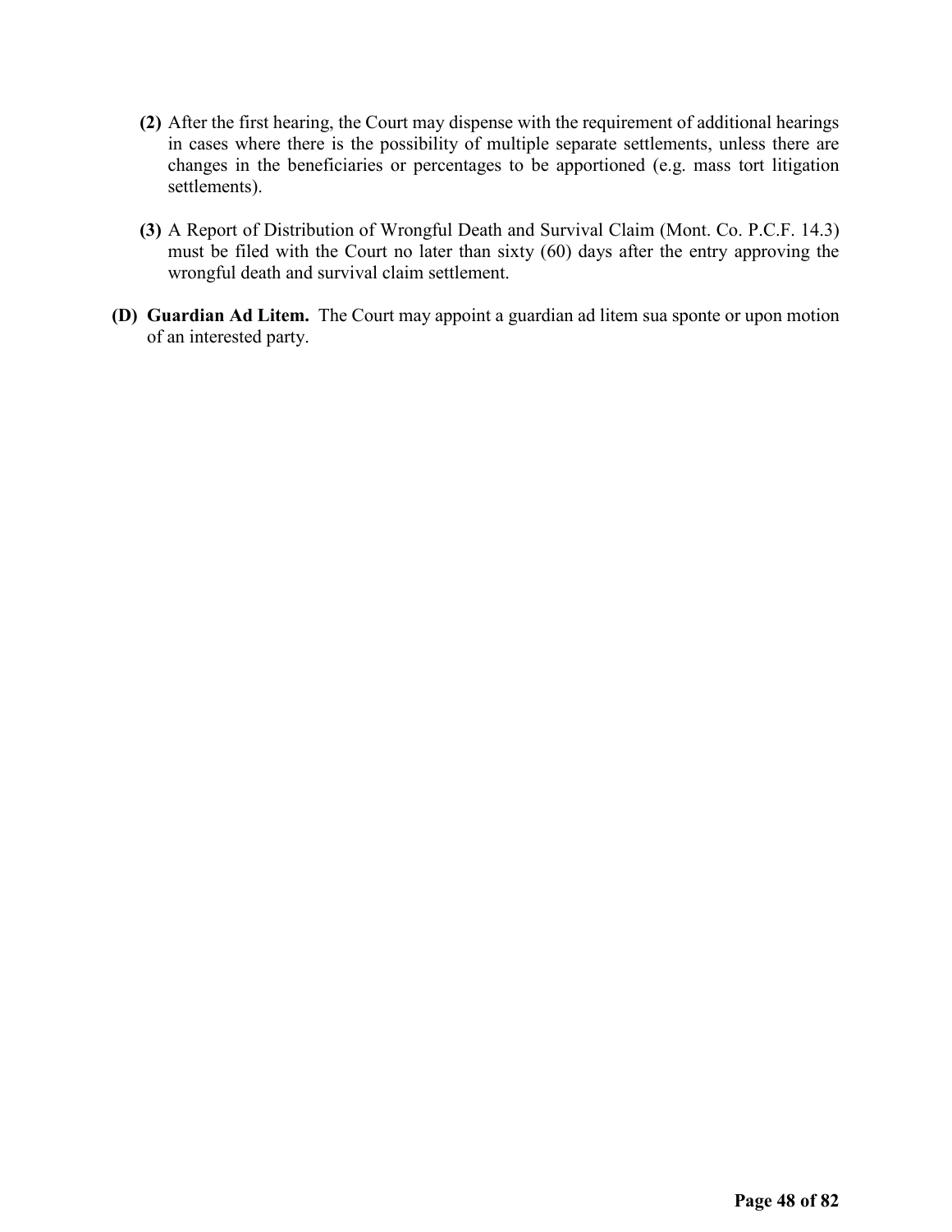**(2)** After the first hearing, the Court may dispense with the requirement of additional hearings in cases where there is the possibility of multiple separate settlements, unless there are changes in the beneficiaries or percentages to be apportioned (e.g. mass tort litigation settlements).

**(3)** A Report of Distribution of Wrongful Death and Survival Claim (Mont. Co. P.C.F. 14.3) must be filed with the Court no later than sixty (60) days after the entry approving the wrongful death and survival claim settlement.

**(D) Guardian Ad Litem.** The Court may appoint a guardian ad litem sua sponte or upon motion of an interested party.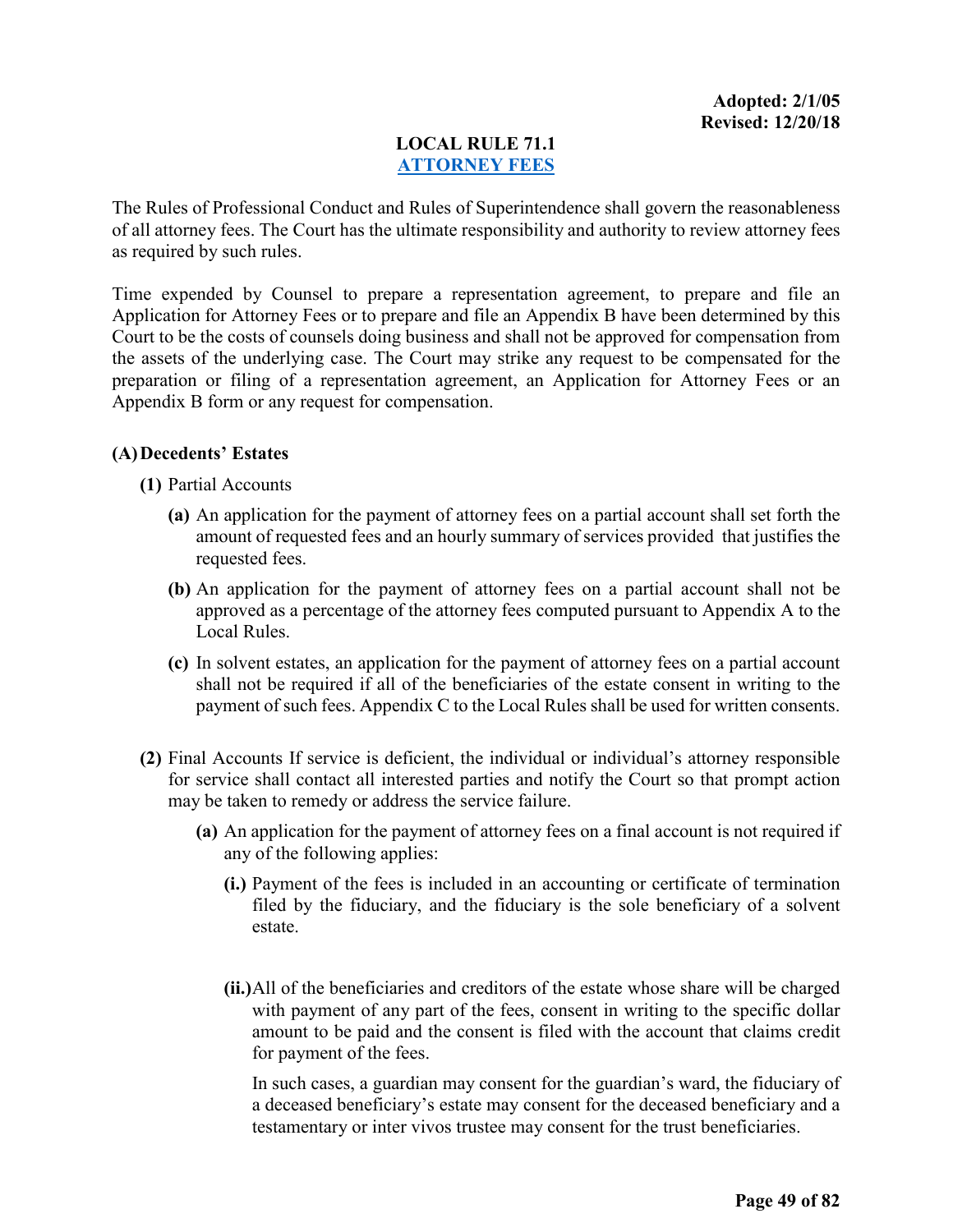**Adopted: 2/1/05**
**Revised: 12/20/18**

# LOCAL RULE 71.1
## ATTORNEY FEES

The Rules of Professional Conduct and Rules of Superintendence shall govern the reasonableness of all attorney fees. The Court has the ultimate responsibility and authority to review attorney fees as required by such rules.

Time expended by Counsel to prepare a representation agreement, to prepare and file an Application for Attorney Fees or to prepare and file an Appendix B have been determined by this Court to be the costs of counsels doing business and shall not be approved for compensation from the assets of the underlying case. The Court may strike any request to be compensated for the preparation or filing of a representation agreement, an Application for Attorney Fees or an Appendix B form or any request for compensation.

**(A) Decedents' Estates**

**(1)** Partial Accounts

**(a)** An application for the payment of attorney fees on a partial account shall set forth the amount of requested fees and an hourly summary of services provided that justifies the requested fees.

**(b)** An application for the payment of attorney fees on a partial account shall not be approved as a percentage of the attorney fees computed pursuant to Appendix A to the Local Rules.

**(c)** In solvent estates, an application for the payment of attorney fees on a partial account shall not be required if all of the beneficiaries of the estate consent in writing to the payment of such fees. Appendix C to the Local Rules shall be used for written consents.

**(2)** Final Accounts If service is deficient, the individual or individual's attorney responsible for service shall contact all interested parties and notify the Court so that prompt action may be taken to remedy or address the service failure.

**(a)** An application for the payment of attorney fees on a final account is not required if any of the following applies:

**(i.)** Payment of the fees is included in an accounting or certificate of termination filed by the fiduciary, and the fiduciary is the sole beneficiary of a solvent estate.

**(ii.)** All of the beneficiaries and creditors of the estate whose share will be charged with payment of any part of the fees, consent in writing to the specific dollar amount to be paid and the consent is filed with the account that claims credit for payment of the fees.

In such cases, a guardian may consent for the guardian's ward, the fiduciary of a deceased beneficiary's estate may consent for the deceased beneficiary and a testamentary or inter vivos trustee may consent for the trust beneficiaries.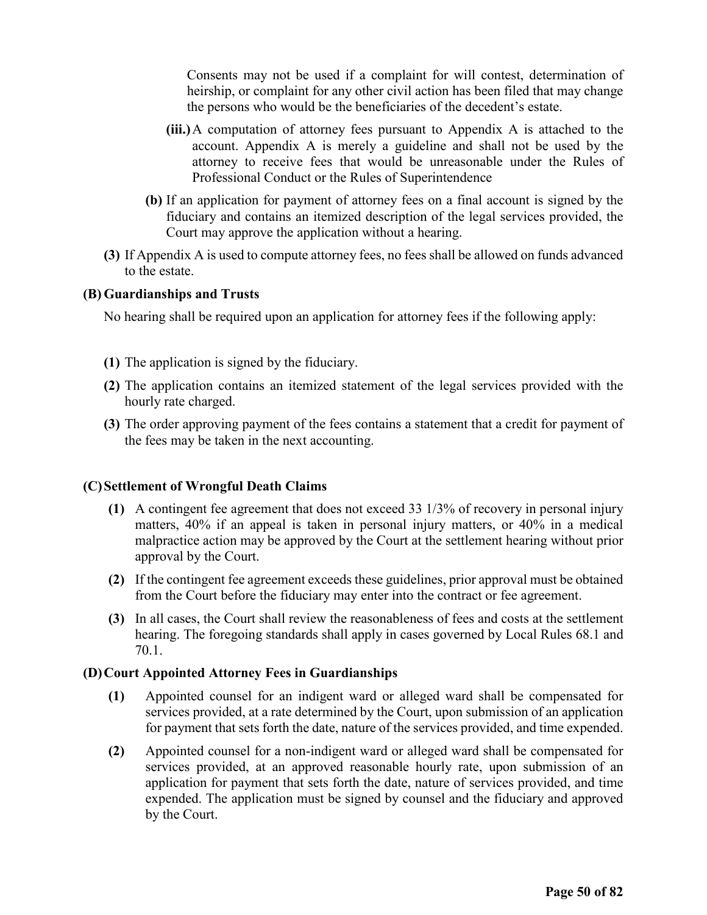Consents may not be used if a complaint for will contest, determination of heirship, or complaint for any other civil action has been filed that may change the persons who would be the beneficiaries of the decedent's estate.

**(iii.)** A computation of attorney fees pursuant to Appendix A is attached to the account. Appendix A is merely a guideline and shall not be used by the attorney to receive fees that would be unreasonable under the Rules of Professional Conduct or the Rules of Superintendence

**(b)** If an application for payment of attorney fees on a final account is signed by the fiduciary and contains an itemized description of the legal services provided, the Court may approve the application without a hearing.

**(3)** If Appendix A is used to compute attorney fees, no fees shall be allowed on funds advanced to the estate.

**(B) Guardianships and Trusts**

No hearing shall be required upon an application for attorney fees if the following apply:

**(1)** The application is signed by the fiduciary.

**(2)** The application contains an itemized statement of the legal services provided with the hourly rate charged.

**(3)** The order approving payment of the fees contains a statement that a credit for payment of the fees may be taken in the next accounting.

**(C) Settlement of Wrongful Death Claims**

**(1)** A contingent fee agreement that does not exceed 33 1/3% of recovery in personal injury matters, 40% if an appeal is taken in personal injury matters, or 40% in a medical malpractice action may be approved by the Court at the settlement hearing without prior approval by the Court.

**(2)** If the contingent fee agreement exceeds these guidelines, prior approval must be obtained from the Court before the fiduciary may enter into the contract or fee agreement.

**(3)** In all cases, the Court shall review the reasonableness of fees and costs at the settlement hearing. The foregoing standards shall apply in cases governed by Local Rules 68.1 and 70.1.

**(D) Court Appointed Attorney Fees in Guardianships**

**(1)** Appointed counsel for an indigent ward or alleged ward shall be compensated for services provided, at a rate determined by the Court, upon submission of an application for payment that sets forth the date, nature of the services provided, and time expended.

**(2)** Appointed counsel for a non-indigent ward or alleged ward shall be compensated for services provided, at an approved reasonable hourly rate, upon submission of an application for payment that sets forth the date, nature of services provided, and time expended. The application must be signed by counsel and the fiduciary and approved by the Court.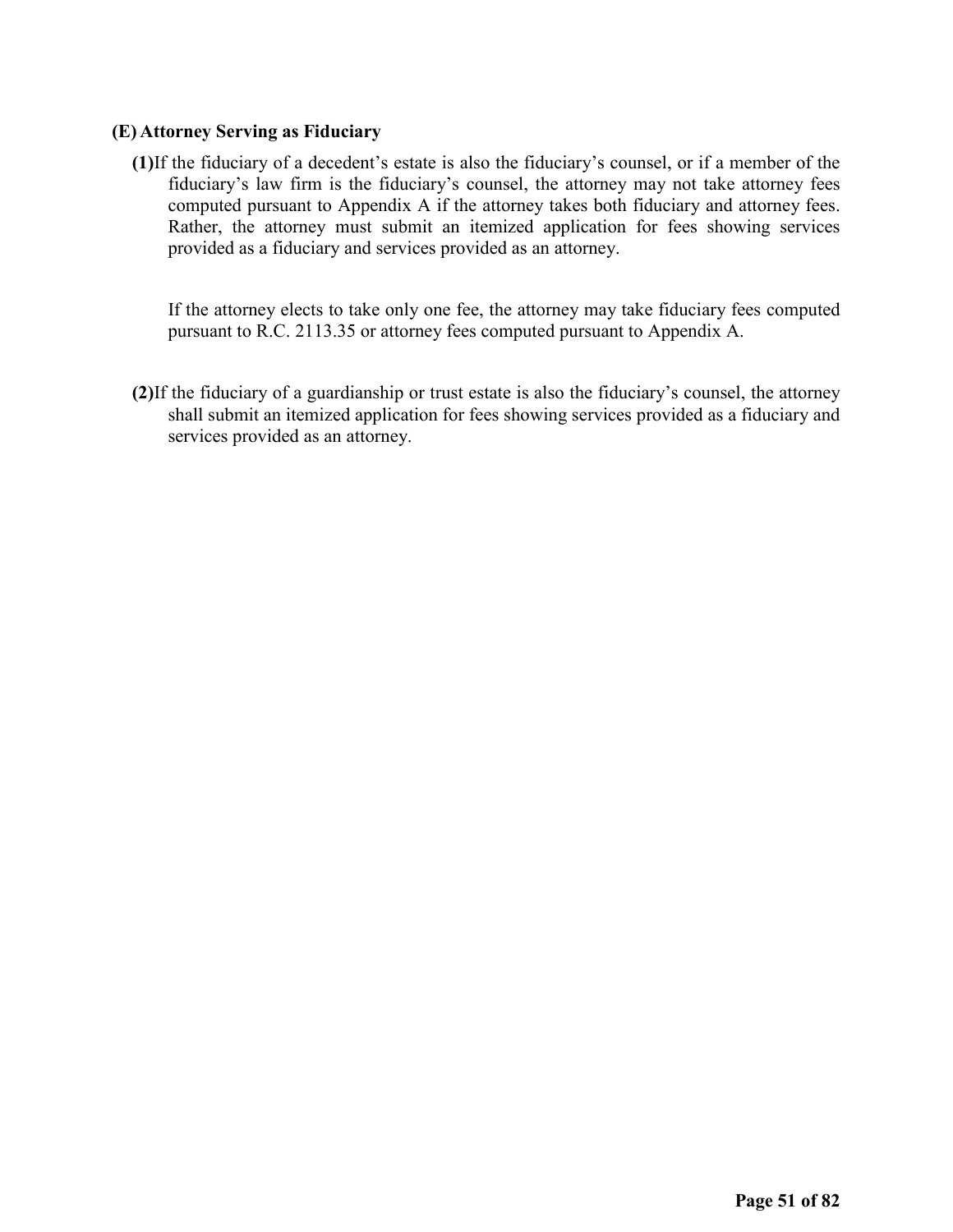**(E) Attorney Serving as Fiduciary**

**(1)** If the fiduciary of a decedent's estate is also the fiduciary's counsel, or if a member of the fiduciary's law firm is the fiduciary's counsel, the attorney may not take attorney fees computed pursuant to Appendix A if the attorney takes both fiduciary and attorney fees. Rather, the attorney must submit an itemized application for fees showing services provided as a fiduciary and services provided as an attorney.

If the attorney elects to take only one fee, the attorney may take fiduciary fees computed pursuant to R.C. 2113.35 or attorney fees computed pursuant to Appendix A.

**(2)** If the fiduciary of a guardianship or trust estate is also the fiduciary's counsel, the attorney shall submit an itemized application for fees showing services provided as a fiduciary and services provided as an attorney.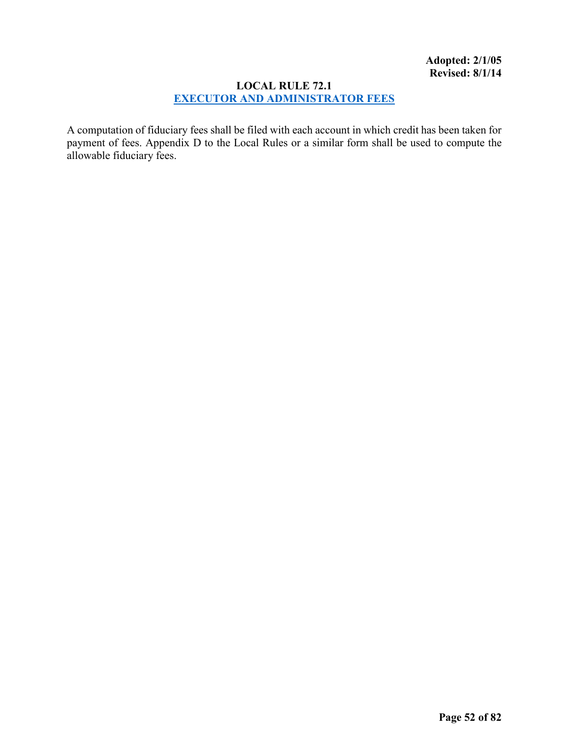**Adopted: 2/1/05**
**Revised: 8/1/14**

# LOCAL RULE 72.1

## EXECUTOR AND ADMINISTRATOR FEES

A computation of fiduciary fees shall be filed with each account in which credit has been taken for payment of fees. Appendix D to the Local Rules or a similar form shall be used to compute the allowable fiduciary fees.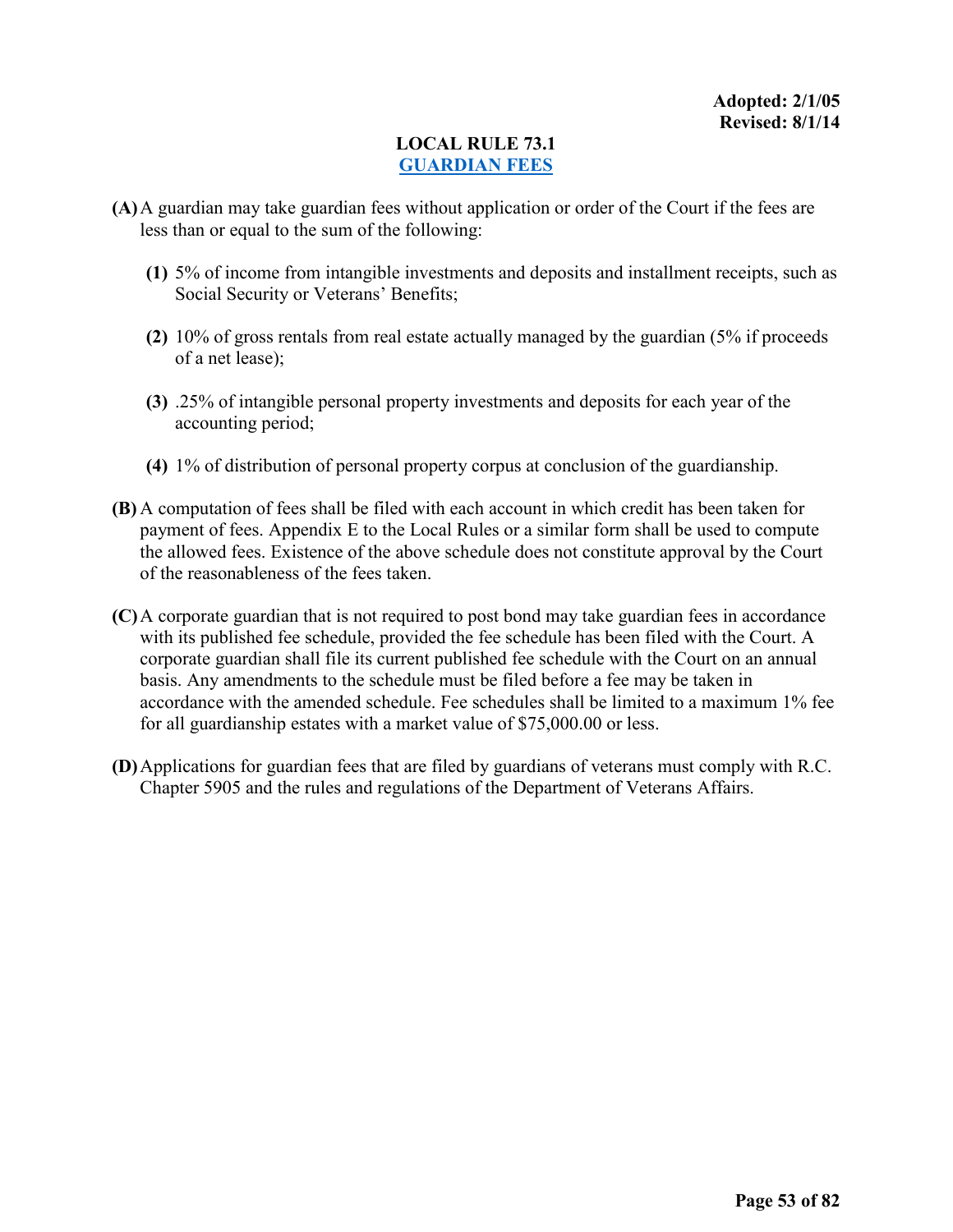**Adopted: 2/1/05**
**Revised: 8/1/14**

# LOCAL RULE 73.1
## GUARDIAN FEES

**(A)** A guardian may take guardian fees without application or order of the Court if the fees are less than or equal to the sum of the following:

- **(1)** 5% of income from intangible investments and deposits and installment receipts, such as Social Security or Veterans' Benefits;
- **(2)** 10% of gross rentals from real estate actually managed by the guardian (5% if proceeds of a net lease);
- **(3)** .25% of intangible personal property investments and deposits for each year of the accounting period;
- **(4)** 1% of distribution of personal property corpus at conclusion of the guardianship.

**(B)** A computation of fees shall be filed with each account in which credit has been taken for payment of fees. Appendix E to the Local Rules or a similar form shall be used to compute the allowed fees. Existence of the above schedule does not constitute approval by the Court of the reasonableness of the fees taken.

**(C)** A corporate guardian that is not required to post bond may take guardian fees in accordance with its published fee schedule, provided the fee schedule has been filed with the Court. A corporate guardian shall file its current published fee schedule with the Court on an annual basis. Any amendments to the schedule must be filed before a fee may be taken in accordance with the amended schedule. Fee schedules shall be limited to a maximum 1% fee for all guardianship estates with a market value of $75,000.00 or less.

**(D)** Applications for guardian fees that are filed by guardians of veterans must comply with R.C. Chapter 5905 and the rules and regulations of the Department of Veterans Affairs.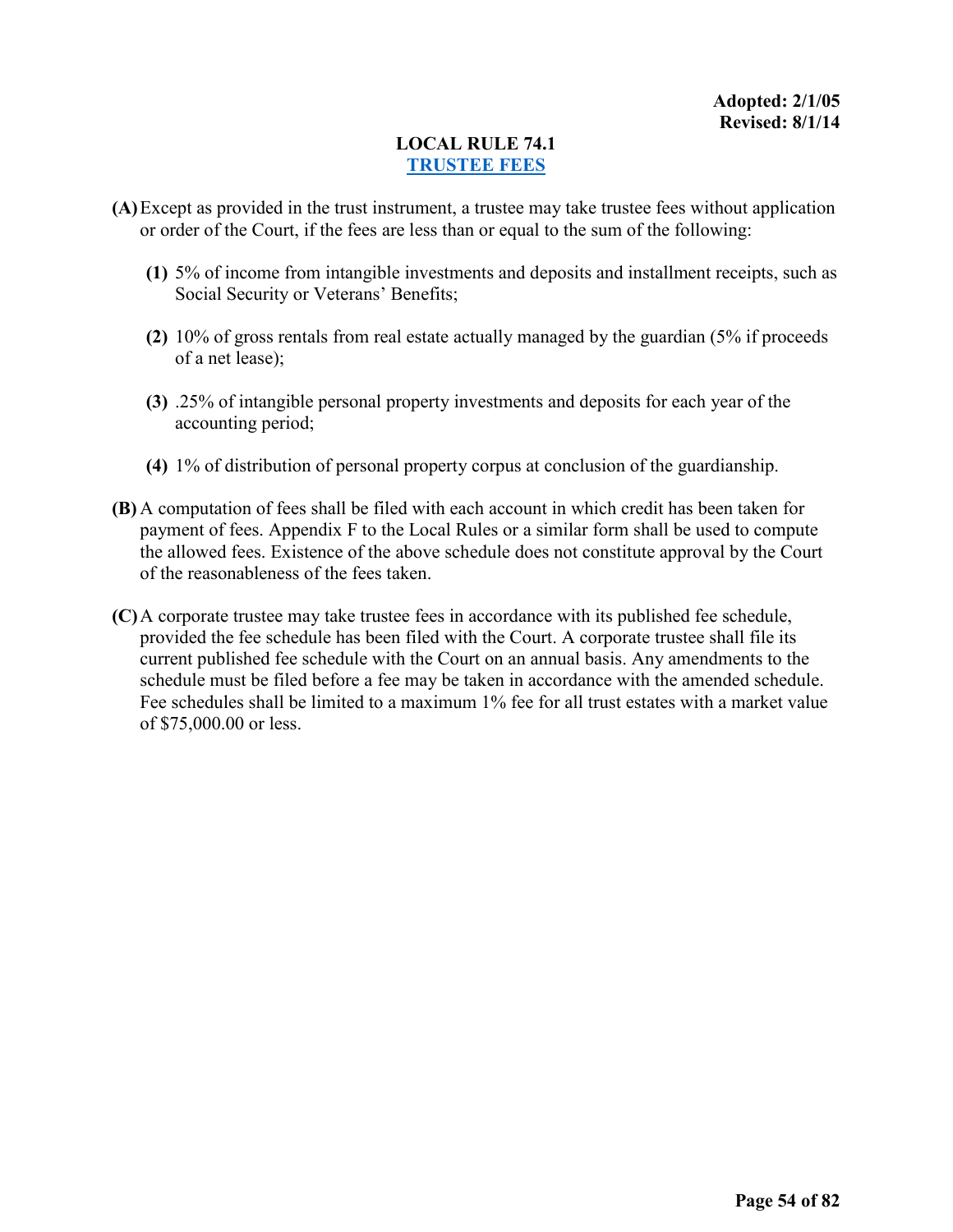**Adopted: 2/1/05**
**Revised: 8/1/14**

# LOCAL RULE 74.1
## TRUSTEE FEES

**(A)** Except as provided in the trust instrument, a trustee may take trustee fees without application or order of the Court, if the fees are less than or equal to the sum of the following:

   **(1)** 5% of income from intangible investments and deposits and installment receipts, such as Social Security or Veterans' Benefits;

   **(2)** 10% of gross rentals from real estate actually managed by the guardian (5% if proceeds of a net lease);

   **(3)** .25% of intangible personal property investments and deposits for each year of the accounting period;

   **(4)** 1% of distribution of personal property corpus at conclusion of the guardianship.

**(B)** A computation of fees shall be filed with each account in which credit has been taken for payment of fees. Appendix F to the Local Rules or a similar form shall be used to compute the allowed fees. Existence of the above schedule does not constitute approval by the Court of the reasonableness of the fees taken.

**(C)** A corporate trustee may take trustee fees in accordance with its published fee schedule, provided the fee schedule has been filed with the Court. A corporate trustee shall file its current published fee schedule with the Court on an annual basis. Any amendments to the schedule must be filed before a fee may be taken in accordance with the amended schedule. Fee schedules shall be limited to a maximum 1% fee for all trust estates with a market value of $75,000.00 or less.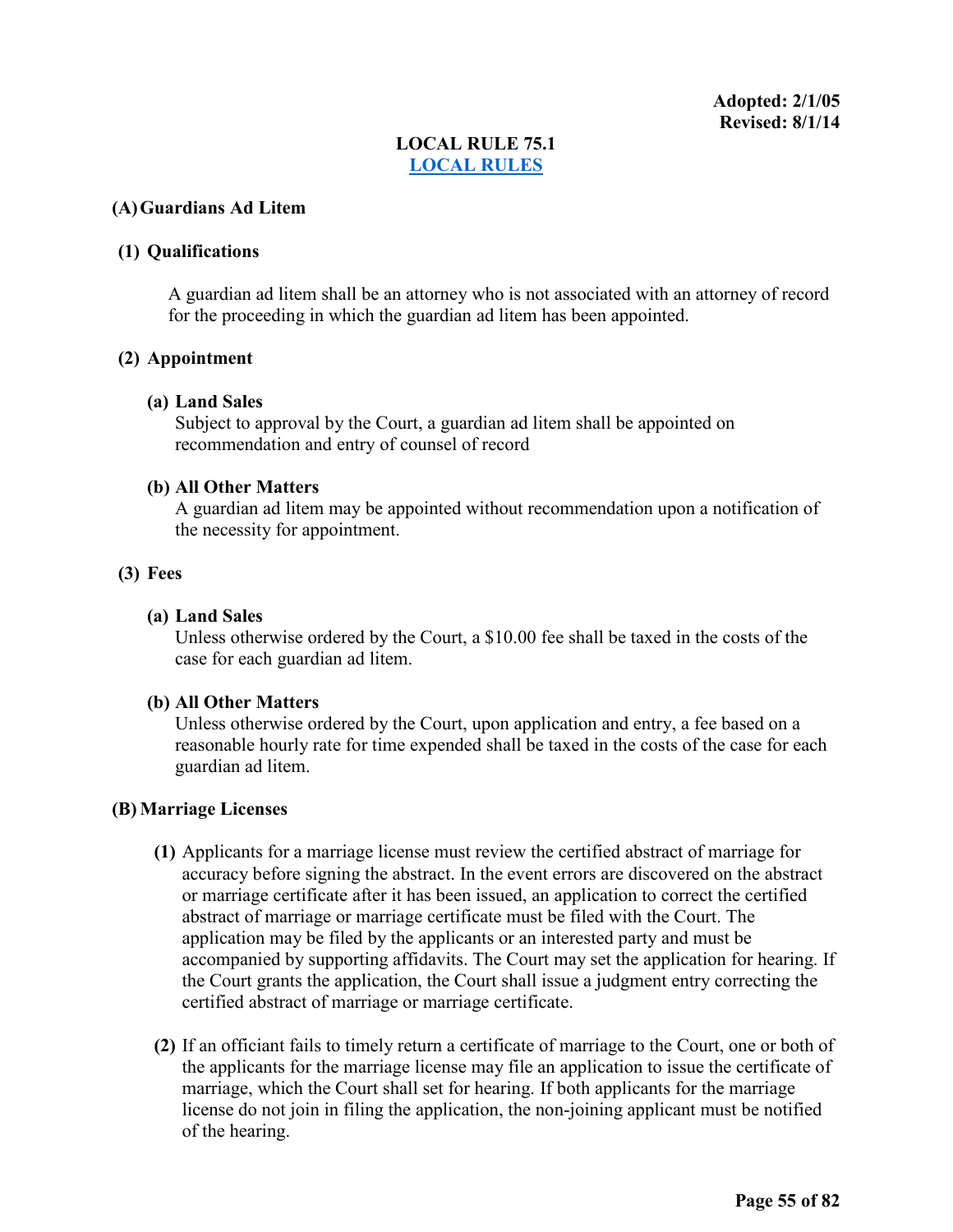**Adopted: 2/1/05**
**Revised: 8/1/14**

# LOCAL RULE 75.1
## LOCAL RULES

### (A) Guardians Ad Litem

#### (1) Qualifications

A guardian ad litem shall be an attorney who is not associated with an attorney of record for the proceeding in which the guardian ad litem has been appointed.

#### (2) Appointment

**(a) Land Sales**
Subject to approval by the Court, a guardian ad litem shall be appointed on recommendation and entry of counsel of record

**(b) All Other Matters**
A guardian ad litem may be appointed without recommendation upon a notification of the necessity for appointment.

#### (3) Fees

**(a) Land Sales**
Unless otherwise ordered by the Court, a $10.00 fee shall be taxed in the costs of the case for each guardian ad litem.

**(b) All Other Matters**
Unless otherwise ordered by the Court, upon application and entry, a fee based on a reasonable hourly rate for time expended shall be taxed in the costs of the case for each guardian ad litem.

### (B) Marriage Licenses

**(1)** Applicants for a marriage license must review the certified abstract of marriage for accuracy before signing the abstract. In the event errors are discovered on the abstract or marriage certificate after it has been issued, an application to correct the certified abstract of marriage or marriage certificate must be filed with the Court. The application may be filed by the applicants or an interested party and must be accompanied by supporting affidavits. The Court may set the application for hearing. If the Court grants the application, the Court shall issue a judgment entry correcting the certified abstract of marriage or marriage certificate.

**(2)** If an officiant fails to timely return a certificate of marriage to the Court, one or both of the applicants for the marriage license may file an application to issue the certificate of marriage, which the Court shall set for hearing. If both applicants for the marriage license do not join in filing the application, the non-joining applicant must be notified of the hearing.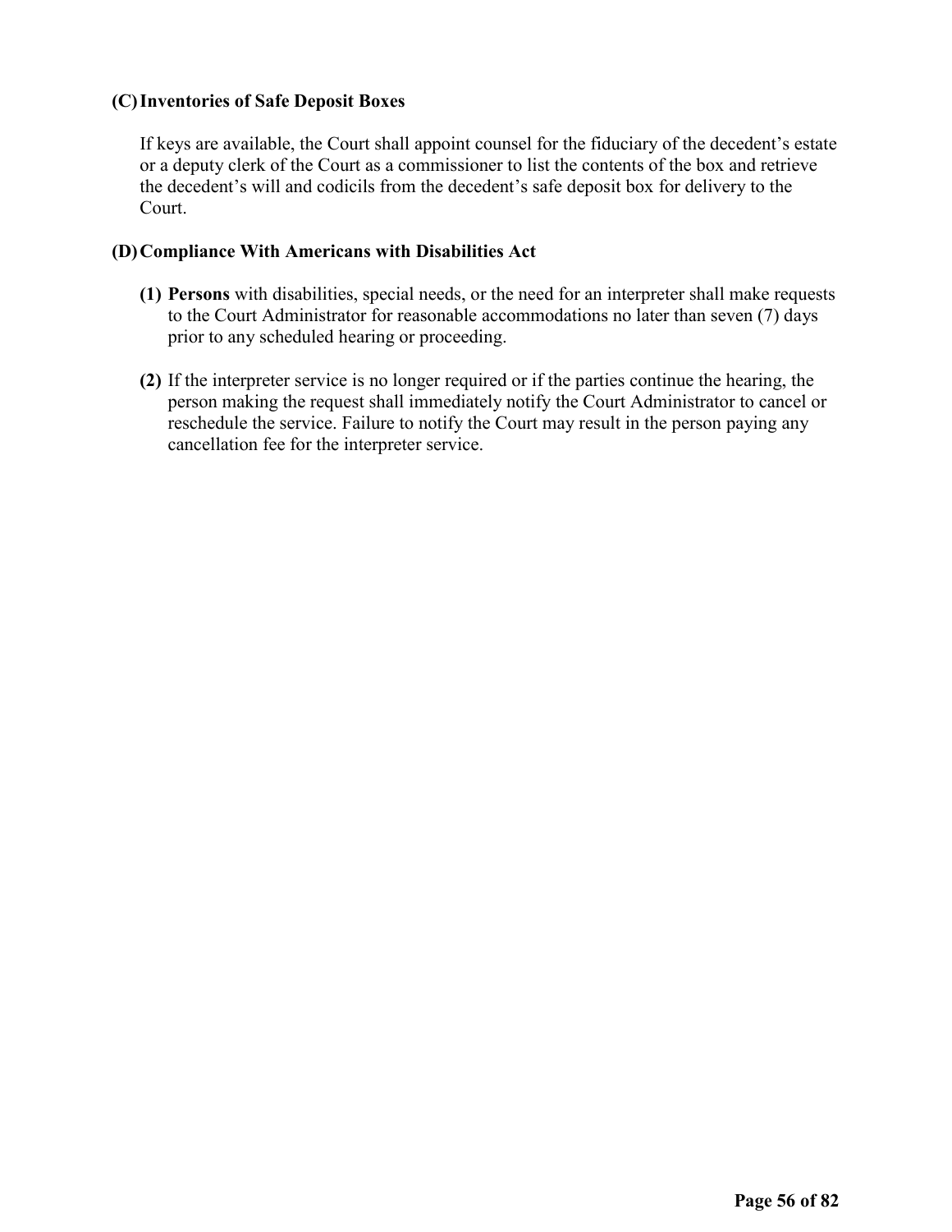**(C) Inventories of Safe Deposit Boxes**

If keys are available, the Court shall appoint counsel for the fiduciary of the decedent's estate or a deputy clerk of the Court as a commissioner to list the contents of the box and retrieve the decedent's will and codicils from the decedent's safe deposit box for delivery to the Court.

**(D) Compliance With Americans with Disabilities Act**

**(1) Persons** with disabilities, special needs, or the need for an interpreter shall make requests to the Court Administrator for reasonable accommodations no later than seven (7) days prior to any scheduled hearing or proceeding.

**(2)** If the interpreter service is no longer required or if the parties continue the hearing, the person making the request shall immediately notify the Court Administrator to cancel or reschedule the service. Failure to notify the Court may result in the person paying any cancellation fee for the interpreter service.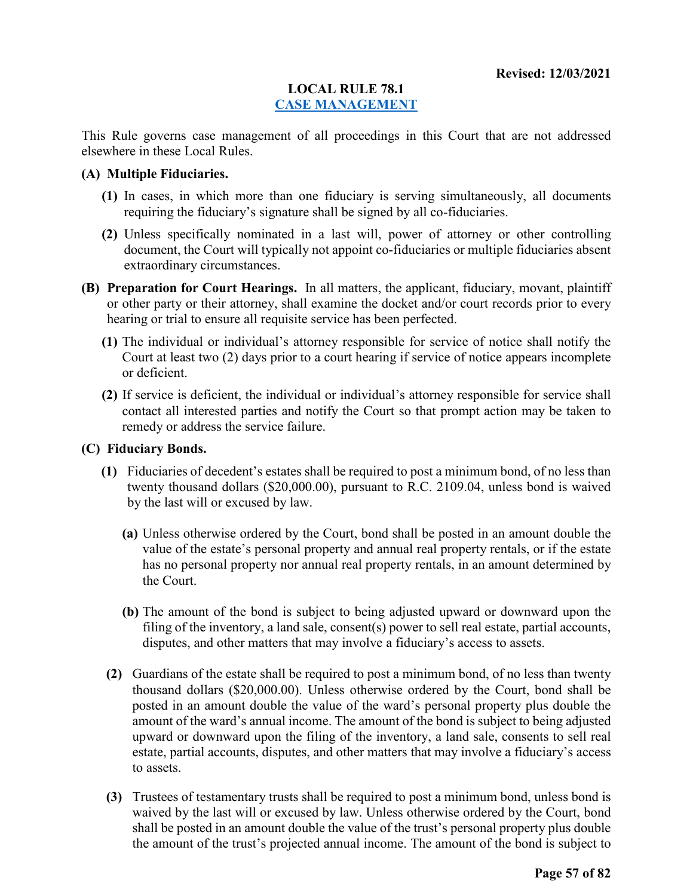**Revised: 12/03/2021**

# LOCAL RULE 78.1
## CASE MANAGEMENT

This Rule governs case management of all proceedings in this Court that are not addressed elsewhere in these Local Rules.

**(A) Multiple Fiduciaries.**

**(1)** In cases, in which more than one fiduciary is serving simultaneously, all documents requiring the fiduciary's signature shall be signed by all co-fiduciaries.

**(2)** Unless specifically nominated in a last will, power of attorney or other controlling document, the Court will typically not appoint co-fiduciaries or multiple fiduciaries absent extraordinary circumstances.

**(B) Preparation for Court Hearings.** In all matters, the applicant, fiduciary, movant, plaintiff or other party or their attorney, shall examine the docket and/or court records prior to every hearing or trial to ensure all requisite service has been perfected.

**(1)** The individual or individual's attorney responsible for service of notice shall notify the Court at least two (2) days prior to a court hearing if service of notice appears incomplete or deficient.

**(2)** If service is deficient, the individual or individual's attorney responsible for service shall contact all interested parties and notify the Court so that prompt action may be taken to remedy or address the service failure.

**(C) Fiduciary Bonds.**

**(1)** Fiduciaries of decedent's estates shall be required to post a minimum bond, of no less than twenty thousand dollars ($20,000.00), pursuant to R.C. 2109.04, unless bond is waived by the last will or excused by law.

**(a)** Unless otherwise ordered by the Court, bond shall be posted in an amount double the value of the estate's personal property and annual real property rentals, or if the estate has no personal property nor annual real property rentals, in an amount determined by the Court.

**(b)** The amount of the bond is subject to being adjusted upward or downward upon the filing of the inventory, a land sale, consent(s) power to sell real estate, partial accounts, disputes, and other matters that may involve a fiduciary's access to assets.

**(2)** Guardians of the estate shall be required to post a minimum bond, of no less than twenty thousand dollars ($20,000.00). Unless otherwise ordered by the Court, bond shall be posted in an amount double the value of the ward's personal property plus double the amount of the ward's annual income. The amount of the bond is subject to being adjusted upward or downward upon the filing of the inventory, a land sale, consents to sell real estate, partial accounts, disputes, and other matters that may involve a fiduciary's access to assets.

**(3)** Trustees of testamentary trusts shall be required to post a minimum bond, unless bond is waived by the last will or excused by law. Unless otherwise ordered by the Court, bond shall be posted in an amount double the value of the trust's personal property plus double the amount of the trust's projected annual income. The amount of the bond is subject to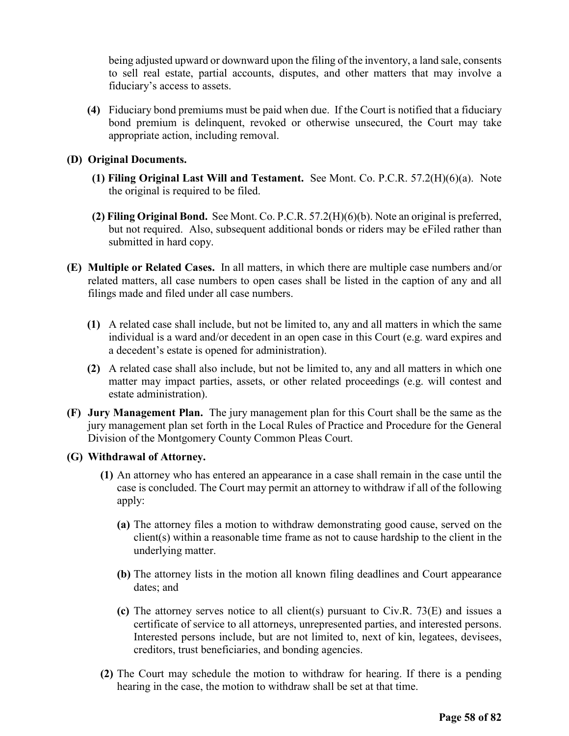being adjusted upward or downward upon the filing of the inventory, a land sale, consents to sell real estate, partial accounts, disputes, and other matters that may involve a fiduciary's access to assets.

**(4)** Fiduciary bond premiums must be paid when due. If the Court is notified that a fiduciary bond premium is delinquent, revoked or otherwise unsecured, the Court may take appropriate action, including removal.

**(D) Original Documents.**

**(1) Filing Original Last Will and Testament.** See Mont. Co. P.C.R. 57.2(H)(6)(a). Note the original is required to be filed.

**(2) Filing Original Bond.** See Mont. Co. P.C.R. 57.2(H)(6)(b). Note an original is preferred, but not required. Also, subsequent additional bonds or riders may be eFiled rather than submitted in hard copy.

**(E) Multiple or Related Cases.** In all matters, in which there are multiple case numbers and/or related matters, all case numbers to open cases shall be listed in the caption of any and all filings made and filed under all case numbers.

**(1)** A related case shall include, but not be limited to, any and all matters in which the same individual is a ward and/or decedent in an open case in this Court (e.g. ward expires and a decedent's estate is opened for administration).

**(2)** A related case shall also include, but not be limited to, any and all matters in which one matter may impact parties, assets, or other related proceedings (e.g. will contest and estate administration).

**(F) Jury Management Plan.** The jury management plan for this Court shall be the same as the jury management plan set forth in the Local Rules of Practice and Procedure for the General Division of the Montgomery County Common Pleas Court.

**(G) Withdrawal of Attorney.**

**(1)** An attorney who has entered an appearance in a case shall remain in the case until the case is concluded. The Court may permit an attorney to withdraw if all of the following apply:

**(a)** The attorney files a motion to withdraw demonstrating good cause, served on the client(s) within a reasonable time frame as not to cause hardship to the client in the underlying matter.

**(b)** The attorney lists in the motion all known filing deadlines and Court appearance dates; and

**(c)** The attorney serves notice to all client(s) pursuant to Civ.R. 73(E) and issues a certificate of service to all attorneys, unrepresented parties, and interested persons. Interested persons include, but are not limited to, next of kin, legatees, devisees, creditors, trust beneficiaries, and bonding agencies.

**(2)** The Court may schedule the motion to withdraw for hearing. If there is a pending hearing in the case, the motion to withdraw shall be set at that time.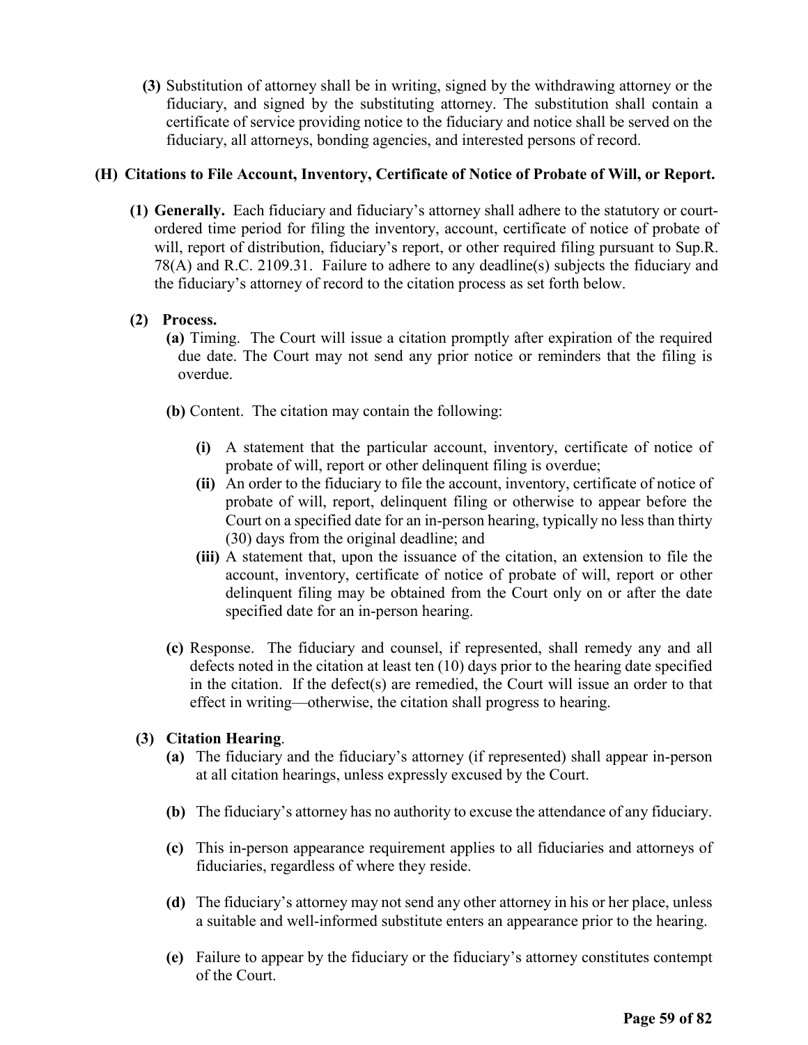**(3)** Substitution of attorney shall be in writing, signed by the withdrawing attorney or the fiduciary, and signed by the substituting attorney. The substitution shall contain a certificate of service providing notice to the fiduciary and notice shall be served on the fiduciary, all attorneys, bonding agencies, and interested persons of record.

**(H) Citations to File Account, Inventory, Certificate of Notice of Probate of Will, or Report.**

**(1) Generally.** Each fiduciary and fiduciary's attorney shall adhere to the statutory or court-ordered time period for filing the inventory, account, certificate of notice of probate of will, report of distribution, fiduciary's report, or other required filing pursuant to Sup.R. 78(A) and R.C. 2109.31. Failure to adhere to any deadline(s) subjects the fiduciary and the fiduciary's attorney of record to the citation process as set forth below.

**(2) Process.**

**(a)** Timing. The Court will issue a citation promptly after expiration of the required due date. The Court may not send any prior notice or reminders that the filing is overdue.

**(b)** Content. The citation may contain the following:

**(i)** A statement that the particular account, inventory, certificate of notice of probate of will, report or other delinquent filing is overdue;

**(ii)** An order to the fiduciary to file the account, inventory, certificate of notice of probate of will, report, delinquent filing or otherwise to appear before the Court on a specified date for an in-person hearing, typically no less than thirty (30) days from the original deadline; and

**(iii)** A statement that, upon the issuance of the citation, an extension to file the account, inventory, certificate of notice of probate of will, report or other delinquent filing may be obtained from the Court only on or after the date specified date for an in-person hearing.

**(c)** Response. The fiduciary and counsel, if represented, shall remedy any and all defects noted in the citation at least ten (10) days prior to the hearing date specified in the citation. If the defect(s) are remedied, the Court will issue an order to that effect in writing—otherwise, the citation shall progress to hearing.

**(3) Citation Hearing**.

**(a)** The fiduciary and the fiduciary's attorney (if represented) shall appear in-person at all citation hearings, unless expressly excused by the Court.

**(b)** The fiduciary's attorney has no authority to excuse the attendance of any fiduciary.

**(c)** This in-person appearance requirement applies to all fiduciaries and attorneys of fiduciaries, regardless of where they reside.

**(d)** The fiduciary's attorney may not send any other attorney in his or her place, unless a suitable and well-informed substitute enters an appearance prior to the hearing.

**(e)** Failure to appear by the fiduciary or the fiduciary's attorney constitutes contempt of the Court.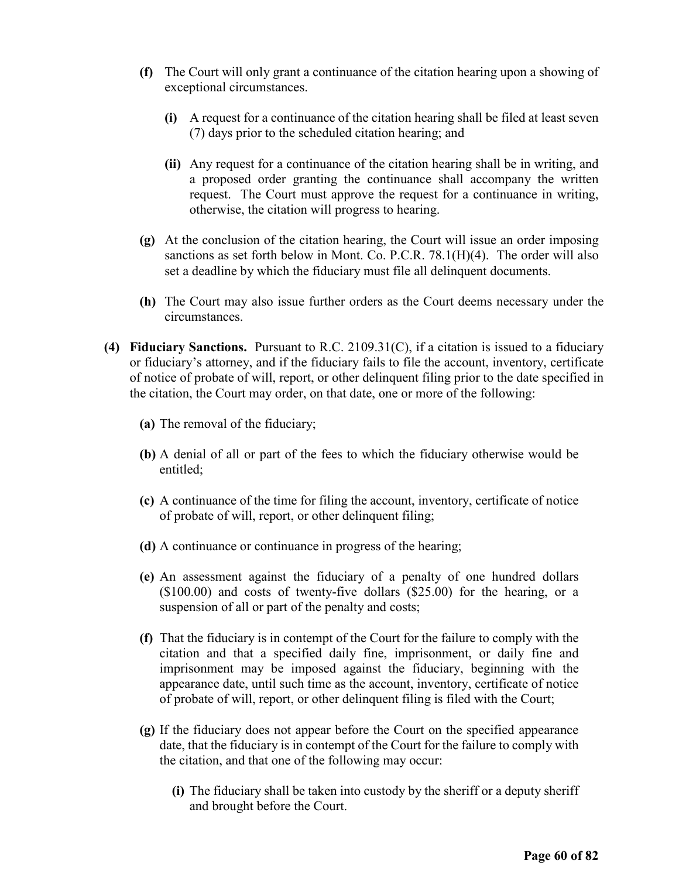**(f)** The Court will only grant a continuance of the citation hearing upon a showing of exceptional circumstances.

**(i)** A request for a continuance of the citation hearing shall be filed at least seven (7) days prior to the scheduled citation hearing; and

**(ii)** Any request for a continuance of the citation hearing shall be in writing, and a proposed order granting the continuance shall accompany the written request. The Court must approve the request for a continuance in writing, otherwise, the citation will progress to hearing.

**(g)** At the conclusion of the citation hearing, the Court will issue an order imposing sanctions as set forth below in Mont. Co. P.C.R. 78.1(H)(4). The order will also set a deadline by which the fiduciary must file all delinquent documents.

**(h)** The Court may also issue further orders as the Court deems necessary under the circumstances.

**(4) Fiduciary Sanctions.** Pursuant to R.C. 2109.31(C), if a citation is issued to a fiduciary or fiduciary's attorney, and if the fiduciary fails to file the account, inventory, certificate of notice of probate of will, report, or other delinquent filing prior to the date specified in the citation, the Court may order, on that date, one or more of the following:

**(a)** The removal of the fiduciary;

**(b)** A denial of all or part of the fees to which the fiduciary otherwise would be entitled;

**(c)** A continuance of the time for filing the account, inventory, certificate of notice of probate of will, report, or other delinquent filing;

**(d)** A continuance or continuance in progress of the hearing;

**(e)** An assessment against the fiduciary of a penalty of one hundred dollars ($100.00) and costs of twenty-five dollars ($25.00) for the hearing, or a suspension of all or part of the penalty and costs;

**(f)** That the fiduciary is in contempt of the Court for the failure to comply with the citation and that a specified daily fine, imprisonment, or daily fine and imprisonment may be imposed against the fiduciary, beginning with the appearance date, until such time as the account, inventory, certificate of notice of probate of will, report, or other delinquent filing is filed with the Court;

**(g)** If the fiduciary does not appear before the Court on the specified appearance date, that the fiduciary is in contempt of the Court for the failure to comply with the citation, and that one of the following may occur:

**(i)** The fiduciary shall be taken into custody by the sheriff or a deputy sheriff and brought before the Court.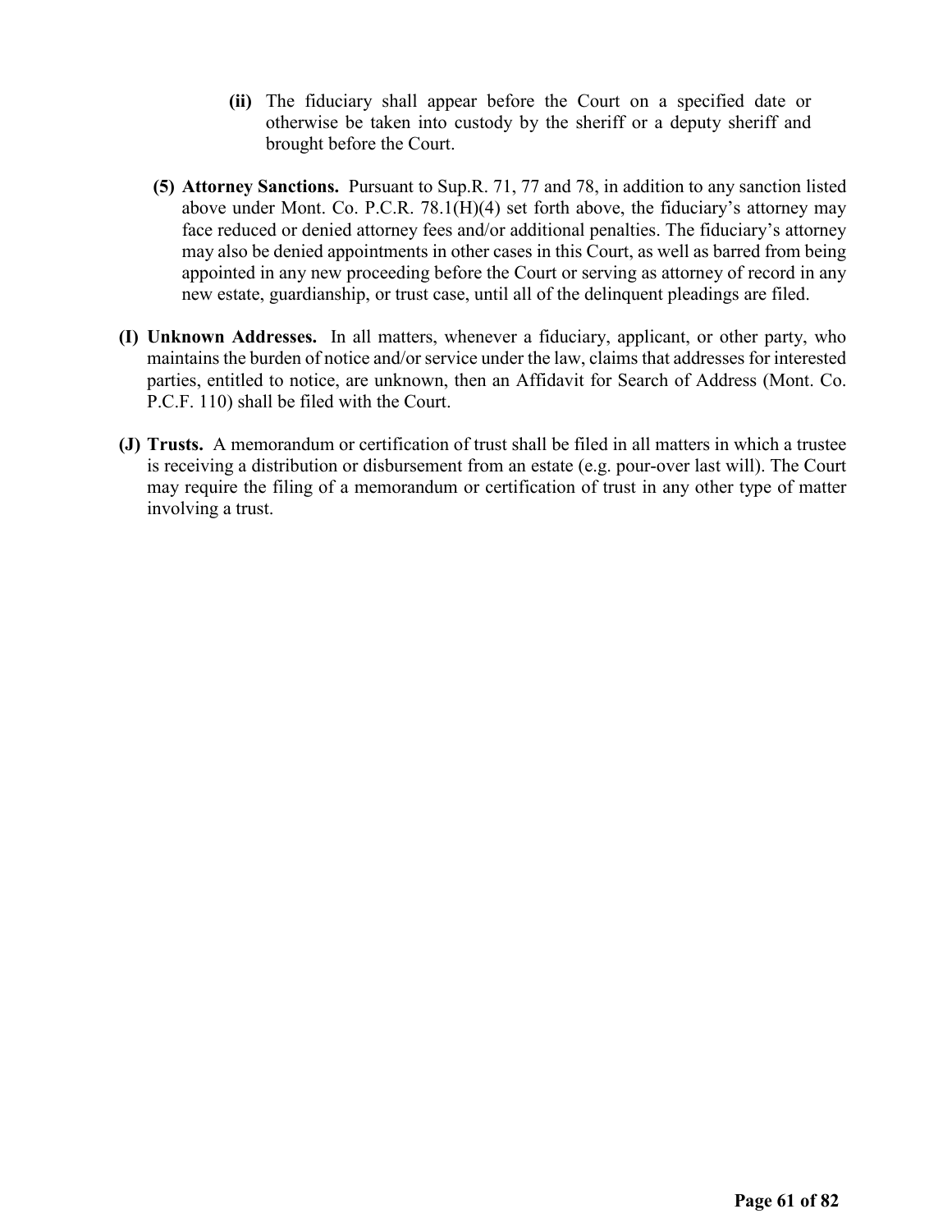**(ii)** The fiduciary shall appear before the Court on a specified date or otherwise be taken into custody by the sheriff or a deputy sheriff and brought before the Court.

**(5) Attorney Sanctions.** Pursuant to Sup.R. 71, 77 and 78, in addition to any sanction listed above under Mont. Co. P.C.R. 78.1(H)(4) set forth above, the fiduciary's attorney may face reduced or denied attorney fees and/or additional penalties. The fiduciary's attorney may also be denied appointments in other cases in this Court, as well as barred from being appointed in any new proceeding before the Court or serving as attorney of record in any new estate, guardianship, or trust case, until all of the delinquent pleadings are filed.

**(I) Unknown Addresses.** In all matters, whenever a fiduciary, applicant, or other party, who maintains the burden of notice and/or service under the law, claims that addresses for interested parties, entitled to notice, are unknown, then an Affidavit for Search of Address (Mont. Co. P.C.F. 110) shall be filed with the Court.

**(J) Trusts.** A memorandum or certification of trust shall be filed in all matters in which a trustee is receiving a distribution or disbursement from an estate (e.g. pour-over last will). The Court may require the filing of a memorandum or certification of trust in any other type of matter involving a trust.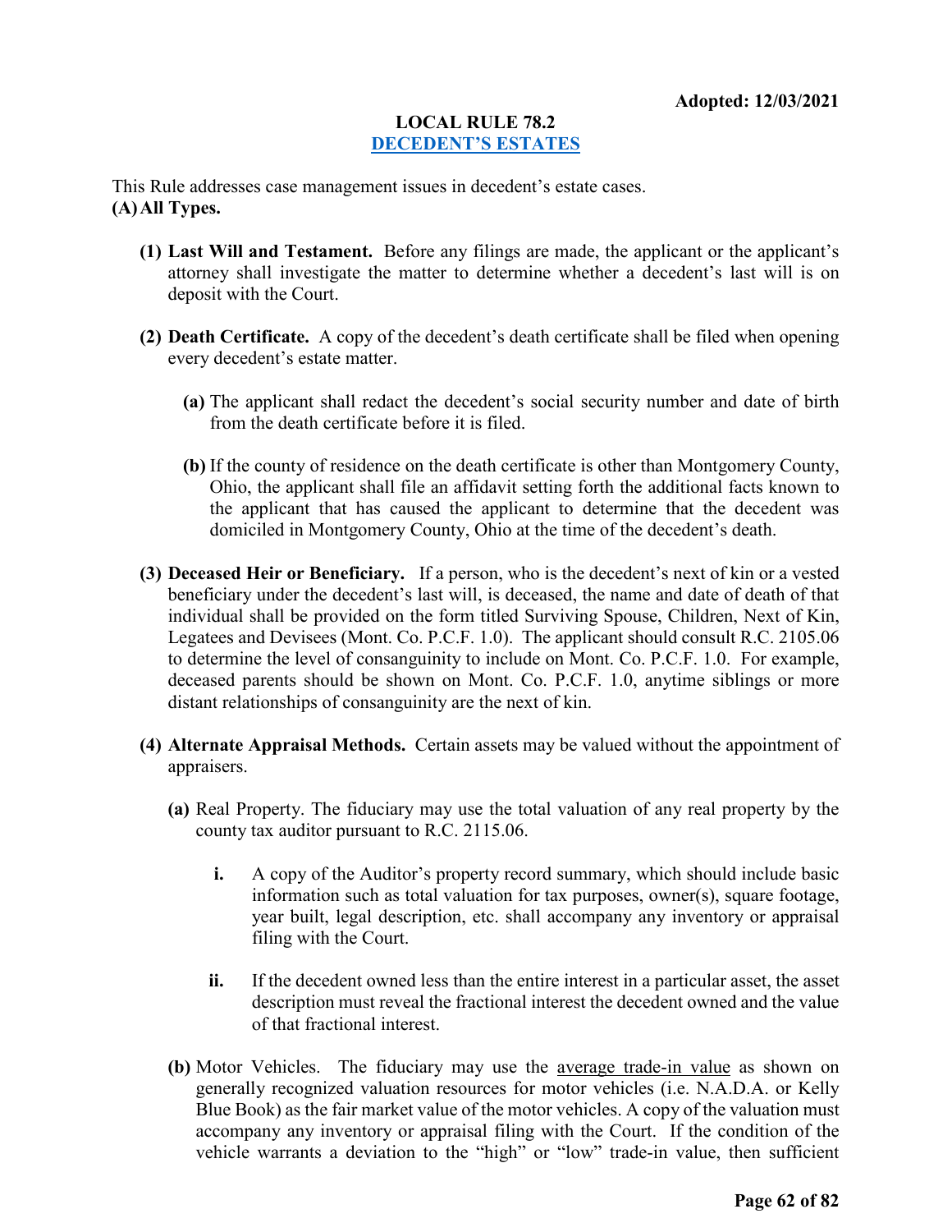**Adopted: 12/03/2021**

# LOCAL RULE 78.2
## DECEDENT'S ESTATES

This Rule addresses case management issues in decedent's estate cases.

**(A) All Types.**

- **(1) Last Will and Testament.** Before any filings are made, the applicant or the applicant's attorney shall investigate the matter to determine whether a decedent's last will is on deposit with the Court.

- **(2) Death Certificate.** A copy of the decedent's death certificate shall be filed when opening every decedent's estate matter.

  - **(a)** The applicant shall redact the decedent's social security number and date of birth from the death certificate before it is filed.

  - **(b)** If the county of residence on the death certificate is other than Montgomery County, Ohio, the applicant shall file an affidavit setting forth the additional facts known to the applicant that has caused the applicant to determine that the decedent was domiciled in Montgomery County, Ohio at the time of the decedent's death.

- **(3) Deceased Heir or Beneficiary.** If a person, who is the decedent's next of kin or a vested beneficiary under the decedent's last will, is deceased, the name and date of death of that individual shall be provided on the form titled Surviving Spouse, Children, Next of Kin, Legatees and Devisees (Mont. Co. P.C.F. 1.0). The applicant should consult R.C. 2105.06 to determine the level of consanguinity to include on Mont. Co. P.C.F. 1.0. For example, deceased parents should be shown on Mont. Co. P.C.F. 1.0, anytime siblings or more distant relationships of consanguinity are the next of kin.

- **(4) Alternate Appraisal Methods.** Certain assets may be valued without the appointment of appraisers.

  - **(a)** Real Property. The fiduciary may use the total valuation of any real property by the county tax auditor pursuant to R.C. 2115.06.

    - **i.** A copy of the Auditor's property record summary, which should include basic information such as total valuation for tax purposes, owner(s), square footage, year built, legal description, etc. shall accompany any inventory or appraisal filing with the Court.

    - **ii.** If the decedent owned less than the entire interest in a particular asset, the asset description must reveal the fractional interest the decedent owned and the value of that fractional interest.

  - **(b)** Motor Vehicles. The fiduciary may use the average trade-in value as shown on generally recognized valuation resources for motor vehicles (i.e. N.A.D.A. or Kelly Blue Book) as the fair market value of the motor vehicles. A copy of the valuation must accompany any inventory or appraisal filing with the Court. If the condition of the vehicle warrants a deviation to the "high" or "low" trade-in value, then sufficient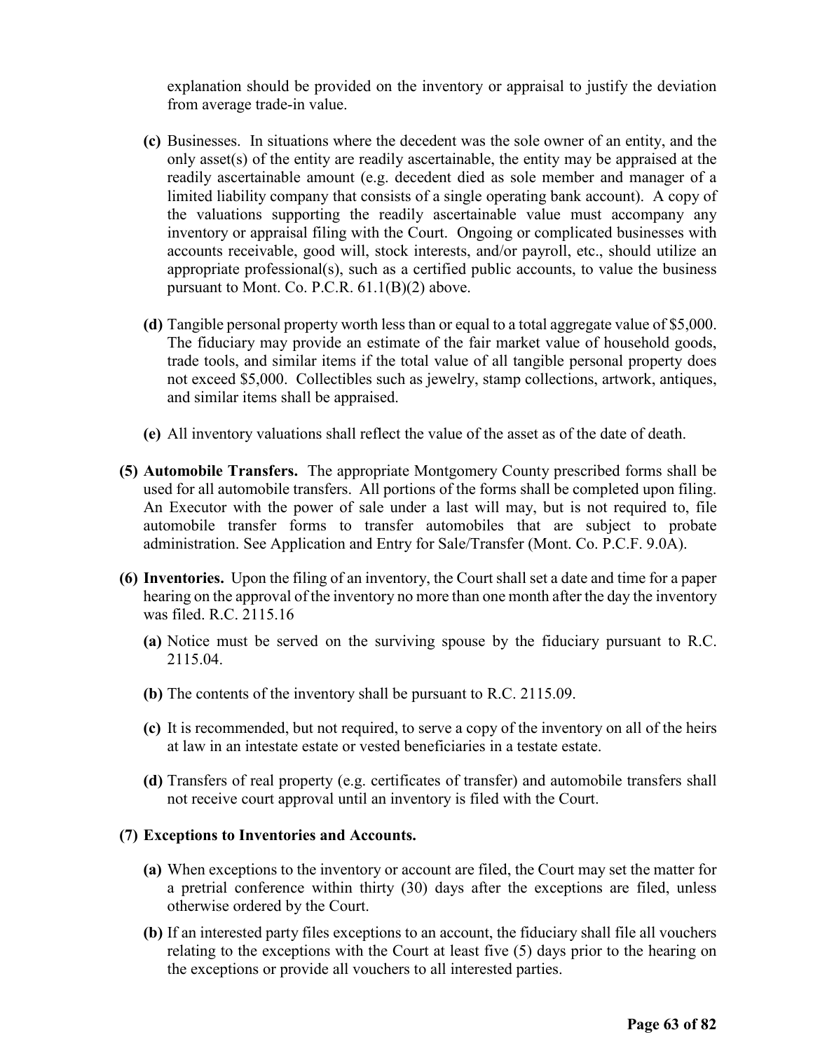explanation should be provided on the inventory or appraisal to justify the deviation from average trade-in value.

- **(c)** Businesses. In situations where the decedent was the sole owner of an entity, and the only asset(s) of the entity are readily ascertainable, the entity may be appraised at the readily ascertainable amount (e.g. decedent died as sole member and manager of a limited liability company that consists of a single operating bank account). A copy of the valuations supporting the readily ascertainable value must accompany any inventory or appraisal filing with the Court. Ongoing or complicated businesses with accounts receivable, good will, stock interests, and/or payroll, etc., should utilize an appropriate professional(s), such as a certified public accounts, to value the business pursuant to Mont. Co. P.C.R. 61.1(B)(2) above.

- **(d)** Tangible personal property worth less than or equal to a total aggregate value of $5,000. The fiduciary may provide an estimate of the fair market value of household goods, trade tools, and similar items if the total value of all tangible personal property does not exceed $5,000. Collectibles such as jewelry, stamp collections, artwork, antiques, and similar items shall be appraised.

- **(e)** All inventory valuations shall reflect the value of the asset as of the date of death.

**(5) Automobile Transfers.** The appropriate Montgomery County prescribed forms shall be used for all automobile transfers. All portions of the forms shall be completed upon filing. An Executor with the power of sale under a last will may, but is not required to, file automobile transfer forms to transfer automobiles that are subject to probate administration. See Application and Entry for Sale/Transfer (Mont. Co. P.C.F. 9.0A).

**(6) Inventories.** Upon the filing of an inventory, the Court shall set a date and time for a paper hearing on the approval of the inventory no more than one month after the day the inventory was filed. R.C. 2115.16

- **(a)** Notice must be served on the surviving spouse by the fiduciary pursuant to R.C. 2115.04.

- **(b)** The contents of the inventory shall be pursuant to R.C. 2115.09.

- **(c)** It is recommended, but not required, to serve a copy of the inventory on all of the heirs at law in an intestate estate or vested beneficiaries in a testate estate.

- **(d)** Transfers of real property (e.g. certificates of transfer) and automobile transfers shall not receive court approval until an inventory is filed with the Court.

**(7) Exceptions to Inventories and Accounts.**

- **(a)** When exceptions to the inventory or account are filed, the Court may set the matter for a pretrial conference within thirty (30) days after the exceptions are filed, unless otherwise ordered by the Court.

- **(b)** If an interested party files exceptions to an account, the fiduciary shall file all vouchers relating to the exceptions with the Court at least five (5) days prior to the hearing on the exceptions or provide all vouchers to all interested parties.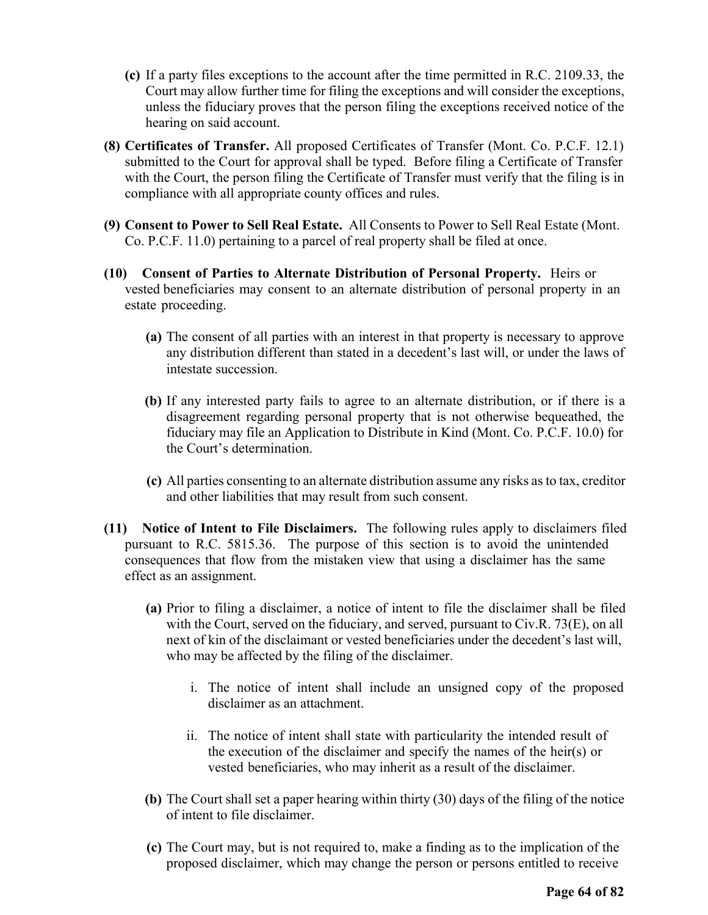**(c)** If a party files exceptions to the account after the time permitted in R.C. 2109.33, the Court may allow further time for filing the exceptions and will consider the exceptions, unless the fiduciary proves that the person filing the exceptions received notice of the hearing on said account.

**(8) Certificates of Transfer.** All proposed Certificates of Transfer (Mont. Co. P.C.F. 12.1) submitted to the Court for approval shall be typed. Before filing a Certificate of Transfer with the Court, the person filing the Certificate of Transfer must verify that the filing is in compliance with all appropriate county offices and rules.

**(9) Consent to Power to Sell Real Estate.** All Consents to Power to Sell Real Estate (Mont. Co. P.C.F. 11.0) pertaining to a parcel of real property shall be filed at once.

**(10) Consent of Parties to Alternate Distribution of Personal Property.** Heirs or vested beneficiaries may consent to an alternate distribution of personal property in an estate proceeding.

> **(a)** The consent of all parties with an interest in that property is necessary to approve any distribution different than stated in a decedent's last will, or under the laws of intestate succession.
>
> **(b)** If any interested party fails to agree to an alternate distribution, or if there is a disagreement regarding personal property that is not otherwise bequeathed, the fiduciary may file an Application to Distribute in Kind (Mont. Co. P.C.F. 10.0) for the Court's determination.
>
> **(c)** All parties consenting to an alternate distribution assume any risks as to tax, creditor and other liabilities that may result from such consent.

**(11) Notice of Intent to File Disclaimers.** The following rules apply to disclaimers filed pursuant to R.C. 5815.36. The purpose of this section is to avoid the unintended consequences that flow from the mistaken view that using a disclaimer has the same effect as an assignment.

> **(a)** Prior to filing a disclaimer, a notice of intent to file the disclaimer shall be filed with the Court, served on the fiduciary, and served, pursuant to Civ.R. 73(E), on all next of kin of the disclaimant or vested beneficiaries under the decedent's last will, who may be affected by the filing of the disclaimer.
>
> > i. The notice of intent shall include an unsigned copy of the proposed disclaimer as an attachment.
> >
> > ii. The notice of intent shall state with particularity the intended result of the execution of the disclaimer and specify the names of the heir(s) or vested beneficiaries, who may inherit as a result of the disclaimer.
>
> **(b)** The Court shall set a paper hearing within thirty (30) days of the filing of the notice of intent to file disclaimer.
>
> **(c)** The Court may, but is not required to, make a finding as to the implication of the proposed disclaimer, which may change the person or persons entitled to receive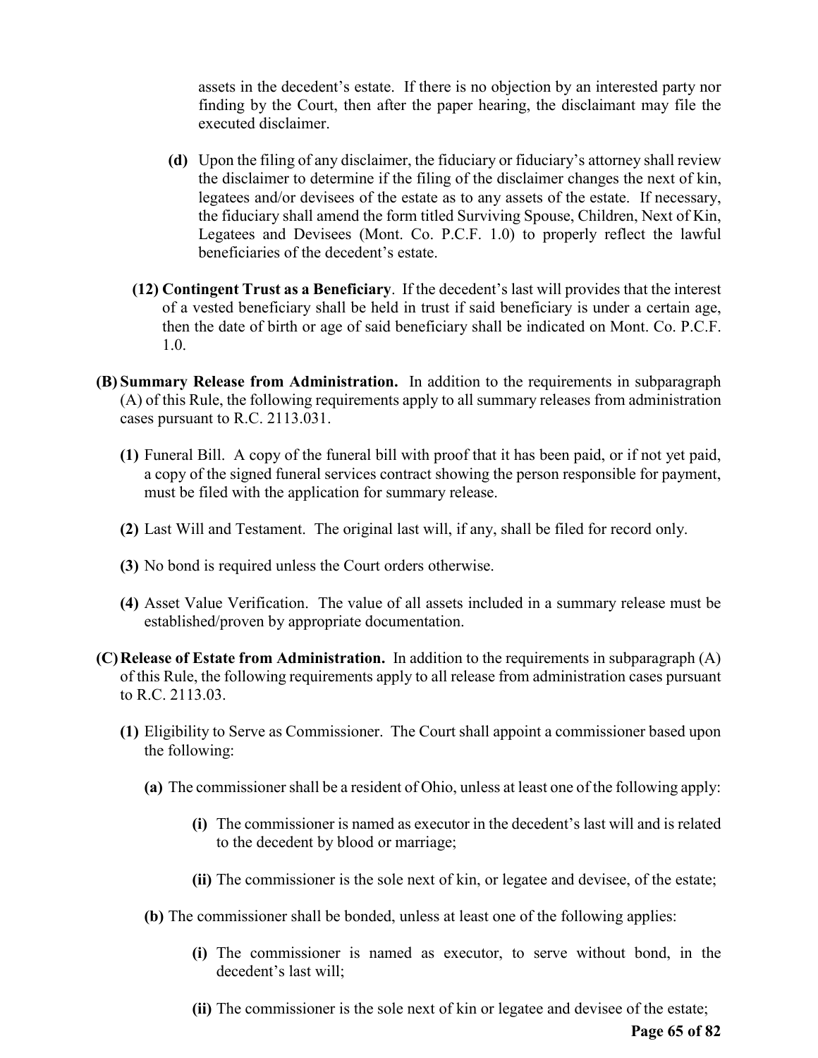assets in the decedent's estate. If there is no objection by an interested party nor finding by the Court, then after the paper hearing, the disclaimant may file the executed disclaimer.

**(d)** Upon the filing of any disclaimer, the fiduciary or fiduciary's attorney shall review the disclaimer to determine if the filing of the disclaimer changes the next of kin, legatees and/or devisees of the estate as to any assets of the estate. If necessary, the fiduciary shall amend the form titled Surviving Spouse, Children, Next of Kin, Legatees and Devisees (Mont. Co. P.C.F. 1.0) to properly reflect the lawful beneficiaries of the decedent's estate.

**(12) Contingent Trust as a Beneficiary**. If the decedent's last will provides that the interest of a vested beneficiary shall be held in trust if said beneficiary is under a certain age, then the date of birth or age of said beneficiary shall be indicated on Mont. Co. P.C.F. 1.0.

**(B) Summary Release from Administration.** In addition to the requirements in subparagraph (A) of this Rule, the following requirements apply to all summary releases from administration cases pursuant to R.C. 2113.031.

**(1)** Funeral Bill. A copy of the funeral bill with proof that it has been paid, or if not yet paid, a copy of the signed funeral services contract showing the person responsible for payment, must be filed with the application for summary release.

**(2)** Last Will and Testament. The original last will, if any, shall be filed for record only.

**(3)** No bond is required unless the Court orders otherwise.

**(4)** Asset Value Verification. The value of all assets included in a summary release must be established/proven by appropriate documentation.

**(C) Release of Estate from Administration.** In addition to the requirements in subparagraph (A) of this Rule, the following requirements apply to all release from administration cases pursuant to R.C. 2113.03.

**(1)** Eligibility to Serve as Commissioner. The Court shall appoint a commissioner based upon the following:

**(a)** The commissioner shall be a resident of Ohio, unless at least one of the following apply:

**(i)** The commissioner is named as executor in the decedent's last will and is related to the decedent by blood or marriage;

**(ii)** The commissioner is the sole next of kin, or legatee and devisee, of the estate;

**(b)** The commissioner shall be bonded, unless at least one of the following applies:

**(i)** The commissioner is named as executor, to serve without bond, in the decedent's last will;

**(ii)** The commissioner is the sole next of kin or legatee and devisee of the estate;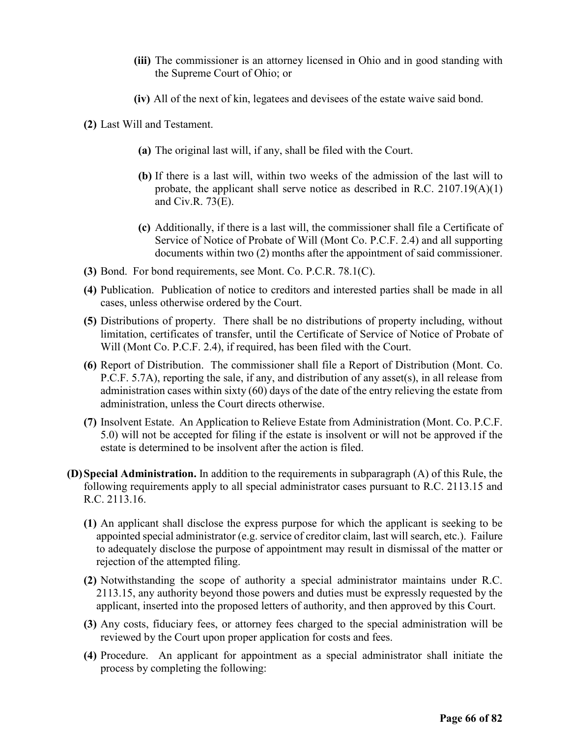**(iii)** The commissioner is an attorney licensed in Ohio and in good standing with the Supreme Court of Ohio; or

**(iv)** All of the next of kin, legatees and devisees of the estate waive said bond.

**(2)** Last Will and Testament.

**(a)** The original last will, if any, shall be filed with the Court.

**(b)** If there is a last will, within two weeks of the admission of the last will to probate, the applicant shall serve notice as described in R.C. 2107.19(A)(1) and Civ.R. 73(E).

**(c)** Additionally, if there is a last will, the commissioner shall file a Certificate of Service of Notice of Probate of Will (Mont Co. P.C.F. 2.4) and all supporting documents within two (2) months after the appointment of said commissioner.

**(3)** Bond. For bond requirements, see Mont. Co. P.C.R. 78.1(C).

**(4)** Publication. Publication of notice to creditors and interested parties shall be made in all cases, unless otherwise ordered by the Court.

**(5)** Distributions of property. There shall be no distributions of property including, without limitation, certificates of transfer, until the Certificate of Service of Notice of Probate of Will (Mont Co. P.C.F. 2.4), if required, has been filed with the Court.

**(6)** Report of Distribution. The commissioner shall file a Report of Distribution (Mont. Co. P.C.F. 5.7A), reporting the sale, if any, and distribution of any asset(s), in all release from administration cases within sixty (60) days of the date of the entry relieving the estate from administration, unless the Court directs otherwise.

**(7)** Insolvent Estate. An Application to Relieve Estate from Administration (Mont. Co. P.C.F. 5.0) will not be accepted for filing if the estate is insolvent or will not be approved if the estate is determined to be insolvent after the action is filed.

**(D) Special Administration.** In addition to the requirements in subparagraph (A) of this Rule, the following requirements apply to all special administrator cases pursuant to R.C. 2113.15 and R.C. 2113.16.

**(1)** An applicant shall disclose the express purpose for which the applicant is seeking to be appointed special administrator (e.g. service of creditor claim, last will search, etc.). Failure to adequately disclose the purpose of appointment may result in dismissal of the matter or rejection of the attempted filing.

**(2)** Notwithstanding the scope of authority a special administrator maintains under R.C. 2113.15, any authority beyond those powers and duties must be expressly requested by the applicant, inserted into the proposed letters of authority, and then approved by this Court.

**(3)** Any costs, fiduciary fees, or attorney fees charged to the special administration will be reviewed by the Court upon proper application for costs and fees.

**(4)** Procedure. An applicant for appointment as a special administrator shall initiate the process by completing the following: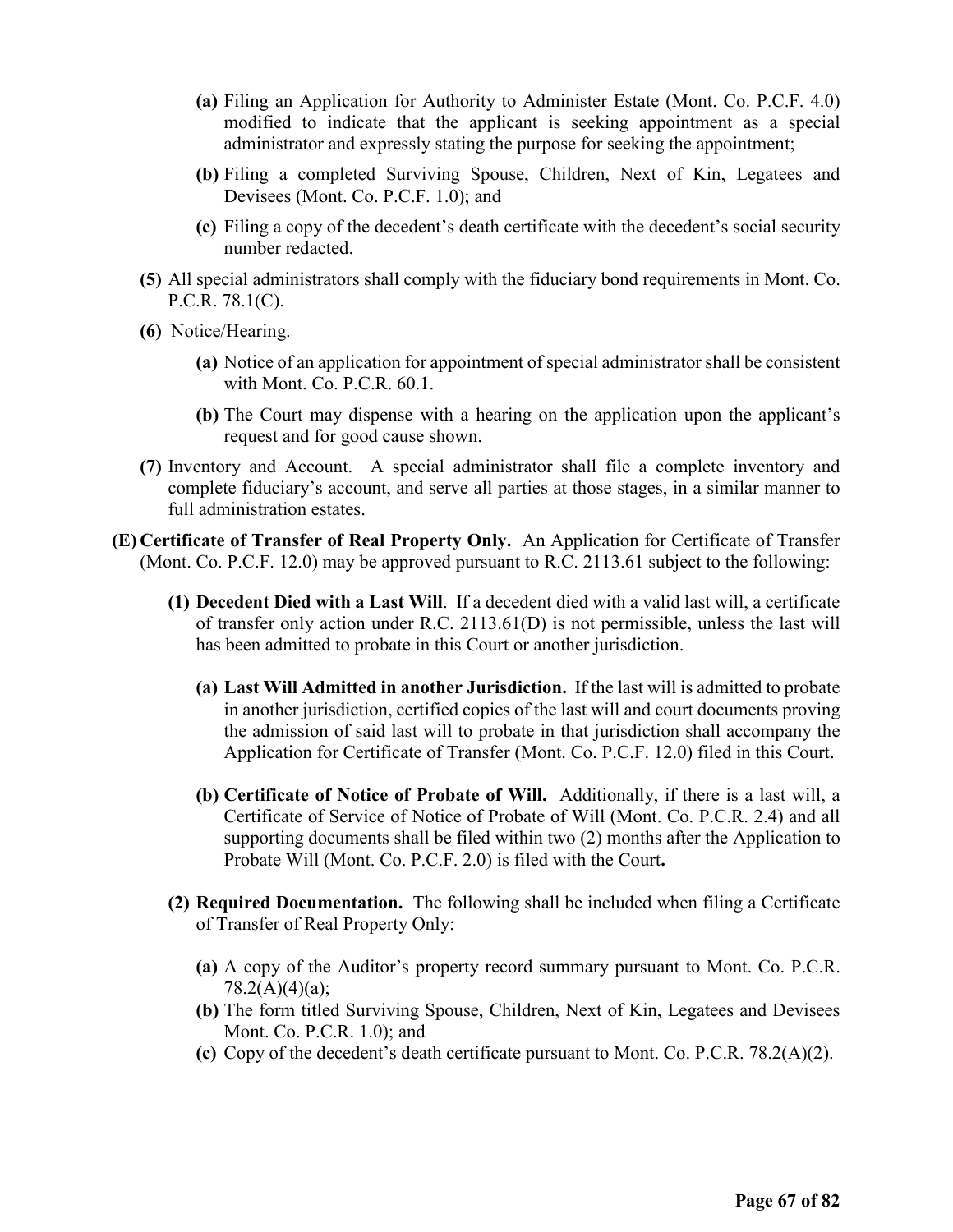- **(a)** Filing an Application for Authority to Administer Estate (Mont. Co. P.C.F. 4.0) modified to indicate that the applicant is seeking appointment as a special administrator and expressly stating the purpose for seeking the appointment;
- **(b)** Filing a completed Surviving Spouse, Children, Next of Kin, Legatees and Devisees (Mont. Co. P.C.F. 1.0); and
- **(c)** Filing a copy of the decedent's death certificate with the decedent's social security number redacted.

**(5)** All special administrators shall comply with the fiduciary bond requirements in Mont. Co. P.C.R. 78.1(C).

**(6)** Notice/Hearing.

- **(a)** Notice of an application for appointment of special administrator shall be consistent with Mont. Co. P.C.R. 60.1.
- **(b)** The Court may dispense with a hearing on the application upon the applicant's request and for good cause shown.

**(7)** Inventory and Account. A special administrator shall file a complete inventory and complete fiduciary's account, and serve all parties at those stages, in a similar manner to full administration estates.

**(E) Certificate of Transfer of Real Property Only.** An Application for Certificate of Transfer (Mont. Co. P.C.F. 12.0) may be approved pursuant to R.C. 2113.61 subject to the following:

**(1) Decedent Died with a Last Will**. If a decedent died with a valid last will, a certificate of transfer only action under R.C. 2113.61(D) is not permissible, unless the last will has been admitted to probate in this Court or another jurisdiction.

- **(a) Last Will Admitted in another Jurisdiction.** If the last will is admitted to probate in another jurisdiction, certified copies of the last will and court documents proving the admission of said last will to probate in that jurisdiction shall accompany the Application for Certificate of Transfer (Mont. Co. P.C.F. 12.0) filed in this Court.
- **(b) Certificate of Notice of Probate of Will.** Additionally, if there is a last will, a Certificate of Service of Notice of Probate of Will (Mont. Co. P.C.R. 2.4) and all supporting documents shall be filed within two (2) months after the Application to Probate Will (Mont. Co. P.C.F. 2.0) is filed with the Court**.**

**(2) Required Documentation.** The following shall be included when filing a Certificate of Transfer of Real Property Only:

- **(a)** A copy of the Auditor's property record summary pursuant to Mont. Co. P.C.R. 78.2(A)(4)(a);
- **(b)** The form titled Surviving Spouse, Children, Next of Kin, Legatees and Devisees Mont. Co. P.C.R. 1.0); and
- **(c)** Copy of the decedent's death certificate pursuant to Mont. Co. P.C.R. 78.2(A)(2).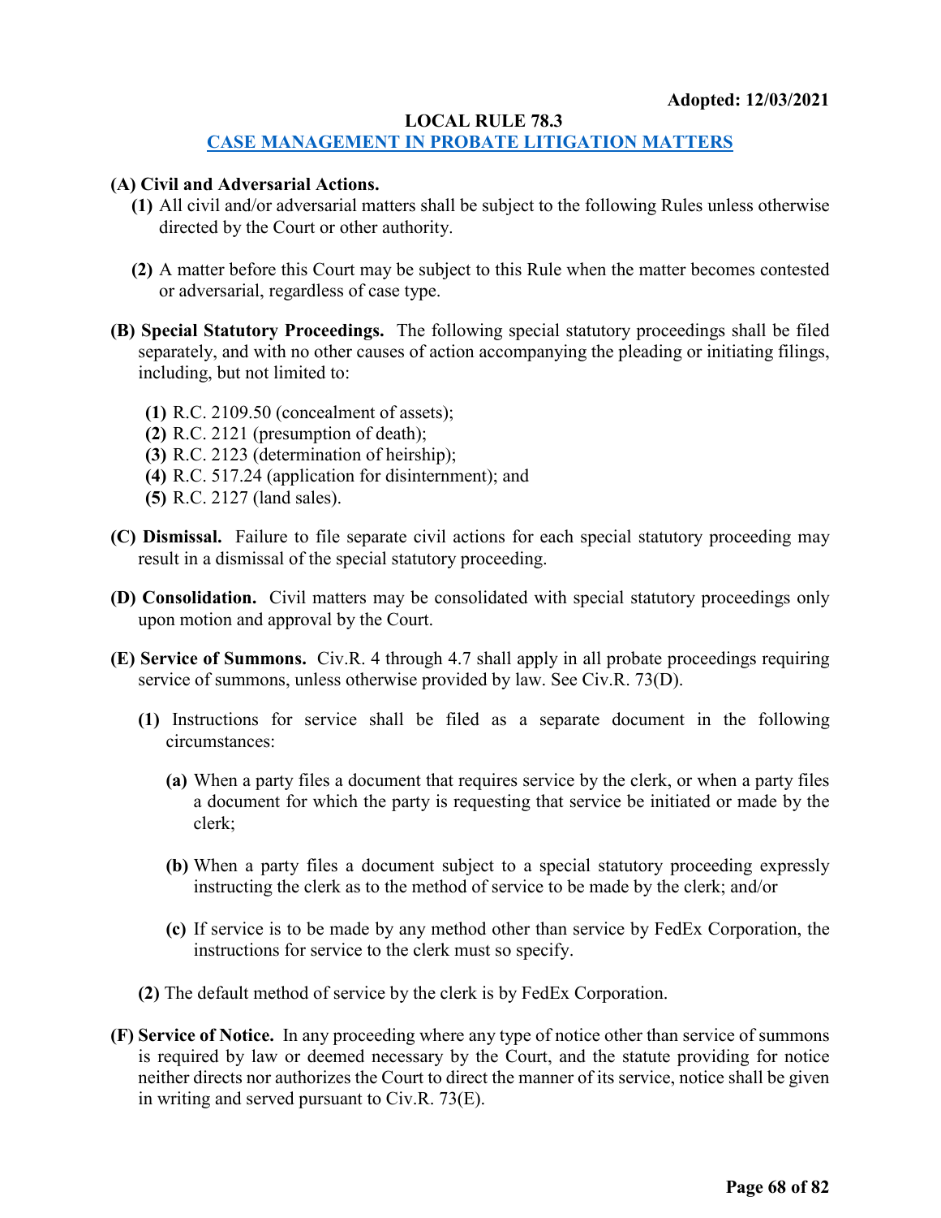**Adopted: 12/03/2021**

## LOCAL RULE 78.3

### CASE MANAGEMENT IN PROBATE LITIGATION MATTERS

**(A) Civil and Adversarial Actions.**

- **(1)** All civil and/or adversarial matters shall be subject to the following Rules unless otherwise directed by the Court or other authority.
- **(2)** A matter before this Court may be subject to this Rule when the matter becomes contested or adversarial, regardless of case type.

**(B) Special Statutory Proceedings.** The following special statutory proceedings shall be filed separately, and with no other causes of action accompanying the pleading or initiating filings, including, but not limited to:

- **(1)** R.C. 2109.50 (concealment of assets);
- **(2)** R.C. 2121 (presumption of death);
- **(3)** R.C. 2123 (determination of heirship);
- **(4)** R.C. 517.24 (application for disinternment); and
- **(5)** R.C. 2127 (land sales).

**(C) Dismissal.** Failure to file separate civil actions for each special statutory proceeding may result in a dismissal of the special statutory proceeding.

**(D) Consolidation.** Civil matters may be consolidated with special statutory proceedings only upon motion and approval by the Court.

**(E) Service of Summons.** Civ.R. 4 through 4.7 shall apply in all probate proceedings requiring service of summons, unless otherwise provided by law. See Civ.R. 73(D).

- **(1)** Instructions for service shall be filed as a separate document in the following circumstances:
  - **(a)** When a party files a document that requires service by the clerk, or when a party files a document for which the party is requesting that service be initiated or made by the clerk;
  - **(b)** When a party files a document subject to a special statutory proceeding expressly instructing the clerk as to the method of service to be made by the clerk; and/or
  - **(c)** If service is to be made by any method other than service by FedEx Corporation, the instructions for service to the clerk must so specify.
- **(2)** The default method of service by the clerk is by FedEx Corporation.

**(F) Service of Notice.** In any proceeding where any type of notice other than service of summons is required by law or deemed necessary by the Court, and the statute providing for notice neither directs nor authorizes the Court to direct the manner of its service, notice shall be given in writing and served pursuant to Civ.R. 73(E).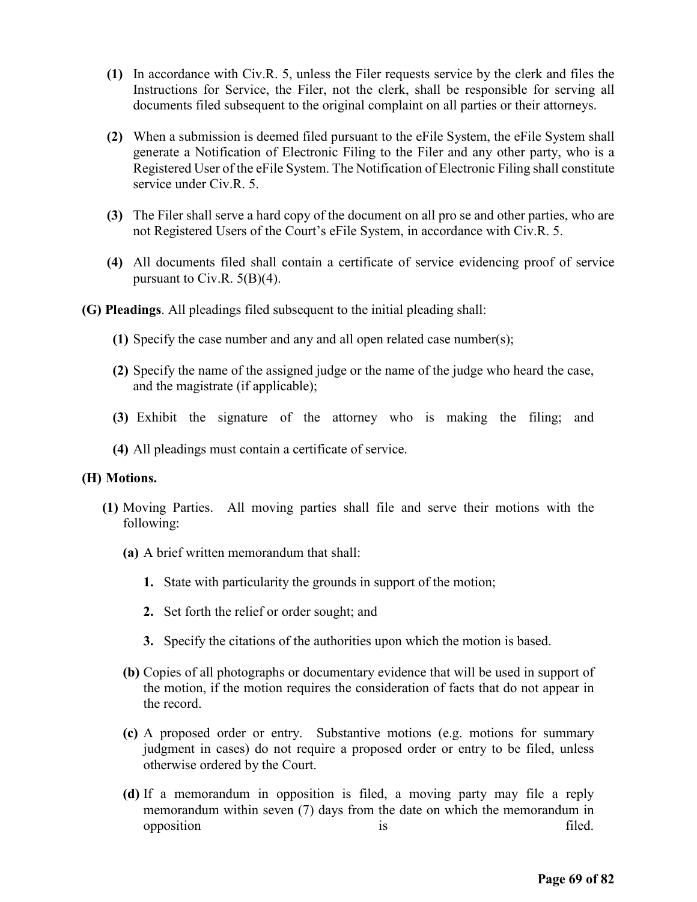(1) In accordance with Civ.R. 5, unless the Filer requests service by the clerk and files the Instructions for Service, the Filer, not the clerk, shall be responsible for serving all documents filed subsequent to the original complaint on all parties or their attorneys.

(2) When a submission is deemed filed pursuant to the eFile System, the eFile System shall generate a Notification of Electronic Filing to the Filer and any other party, who is a Registered User of the eFile System. The Notification of Electronic Filing shall constitute service under Civ.R. 5.

(3) The Filer shall serve a hard copy of the document on all pro se and other parties, who are not Registered Users of the Court's eFile System, in accordance with Civ.R. 5.

(4) All documents filed shall contain a certificate of service evidencing proof of service pursuant to Civ.R. 5(B)(4).

**(G) Pleadings**. All pleadings filed subsequent to the initial pleading shall:

(1) Specify the case number and any and all open related case number(s);

(2) Specify the name of the assigned judge or the name of the judge who heard the case, and the magistrate (if applicable);

(3) Exhibit the signature of the attorney who is making the filing; and

(4) All pleadings must contain a certificate of service.

**(H) Motions.**

(1) Moving Parties. All moving parties shall file and serve their motions with the following:

(a) A brief written memorandum that shall:

1. State with particularity the grounds in support of the motion;

2. Set forth the relief or order sought; and

3. Specify the citations of the authorities upon which the motion is based.

(b) Copies of all photographs or documentary evidence that will be used in support of the motion, if the motion requires the consideration of facts that do not appear in the record.

(c) A proposed order or entry. Substantive motions (e.g. motions for summary judgment in cases) do not require a proposed order or entry to be filed, unless otherwise ordered by the Court.

(d) If a memorandum in opposition is filed, a moving party may file a reply memorandum within seven (7) days from the date on which the memorandum in opposition is filed.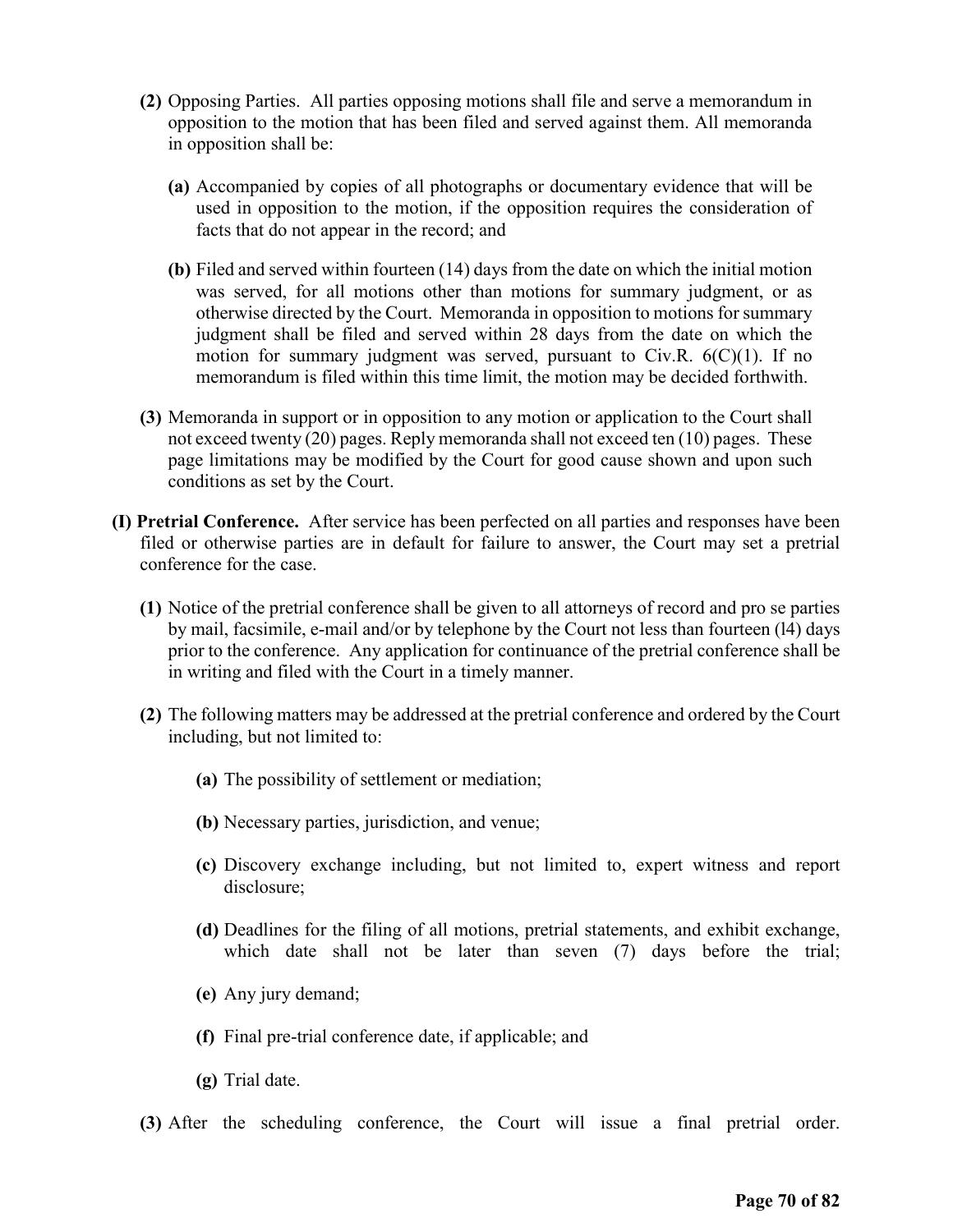**(2)** Opposing Parties. All parties opposing motions shall file and serve a memorandum in opposition to the motion that has been filed and served against them. All memoranda in opposition shall be:

**(a)** Accompanied by copies of all photographs or documentary evidence that will be used in opposition to the motion, if the opposition requires the consideration of facts that do not appear in the record; and

**(b)** Filed and served within fourteen (14) days from the date on which the initial motion was served, for all motions other than motions for summary judgment, or as otherwise directed by the Court. Memoranda in opposition to motions for summary judgment shall be filed and served within 28 days from the date on which the motion for summary judgment was served, pursuant to Civ.R. 6(C)(1). If no memorandum is filed within this time limit, the motion may be decided forthwith.

**(3)** Memoranda in support or in opposition to any motion or application to the Court shall not exceed twenty (20) pages. Reply memoranda shall not exceed ten (10) pages. These page limitations may be modified by the Court for good cause shown and upon such conditions as set by the Court.

**(I) Pretrial Conference.** After service has been perfected on all parties and responses have been filed or otherwise parties are in default for failure to answer, the Court may set a pretrial conference for the case.

**(1)** Notice of the pretrial conference shall be given to all attorneys of record and pro se parties by mail, facsimile, e-mail and/or by telephone by the Court not less than fourteen (l4) days prior to the conference. Any application for continuance of the pretrial conference shall be in writing and filed with the Court in a timely manner.

**(2)** The following matters may be addressed at the pretrial conference and ordered by the Court including, but not limited to:

**(a)** The possibility of settlement or mediation;

**(b)** Necessary parties, jurisdiction, and venue;

**(c)** Discovery exchange including, but not limited to, expert witness and report disclosure;

**(d)** Deadlines for the filing of all motions, pretrial statements, and exhibit exchange, which date shall not be later than seven (7) days before the trial;

**(e)** Any jury demand;

**(f)** Final pre-trial conference date, if applicable; and

**(g)** Trial date.

**(3)** After the scheduling conference, the Court will issue a final pretrial order.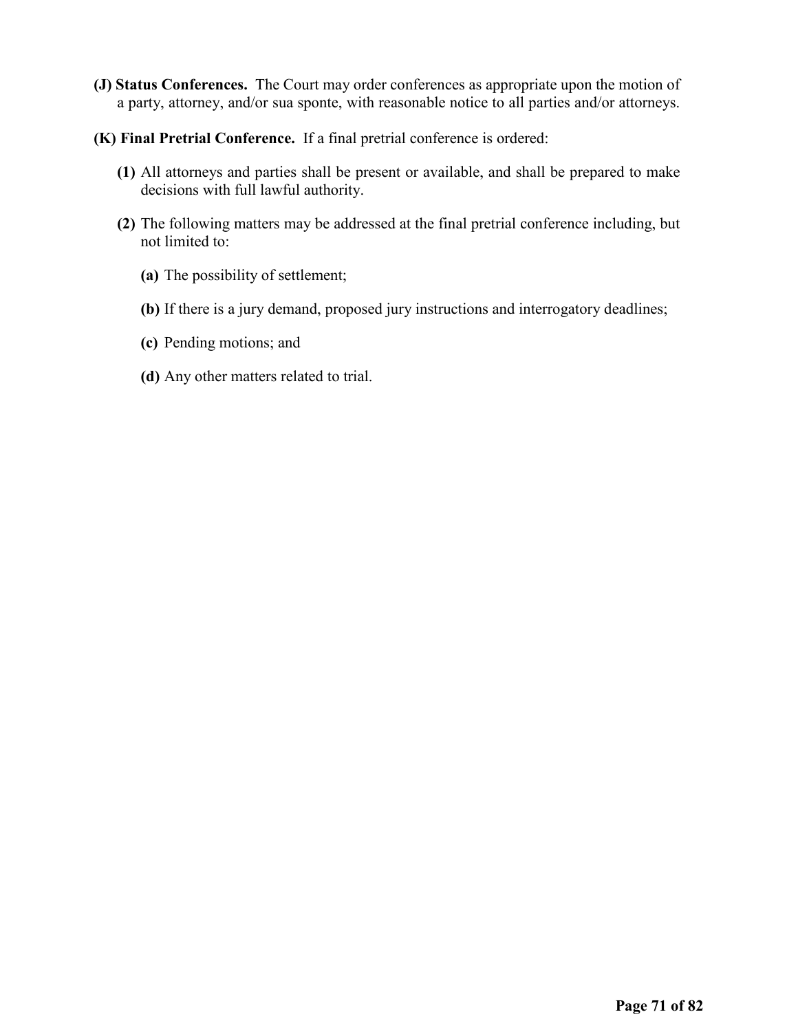**(J) Status Conferences.** The Court may order conferences as appropriate upon the motion of a party, attorney, and/or sua sponte, with reasonable notice to all parties and/or attorneys.

**(K) Final Pretrial Conference.** If a final pretrial conference is ordered:

**(1)** All attorneys and parties shall be present or available, and shall be prepared to make decisions with full lawful authority.

**(2)** The following matters may be addressed at the final pretrial conference including, but not limited to:

**(a)** The possibility of settlement;

**(b)** If there is a jury demand, proposed jury instructions and interrogatory deadlines;

**(c)** Pending motions; and

**(d)** Any other matters related to trial.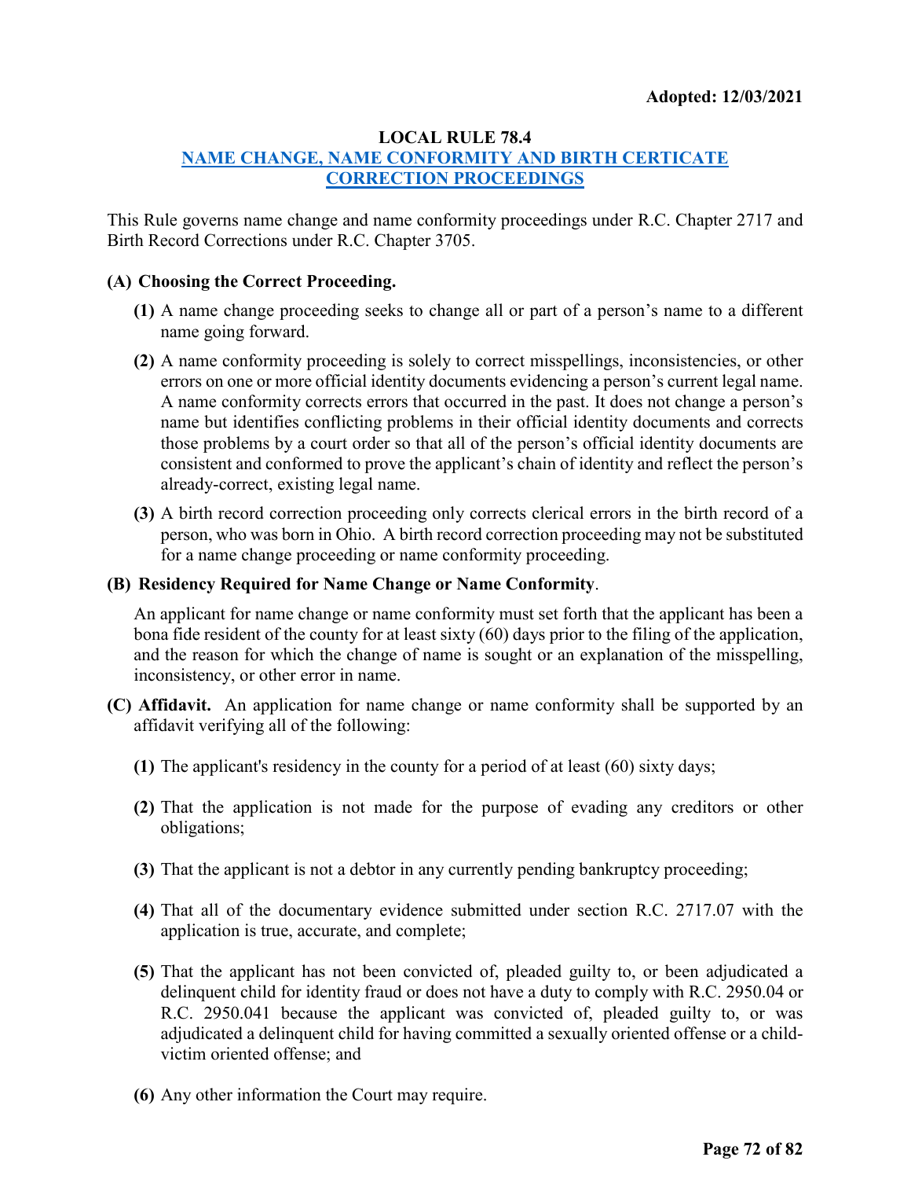**Adopted: 12/03/2021**

## LOCAL RULE 78.4
## NAME CHANGE, NAME CONFORMITY AND BIRTH CERTICATE CORRECTION PROCEEDINGS

This Rule governs name change and name conformity proceedings under R.C. Chapter 2717 and Birth Record Corrections under R.C. Chapter 3705.

**(A) Choosing the Correct Proceeding.**

**(1)** A name change proceeding seeks to change all or part of a person's name to a different name going forward.

**(2)** A name conformity proceeding is solely to correct misspellings, inconsistencies, or other errors on one or more official identity documents evidencing a person's current legal name. A name conformity corrects errors that occurred in the past. It does not change a person's name but identifies conflicting problems in their official identity documents and corrects those problems by a court order so that all of the person's official identity documents are consistent and conformed to prove the applicant's chain of identity and reflect the person's already-correct, existing legal name.

**(3)** A birth record correction proceeding only corrects clerical errors in the birth record of a person, who was born in Ohio. A birth record correction proceeding may not be substituted for a name change proceeding or name conformity proceeding.

**(B) Residency Required for Name Change or Name Conformity**.

An applicant for name change or name conformity must set forth that the applicant has been a bona fide resident of the county for at least sixty (60) days prior to the filing of the application, and the reason for which the change of name is sought or an explanation of the misspelling, inconsistency, or other error in name.

**(C) Affidavit.** An application for name change or name conformity shall be supported by an affidavit verifying all of the following:

**(1)** The applicant's residency in the county for a period of at least (60) sixty days;

**(2)** That the application is not made for the purpose of evading any creditors or other obligations;

**(3)** That the applicant is not a debtor in any currently pending bankruptcy proceeding;

**(4)** That all of the documentary evidence submitted under section R.C. 2717.07 with the application is true, accurate, and complete;

**(5)** That the applicant has not been convicted of, pleaded guilty to, or been adjudicated a delinquent child for identity fraud or does not have a duty to comply with R.C. 2950.04 or R.C. 2950.041 because the applicant was convicted of, pleaded guilty to, or was adjudicated a delinquent child for having committed a sexually oriented offense or a child-victim oriented offense; and

**(6)** Any other information the Court may require.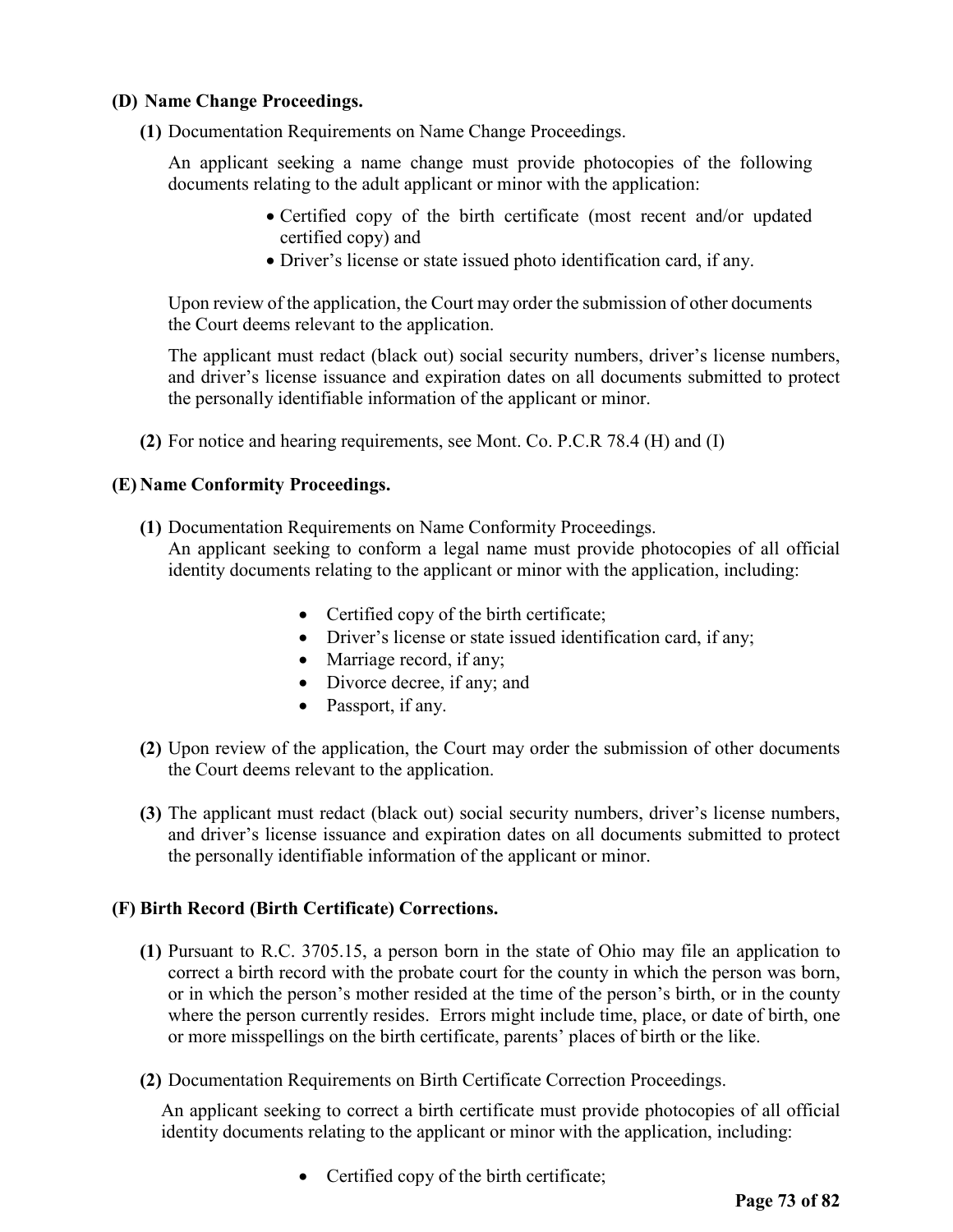**(D) Name Change Proceedings.**

**(1)** Documentation Requirements on Name Change Proceedings.

An applicant seeking a name change must provide photocopies of the following documents relating to the adult applicant or minor with the application:

- Certified copy of the birth certificate (most recent and/or updated certified copy) and
- Driver's license or state issued photo identification card, if any.

Upon review of the application, the Court may order the submission of other documents the Court deems relevant to the application.

The applicant must redact (black out) social security numbers, driver's license numbers, and driver's license issuance and expiration dates on all documents submitted to protect the personally identifiable information of the applicant or minor.

**(2)** For notice and hearing requirements, see Mont. Co. P.C.R 78.4 (H) and (I)

**(E) Name Conformity Proceedings.**

**(1)** Documentation Requirements on Name Conformity Proceedings.
An applicant seeking to conform a legal name must provide photocopies of all official identity documents relating to the applicant or minor with the application, including:

- Certified copy of the birth certificate;
- Driver's license or state issued identification card, if any;
- Marriage record, if any;
- Divorce decree, if any; and
- Passport, if any.

**(2)** Upon review of the application, the Court may order the submission of other documents the Court deems relevant to the application.

**(3)** The applicant must redact (black out) social security numbers, driver's license numbers, and driver's license issuance and expiration dates on all documents submitted to protect the personally identifiable information of the applicant or minor.

**(F) Birth Record (Birth Certificate) Corrections.**

**(1)** Pursuant to R.C. 3705.15, a person born in the state of Ohio may file an application to correct a birth record with the probate court for the county in which the person was born, or in which the person's mother resided at the time of the person's birth, or in the county where the person currently resides. Errors might include time, place, or date of birth, one or more misspellings on the birth certificate, parents' places of birth or the like.

**(2)** Documentation Requirements on Birth Certificate Correction Proceedings.

An applicant seeking to correct a birth certificate must provide photocopies of all official identity documents relating to the applicant or minor with the application, including:

- Certified copy of the birth certificate;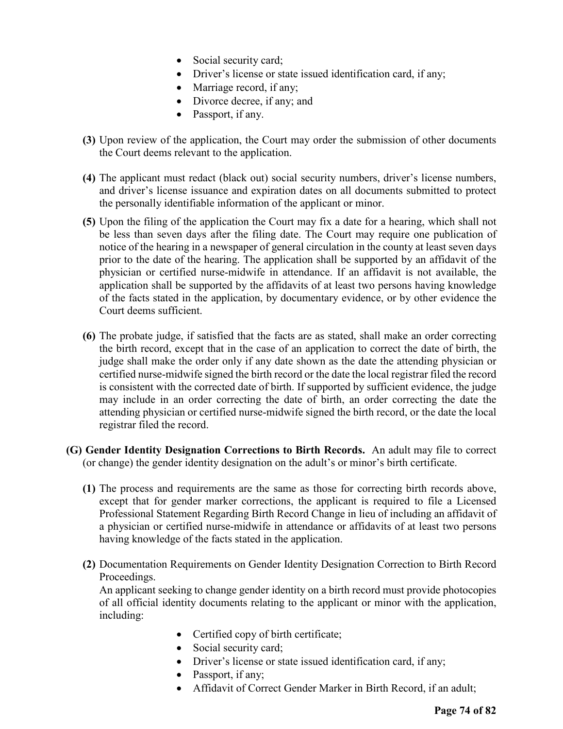- Social security card;
- Driver's license or state issued identification card, if any;
- Marriage record, if any;
- Divorce decree, if any; and
- Passport, if any.

**(3)** Upon review of the application, the Court may order the submission of other documents the Court deems relevant to the application.

**(4)** The applicant must redact (black out) social security numbers, driver's license numbers, and driver's license issuance and expiration dates on all documents submitted to protect the personally identifiable information of the applicant or minor.

**(5)** Upon the filing of the application the Court may fix a date for a hearing, which shall not be less than seven days after the filing date. The Court may require one publication of notice of the hearing in a newspaper of general circulation in the county at least seven days prior to the date of the hearing. The application shall be supported by an affidavit of the physician or certified nurse-midwife in attendance. If an affidavit is not available, the application shall be supported by the affidavits of at least two persons having knowledge of the facts stated in the application, by documentary evidence, or by other evidence the Court deems sufficient.

**(6)** The probate judge, if satisfied that the facts are as stated, shall make an order correcting the birth record, except that in the case of an application to correct the date of birth, the judge shall make the order only if any date shown as the date the attending physician or certified nurse-midwife signed the birth record or the date the local registrar filed the record is consistent with the corrected date of birth. If supported by sufficient evidence, the judge may include in an order correcting the date of birth, an order correcting the date the attending physician or certified nurse-midwife signed the birth record, or the date the local registrar filed the record.

**(G) Gender Identity Designation Corrections to Birth Records.** An adult may file to correct (or change) the gender identity designation on the adult's or minor's birth certificate.

**(1)** The process and requirements are the same as those for correcting birth records above, except that for gender marker corrections, the applicant is required to file a Licensed Professional Statement Regarding Birth Record Change in lieu of including an affidavit of a physician or certified nurse-midwife in attendance or affidavits of at least two persons having knowledge of the facts stated in the application.

**(2)** Documentation Requirements on Gender Identity Designation Correction to Birth Record Proceedings.
An applicant seeking to change gender identity on a birth record must provide photocopies of all official identity documents relating to the applicant or minor with the application, including:

- Certified copy of birth certificate;
- Social security card;
- Driver's license or state issued identification card, if any;
- Passport, if any;
- Affidavit of Correct Gender Marker in Birth Record, if an adult;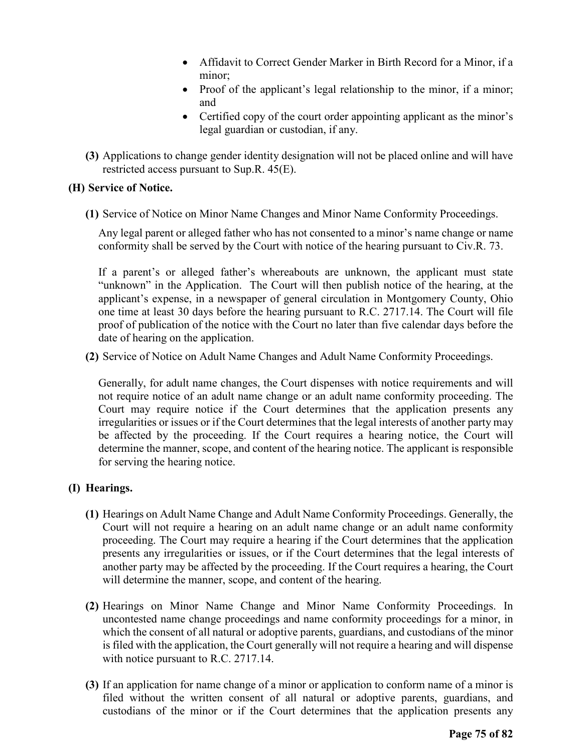- Affidavit to Correct Gender Marker in Birth Record for a Minor, if a minor;
- Proof of the applicant's legal relationship to the minor, if a minor; and
- Certified copy of the court order appointing applicant as the minor's legal guardian or custodian, if any.

**(3)** Applications to change gender identity designation will not be placed online and will have restricted access pursuant to Sup.R. 45(E).

**(H) Service of Notice.**

**(1)** Service of Notice on Minor Name Changes and Minor Name Conformity Proceedings.

Any legal parent or alleged father who has not consented to a minor's name change or name conformity shall be served by the Court with notice of the hearing pursuant to Civ.R. 73.

If a parent's or alleged father's whereabouts are unknown, the applicant must state "unknown" in the Application. The Court will then publish notice of the hearing, at the applicant's expense, in a newspaper of general circulation in Montgomery County, Ohio one time at least 30 days before the hearing pursuant to R.C. 2717.14. The Court will file proof of publication of the notice with the Court no later than five calendar days before the date of hearing on the application.

**(2)** Service of Notice on Adult Name Changes and Adult Name Conformity Proceedings.

Generally, for adult name changes, the Court dispenses with notice requirements and will not require notice of an adult name change or an adult name conformity proceeding. The Court may require notice if the Court determines that the application presents any irregularities or issues or if the Court determines that the legal interests of another party may be affected by the proceeding. If the Court requires a hearing notice, the Court will determine the manner, scope, and content of the hearing notice. The applicant is responsible for serving the hearing notice.

**(I) Hearings.**

**(1)** Hearings on Adult Name Change and Adult Name Conformity Proceedings. Generally, the Court will not require a hearing on an adult name change or an adult name conformity proceeding. The Court may require a hearing if the Court determines that the application presents any irregularities or issues, or if the Court determines that the legal interests of another party may be affected by the proceeding. If the Court requires a hearing, the Court will determine the manner, scope, and content of the hearing.

**(2)** Hearings on Minor Name Change and Minor Name Conformity Proceedings. In uncontested name change proceedings and name conformity proceedings for a minor, in which the consent of all natural or adoptive parents, guardians, and custodians of the minor is filed with the application, the Court generally will not require a hearing and will dispense with notice pursuant to R.C. 2717.14.

**(3)** If an application for name change of a minor or application to conform name of a minor is filed without the written consent of all natural or adoptive parents, guardians, and custodians of the minor or if the Court determines that the application presents any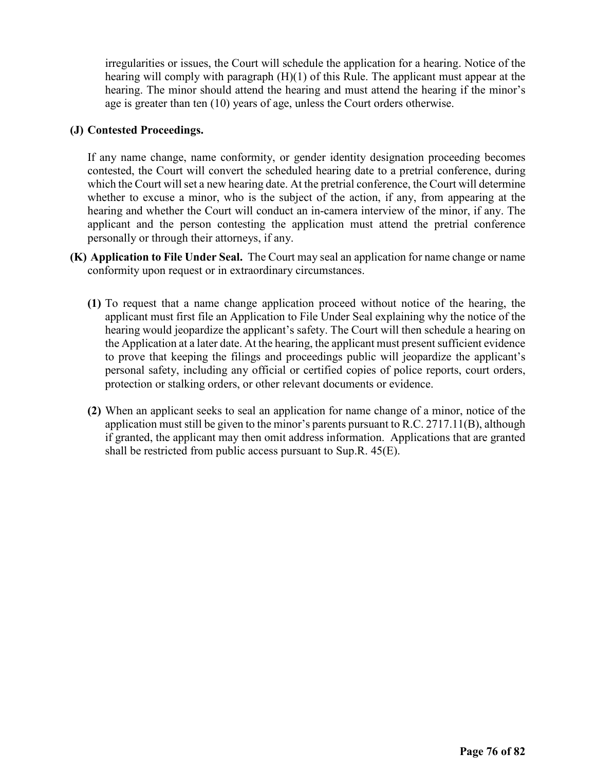irregularities or issues, the Court will schedule the application for a hearing. Notice of the hearing will comply with paragraph (H)(1) of this Rule. The applicant must appear at the hearing. The minor should attend the hearing and must attend the hearing if the minor's age is greater than ten (10) years of age, unless the Court orders otherwise.

**(J) Contested Proceedings.**

If any name change, name conformity, or gender identity designation proceeding becomes contested, the Court will convert the scheduled hearing date to a pretrial conference, during which the Court will set a new hearing date. At the pretrial conference, the Court will determine whether to excuse a minor, who is the subject of the action, if any, from appearing at the hearing and whether the Court will conduct an in-camera interview of the minor, if any. The applicant and the person contesting the application must attend the pretrial conference personally or through their attorneys, if any.

**(K) Application to File Under Seal.** The Court may seal an application for name change or name conformity upon request or in extraordinary circumstances.

**(1)** To request that a name change application proceed without notice of the hearing, the applicant must first file an Application to File Under Seal explaining why the notice of the hearing would jeopardize the applicant's safety. The Court will then schedule a hearing on the Application at a later date. At the hearing, the applicant must present sufficient evidence to prove that keeping the filings and proceedings public will jeopardize the applicant's personal safety, including any official or certified copies of police reports, court orders, protection or stalking orders, or other relevant documents or evidence.

**(2)** When an applicant seeks to seal an application for name change of a minor, notice of the application must still be given to the minor's parents pursuant to R.C. 2717.11(B), although if granted, the applicant may then omit address information. Applications that are granted shall be restricted from public access pursuant to Sup.R. 45(E).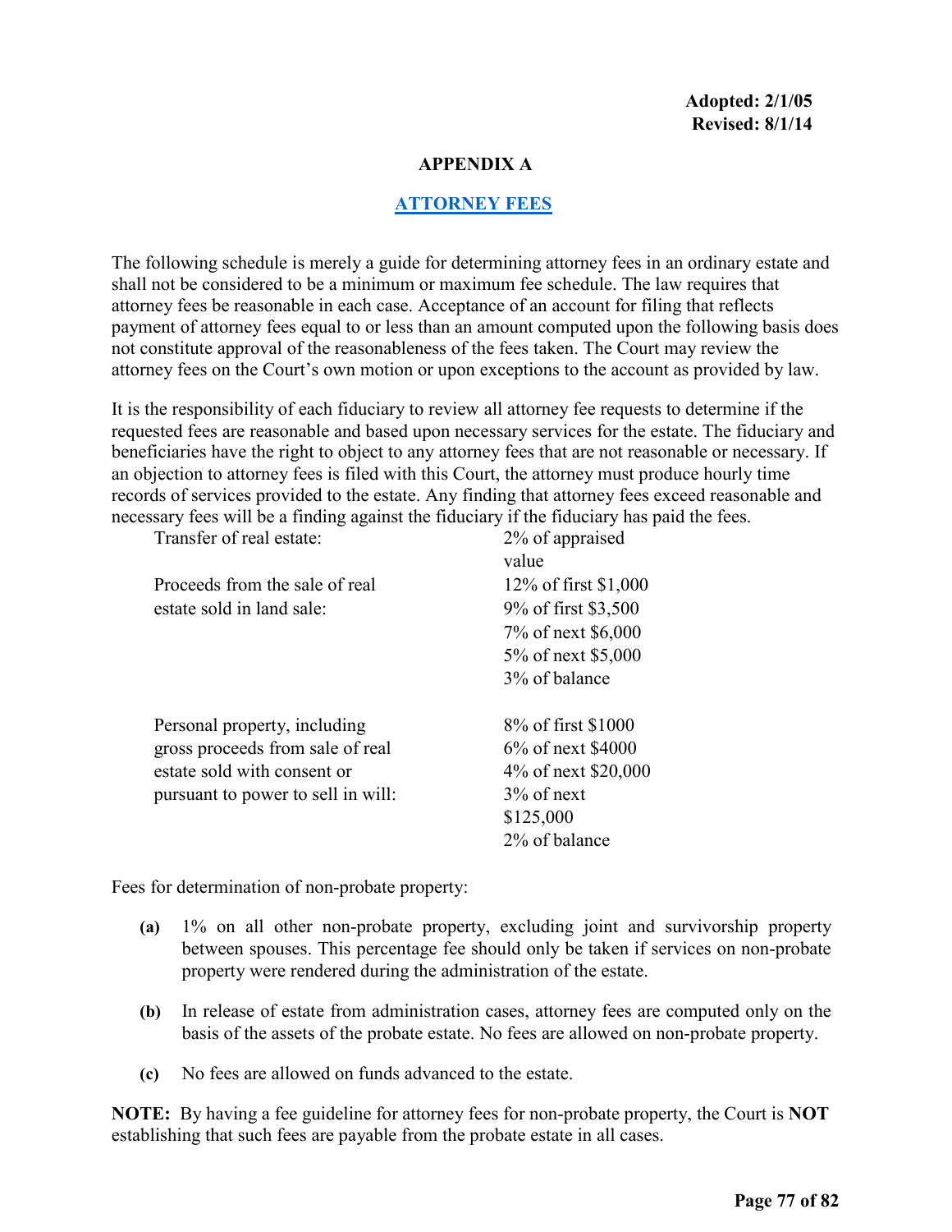**Adopted: 2/1/05**
**Revised: 8/1/14**

## APPENDIX A

## ATTORNEY FEES

The following schedule is merely a guide for determining attorney fees in an ordinary estate and shall not be considered to be a minimum or maximum fee schedule. The law requires that attorney fees be reasonable in each case. Acceptance of an account for filing that reflects payment of attorney fees equal to or less than an amount computed upon the following basis does not constitute approval of the reasonableness of the fees taken. The Court may review the attorney fees on the Court's own motion or upon exceptions to the account as provided by law.

It is the responsibility of each fiduciary to review all attorney fee requests to determine if the requested fees are reasonable and based upon necessary services for the estate. The fiduciary and beneficiaries have the right to object to any attorney fees that are not reasonable or necessary. If an objection to attorney fees is filed with this Court, the attorney must produce hourly time records of services provided to the estate. Any finding that attorney fees exceed reasonable and necessary fees will be a finding against the fiduciary if the fiduciary has paid the fees.

| | |
|---|---|
| Transfer of real estate: | 2% of appraised value |
| Proceeds from the sale of real estate sold in land sale: | 12% of first $1,000<br>9% of first $3,500<br>7% of next $6,000<br>5% of next $5,000<br>3% of balance |
| Personal property, including gross proceeds from sale of real estate sold with consent or pursuant to power to sell in will: | 8% of first $1000<br>6% of next $4000<br>4% of next $20,000<br>3% of next $125,000<br>2% of balance |

Fees for determination of non-probate property:

**(a)** 1% on all other non-probate property, excluding joint and survivorship property between spouses. This percentage fee should only be taken if services on non-probate property were rendered during the administration of the estate.

**(b)** In release of estate from administration cases, attorney fees are computed only on the basis of the assets of the probate estate. No fees are allowed on non-probate property.

**(c)** No fees are allowed on funds advanced to the estate.

**NOTE:** By having a fee guideline for attorney fees for non-probate property, the Court is **NOT** establishing that such fees are payable from the probate estate in all cases.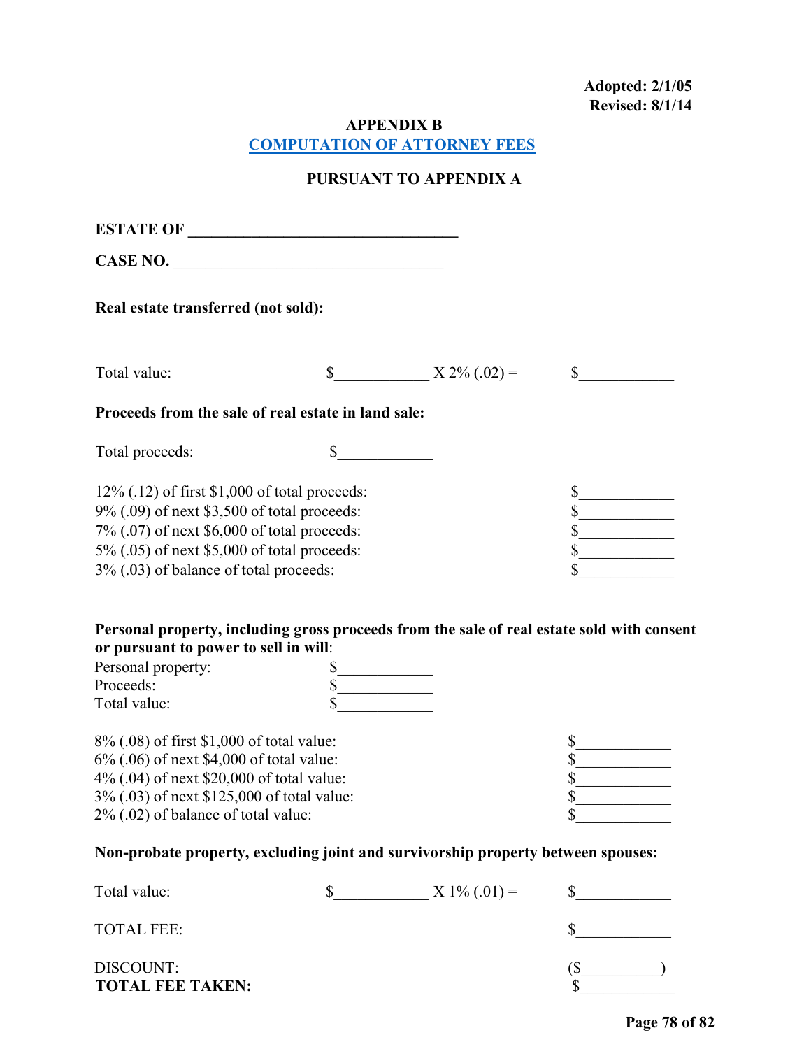**Adopted: 2/1/05**
**Revised: 8/1/14**

## APPENDIX B

## COMPUTATION OF ATTORNEY FEES

### PURSUANT TO APPENDIX A

**ESTATE OF ___________________________________**

**CASE NO.** ___________________________________

**Real estate transferred (not sold):**

Total value: $____________ X 2% (.02) = $____________

**Proceeds from the sale of real estate in land sale:**

Total proceeds: $____________

| | |
|---|---|
| 12% (.12) of first $1,000 of total proceeds: | $____________ |
| 9% (.09) of next $3,500 of total proceeds: | $____________ |
| 7% (.07) of next $6,000 of total proceeds: | $____________ |
| 5% (.05) of next $5,000 of total proceeds: | $____________ |
| 3% (.03) of balance of total proceeds: | $____________ |

**Personal property, including gross proceeds from the sale of real estate sold with consent or pursuant to power to sell in will**:

Personal property: $____________
Proceeds: $____________
Total value: $____________

| | |
|---|---|
| 8% (.08) of first $1,000 of total value: | $____________ |
| 6% (.06) of next $4,000 of total value: | $____________ |
| 4% (.04) of next $20,000 of total value: | $____________ |
| 3% (.03) of next $125,000 of total value: | $____________ |
| 2% (.02) of balance of total value: | $____________ |

**Non-probate property, excluding joint and survivorship property between spouses:**

Total value: $____________ X 1% (.01) = $____________

TOTAL FEE: $____________

DISCOUNT: ($__________)
**TOTAL FEE TAKEN:** $____________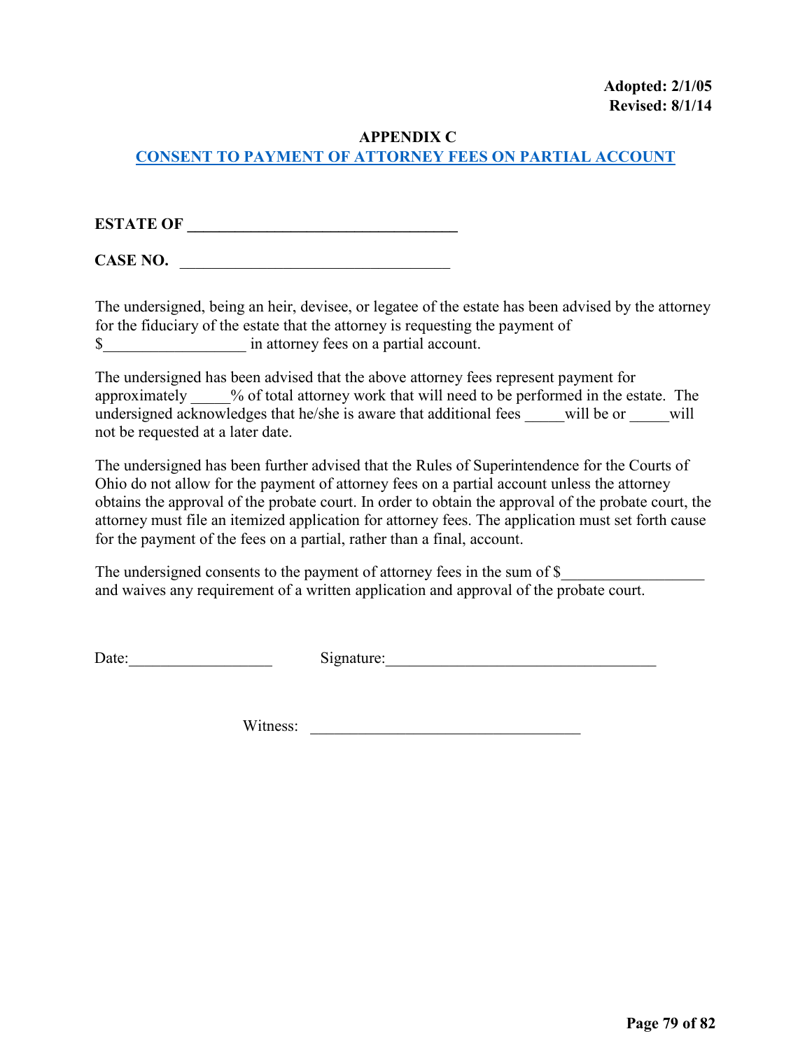**Adopted: 2/1/05**
**Revised: 8/1/14**

## APPENDIX C

## CONSENT TO PAYMENT OF ATTORNEY FEES ON PARTIAL ACCOUNT

**ESTATE OF ________________________________**

**CASE NO.** ________________________________

The undersigned, being an heir, devisee, or legatee of the estate has been advised by the attorney for the fiduciary of the estate that the attorney is requesting the payment of $__________________ in attorney fees on a partial account.

The undersigned has been advised that the above attorney fees represent payment for approximately _____% of total attorney work that will need to be performed in the estate. The undersigned acknowledges that he/she is aware that additional fees _____will be or _____will not be requested at a later date.

The undersigned has been further advised that the Rules of Superintendence for the Courts of Ohio do not allow for the payment of attorney fees on a partial account unless the attorney obtains the approval of the probate court. In order to obtain the approval of the probate court, the attorney must file an itemized application for attorney fees. The application must set forth cause for the payment of the fees on a partial, rather than a final, account.

The undersigned consents to the payment of attorney fees in the sum of $__________________ and waives any requirement of a written application and approval of the probate court.

Date:__________________ Signature:__________________________________

Witness: __________________________________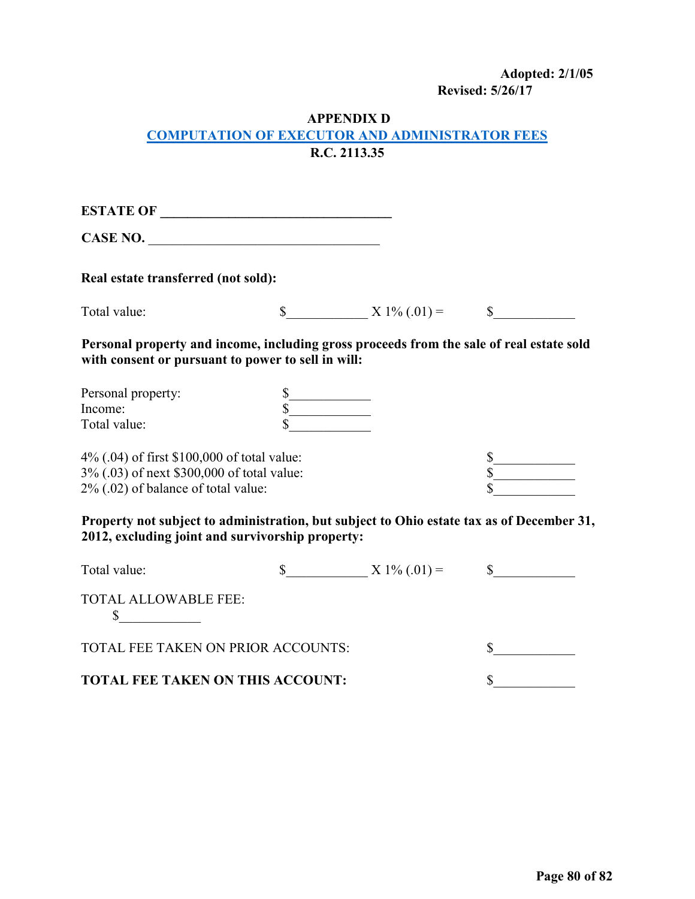**Adopted: 2/1/05**
**Revised: 5/26/17**

# APPENDIX D
## COMPUTATION OF EXECUTOR AND ADMINISTRATOR FEES
### R.C. 2113.35

**ESTATE OF ___________________________________**

**CASE NO.** ___________________________________

**Real estate transferred (not sold):**

Total value: $____________ X 1% (.01) = $____________

**Personal property and income, including gross proceeds from the sale of real estate sold with consent or pursuant to power to sell in will:**

Personal property: $____________
Income: $____________
Total value: $____________

4% (.04) of first $100,000 of total value: $____________
3% (.03) of next $300,000 of total value: $____________
2% (.02) of balance of total value: $____________

**Property not subject to administration, but subject to Ohio estate tax as of December 31, 2012, excluding joint and survivorship property:**

Total value: $____________ X 1% (.01) = $____________

TOTAL ALLOWABLE FEE:
$____________

TOTAL FEE TAKEN ON PRIOR ACCOUNTS: $____________

**TOTAL FEE TAKEN ON THIS ACCOUNT:** $____________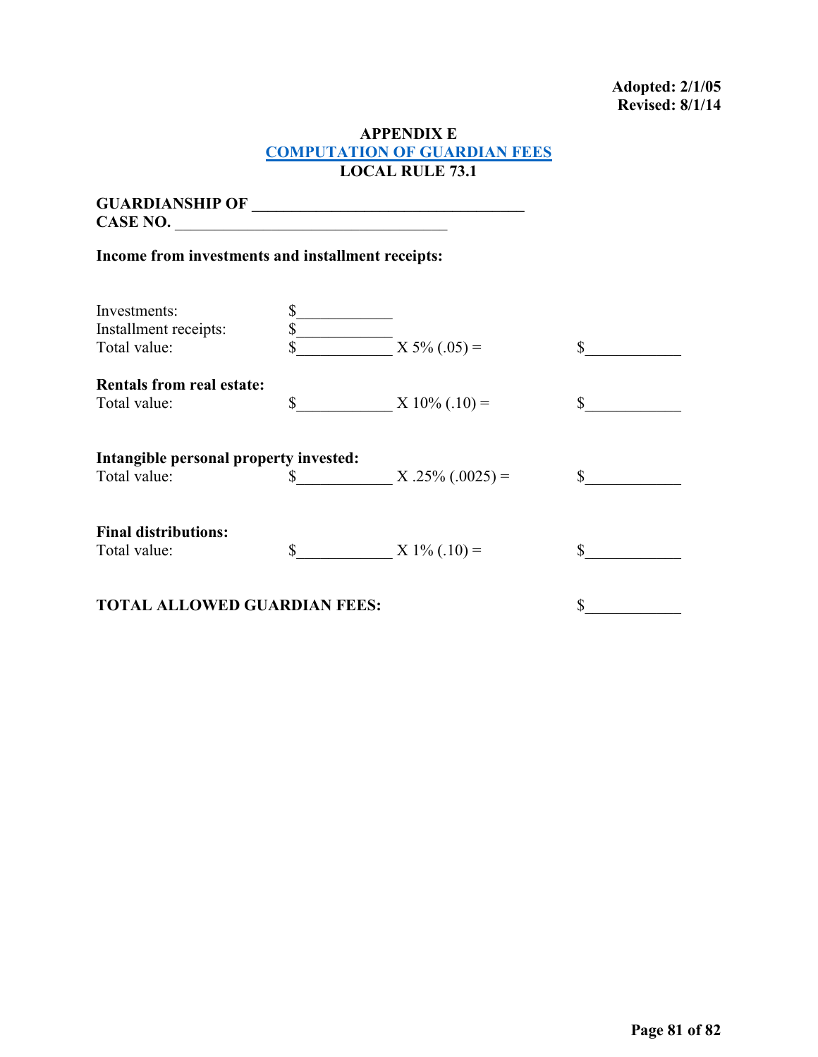**Adopted: 2/1/05**
**Revised: 8/1/14**

# APPENDIX E
## COMPUTATION OF GUARDIAN FEES
## LOCAL RULE 73.1

**GUARDIANSHIP OF** ___________________________________
**CASE NO.** ___________________________________

**Income from investments and installment receipts:**

Investments: $____________
Installment receipts: $____________
Total value: $____________ X 5% (.05) = $____________

**Rentals from real estate:**
Total value: $____________ X 10% (.10) = $____________

**Intangible personal property invested:**
Total value: $____________ X .25% (.0025) = $____________

**Final distributions:**
Total value: $____________ X 1% (.10) = $____________

**TOTAL ALLOWED GUARDIAN FEES:** $____________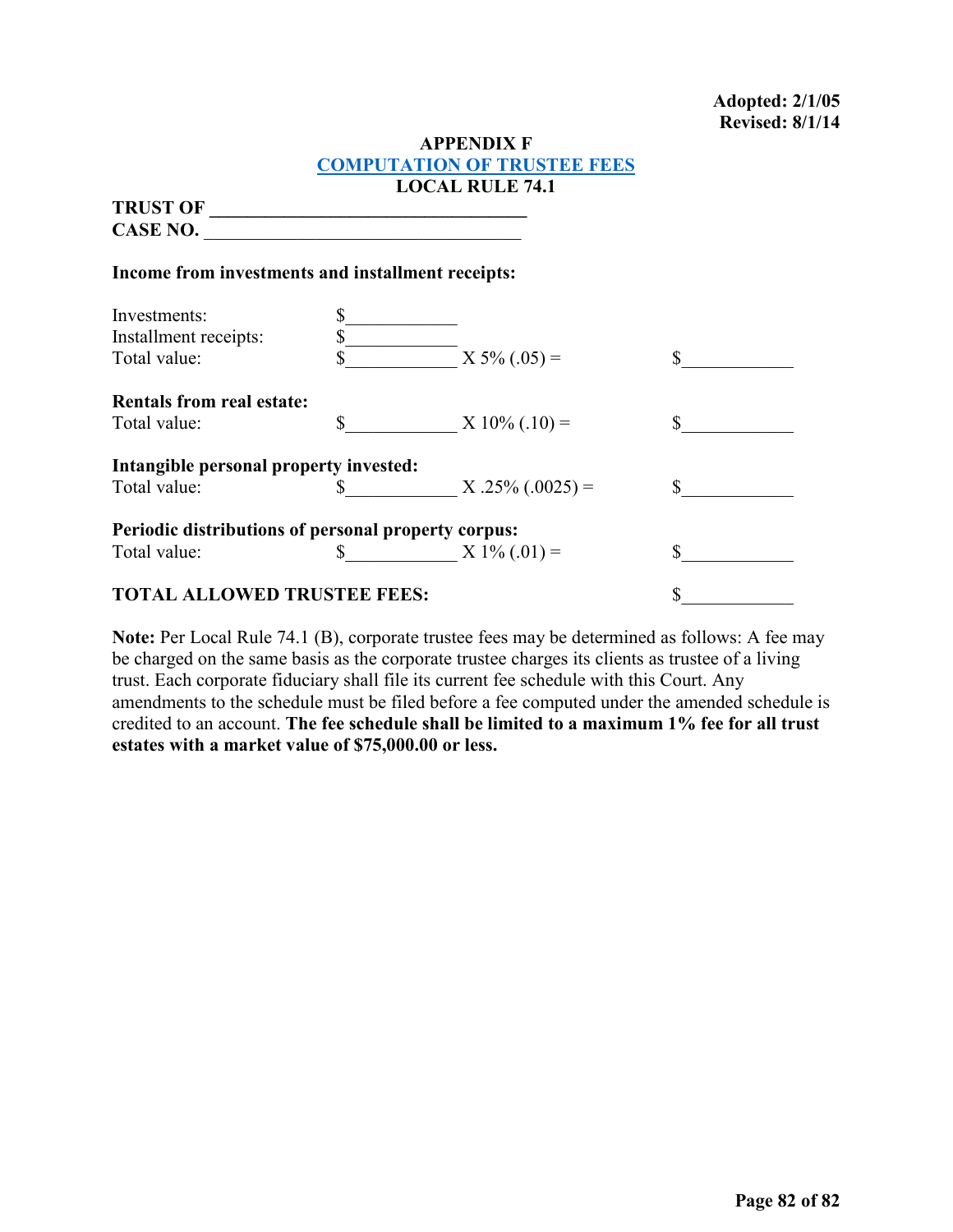**Adopted: 2/1/05**
**Revised: 8/1/14**

# APPENDIX F
## COMPUTATION OF TRUSTEE FEES
## LOCAL RULE 74.1

**TRUST OF \_\_\_\_\_\_\_\_\_\_\_\_\_\_\_\_\_\_\_\_\_\_\_\_\_\_\_\_\_\_\_\_\_\_**
**CASE NO. \_\_\_\_\_\_\_\_\_\_\_\_\_\_\_\_\_\_\_\_\_\_\_\_\_\_\_\_\_\_\_\_\_\_**

**Income from investments and installment receipts:**

| | | | |
|---|---|---|---|
| Investments: | $\_\_\_\_\_\_\_\_\_\_\_\_ | | |
| Installment receipts: | $\_\_\_\_\_\_\_\_\_\_\_\_ | | |
| Total value: | $\_\_\_\_\_\_\_\_\_\_\_\_ | X 5% (.05) = | $\_\_\_\_\_\_\_\_\_\_\_\_ |

**Rentals from real estate:**

| | | | |
|---|---|---|---|
| Total value: | $\_\_\_\_\_\_\_\_\_\_\_\_ | X 10% (.10) = | $\_\_\_\_\_\_\_\_\_\_\_\_ |

**Intangible personal property invested:**

| | | | |
|---|---|---|---|
| Total value: | $\_\_\_\_\_\_\_\_\_\_\_\_ | X .25% (.0025) = | $\_\_\_\_\_\_\_\_\_\_\_\_ |

**Periodic distributions of personal property corpus:**

| | | | |
|---|---|---|---|
| Total value: | $\_\_\_\_\_\_\_\_\_\_\_\_ | X 1% (.01) = | $\_\_\_\_\_\_\_\_\_\_\_\_ |

**TOTAL ALLOWED TRUSTEE FEES:** $\_\_\_\_\_\_\_\_\_\_\_\_

**Note:** Per Local Rule 74.1 (B), corporate trustee fees may be determined as follows: A fee may be charged on the same basis as the corporate trustee charges its clients as trustee of a living trust. Each corporate fiduciary shall file its current fee schedule with this Court. Any amendments to the schedule must be filed before a fee computed under the amended schedule is credited to an account. **The fee schedule shall be limited to a maximum 1% fee for all trust estates with a market value of $75,000.00 or less.**